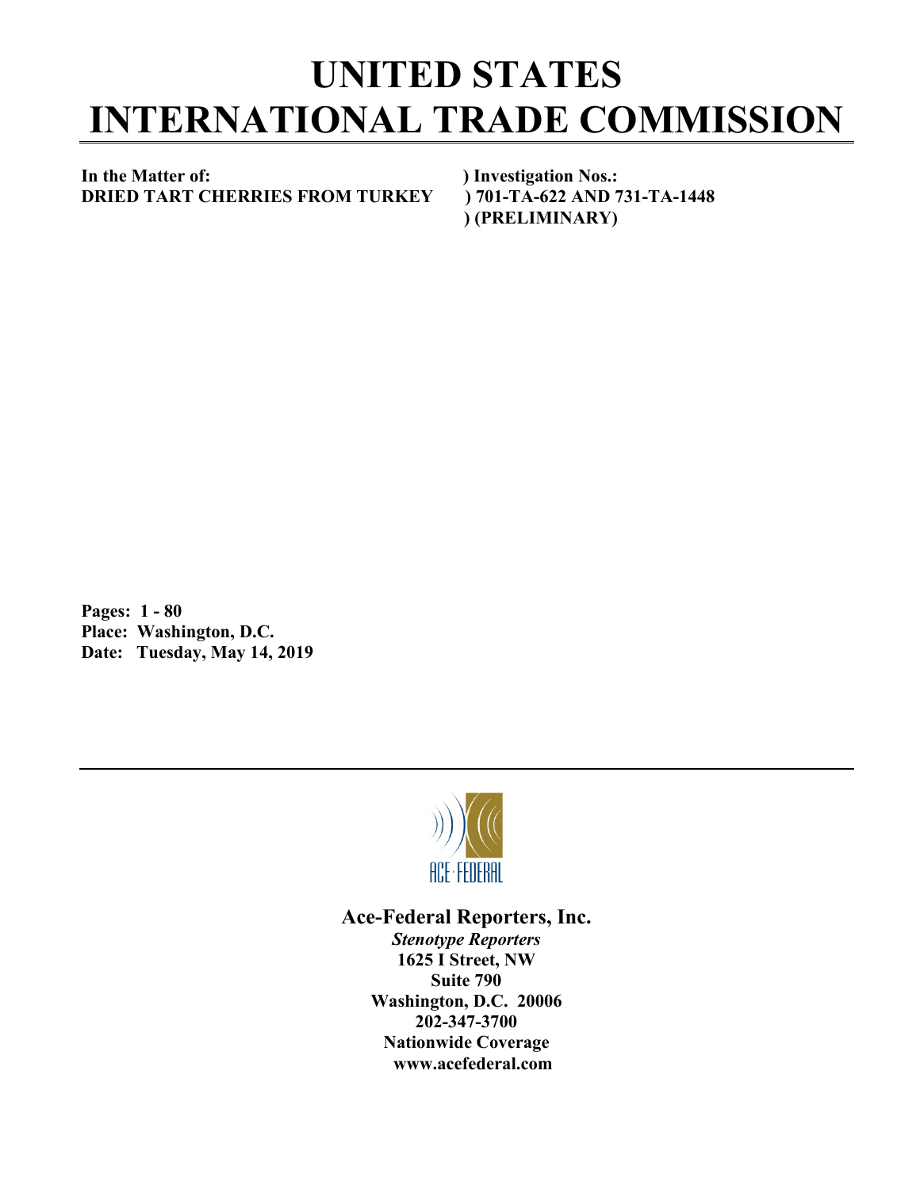# UNITED STATES
# INTERNATIONAL TRADE COMMISSION

**In the Matter of:** ) **Investigation Nos.:**
**DRIED TART CHERRIES FROM TURKEY** ) **701-TA-622 AND 731-TA-1448**
) **(PRELIMINARY)**

**Pages: 1 - 80**
**Place: Washington, D.C.**
**Date: Tuesday, May 14, 2019**

ACE·FEDERAL

**Ace-Federal Reporters, Inc.**
***Stenotype Reporters***
**1625 I Street, NW**
**Suite 790**
**Washington, D.C. 20006**
**202-347-3700**
**Nationwide Coverage**
**www.acefederal.com**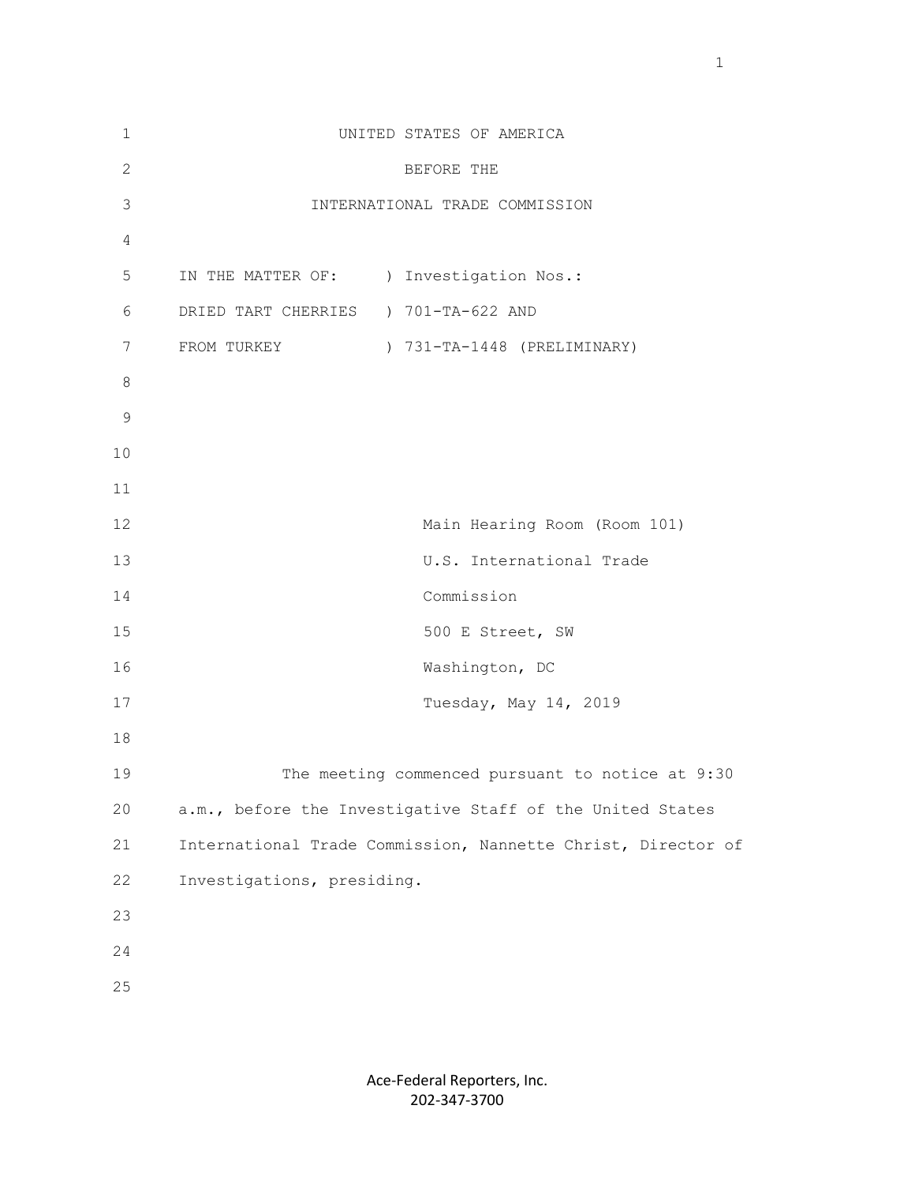UNITED STATES OF AMERICA

BEFORE THE

INTERNATIONAL TRADE COMMISSION

```
IN THE MATTER OF:     ) Investigation Nos.:
DRIED TART CHERRIES   ) 701-TA-622 AND
FROM TURKEY           ) 731-TA-1448 (PRELIMINARY)
```

Main Hearing Room (Room 101)
U.S. International Trade
Commission
500 E Street, SW
Washington, DC
Tuesday, May 14, 2019

The meeting commenced pursuant to notice at 9:30 a.m., before the Investigative Staff of the United States International Trade Commission, Nannette Christ, Director of Investigations, presiding.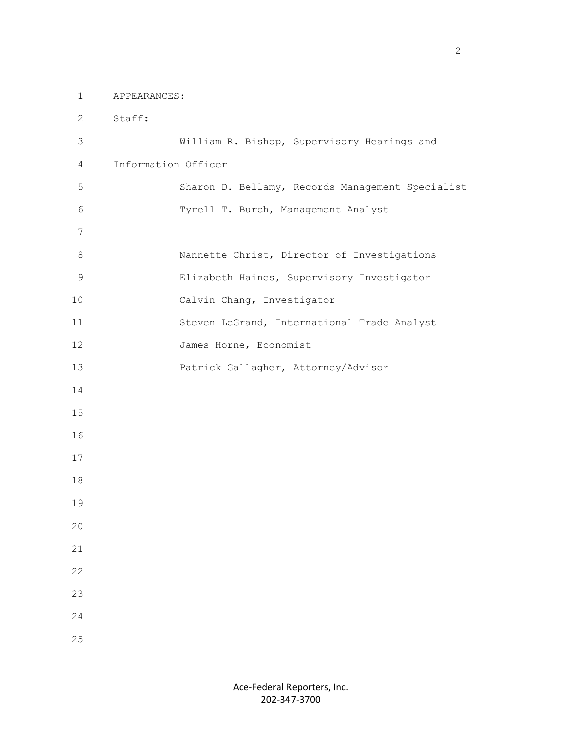APPEARANCES:

Staff:

William R. Bishop, Supervisory Hearings and Information Officer

Sharon D. Bellamy, Records Management Specialist

Tyrell T. Burch, Management Analyst

Nannette Christ, Director of Investigations

Elizabeth Haines, Supervisory Investigator

Calvin Chang, Investigator

Steven LeGrand, International Trade Analyst

James Horne, Economist

Patrick Gallagher, Attorney/Advisor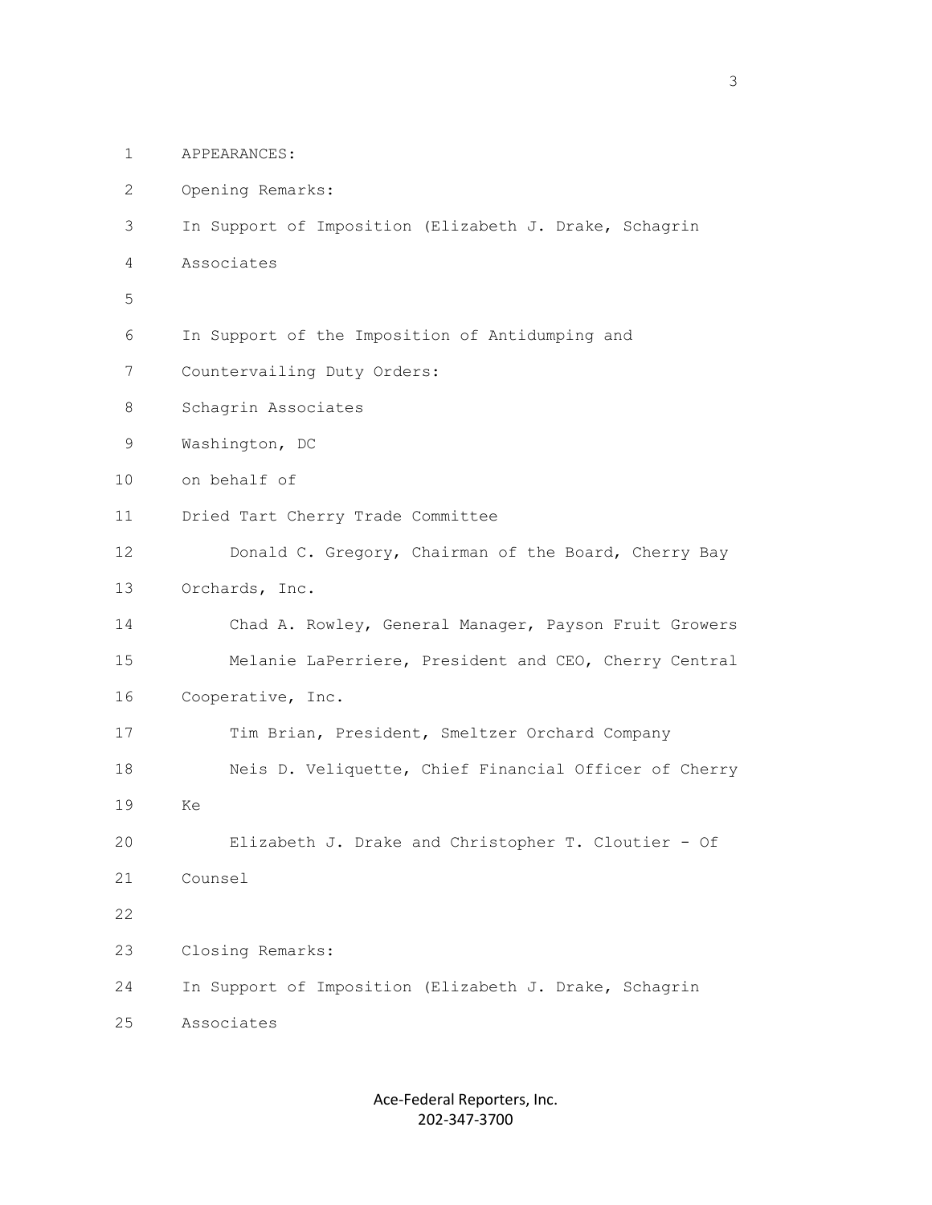APPEARANCES:

Opening Remarks:

In Support of Imposition (Elizabeth J. Drake, Schagrin Associates

In Support of the Imposition of Antidumping and Countervailing Duty Orders:

Schagrin Associates
Washington, DC
on behalf of

Dried Tart Cherry Trade Committee

Donald C. Gregory, Chairman of the Board, Cherry Bay Orchards, Inc.

Chad A. Rowley, General Manager, Payson Fruit Growers

Melanie LaPerriere, President and CEO, Cherry Central Cooperative, Inc.

Tim Brian, President, Smeltzer Orchard Company

Neis D. Veliquette, Chief Financial Officer of Cherry Ke

Elizabeth J. Drake and Christopher T. Cloutier - Of Counsel

Closing Remarks:

In Support of Imposition (Elizabeth J. Drake, Schagrin Associates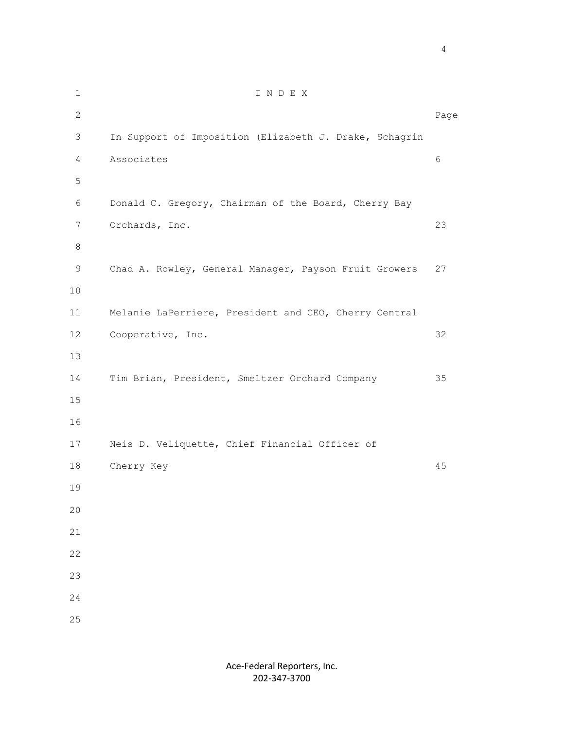# I N D E X

| | Page |
|---|---|
| In Support of Imposition (Elizabeth J. Drake, Schagrin Associates | 6 |
| Donald C. Gregory, Chairman of the Board, Cherry Bay Orchards, Inc. | 23 |
| Chad A. Rowley, General Manager, Payson Fruit Growers | 27 |
| Melanie LaPerriere, President and CEO, Cherry Central Cooperative, Inc. | 32 |
| Tim Brian, President, Smeltzer Orchard Company | 35 |
| Neis D. Veliquette, Chief Financial Officer of Cherry Key | 45 |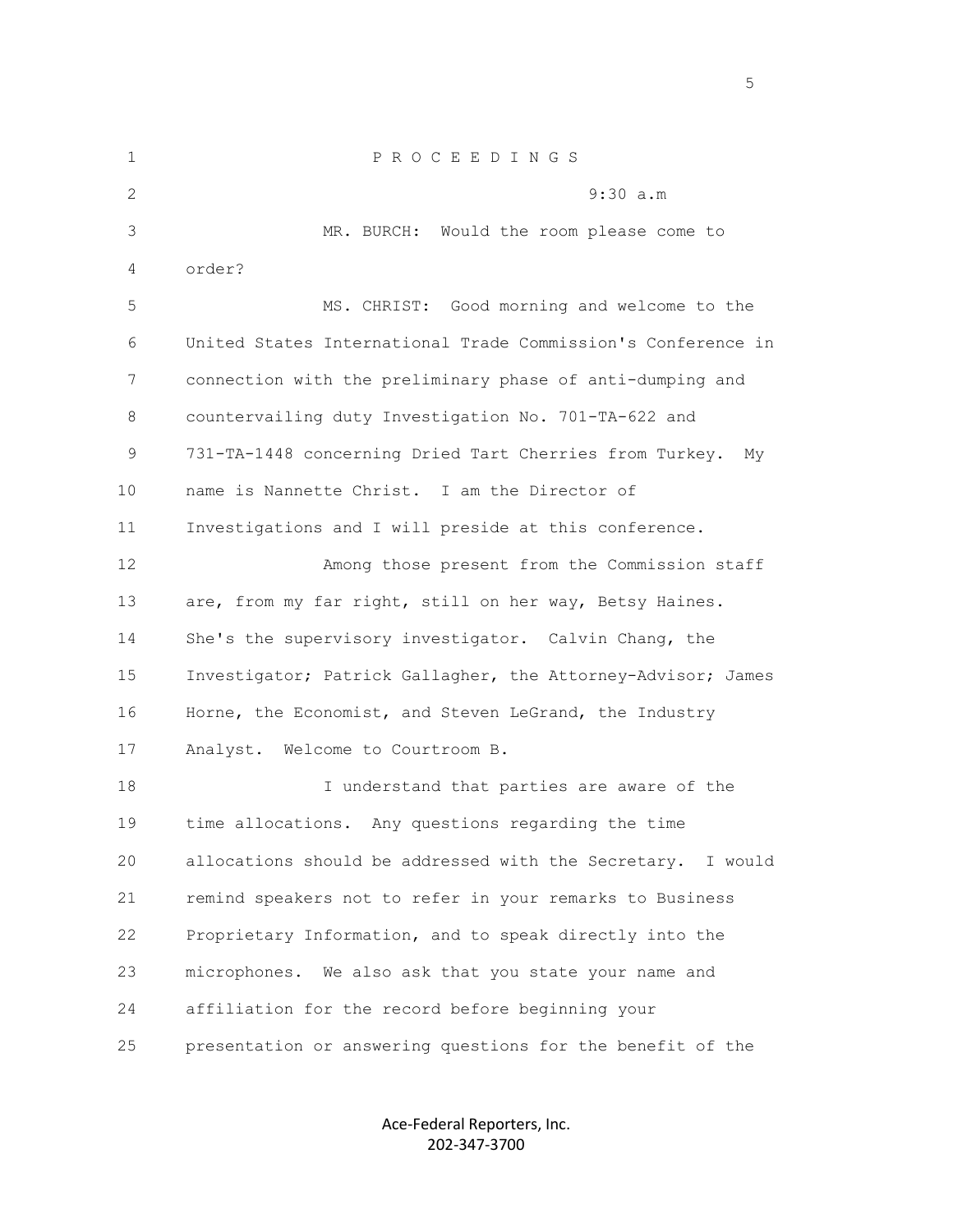P R O C E E D I N G S

9:30 a.m

MR. BURCH: Would the room please come to order?

MS. CHRIST: Good morning and welcome to the United States International Trade Commission's Conference in connection with the preliminary phase of anti-dumping and countervailing duty Investigation No. 701-TA-622 and 731-TA-1448 concerning Dried Tart Cherries from Turkey. My name is Nannette Christ. I am the Director of Investigations and I will preside at this conference.

Among those present from the Commission staff are, from my far right, still on her way, Betsy Haines. She's the supervisory investigator. Calvin Chang, the Investigator; Patrick Gallagher, the Attorney-Advisor; James Horne, the Economist, and Steven LeGrand, the Industry Analyst. Welcome to Courtroom B.

I understand that parties are aware of the time allocations. Any questions regarding the time allocations should be addressed with the Secretary. I would remind speakers not to refer in your remarks to Business Proprietary Information, and to speak directly into the microphones. We also ask that you state your name and affiliation for the record before beginning your presentation or answering questions for the benefit of the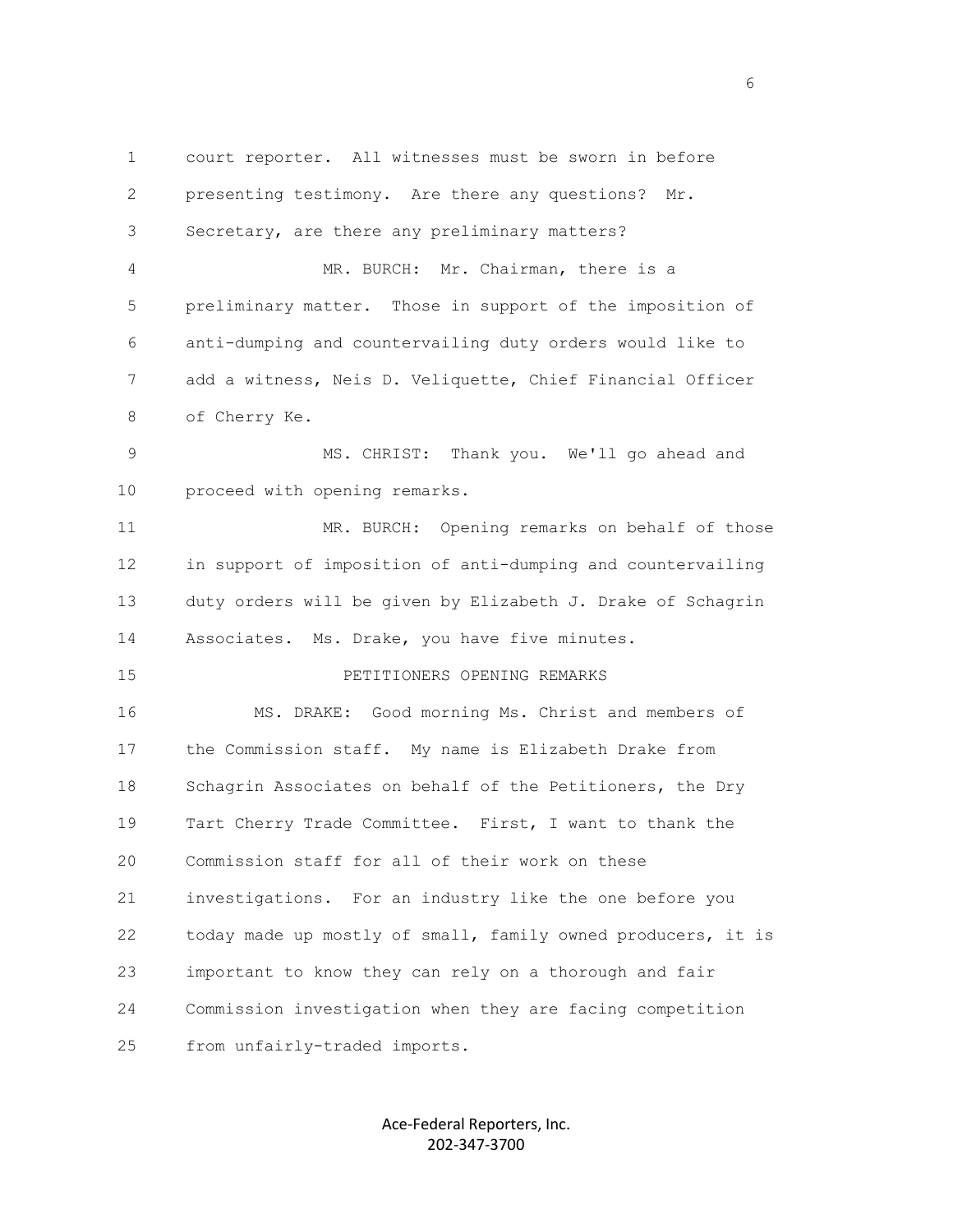court reporter. All witnesses must be sworn in before presenting testimony. Are there any questions? Mr. Secretary, are there any preliminary matters?

MR. BURCH: Mr. Chairman, there is a preliminary matter. Those in support of the imposition of anti-dumping and countervailing duty orders would like to add a witness, Neis D. Veliquette, Chief Financial Officer of Cherry Ke.

MS. CHRIST: Thank you. We'll go ahead and proceed with opening remarks.

MR. BURCH: Opening remarks on behalf of those in support of imposition of anti-dumping and countervailing duty orders will be given by Elizabeth J. Drake of Schagrin Associates. Ms. Drake, you have five minutes.

PETITIONERS OPENING REMARKS

MS. DRAKE: Good morning Ms. Christ and members of the Commission staff. My name is Elizabeth Drake from Schagrin Associates on behalf of the Petitioners, the Dry Tart Cherry Trade Committee. First, I want to thank the Commission staff for all of their work on these investigations. For an industry like the one before you today made up mostly of small, family owned producers, it is important to know they can rely on a thorough and fair Commission investigation when they are facing competition from unfairly-traded imports.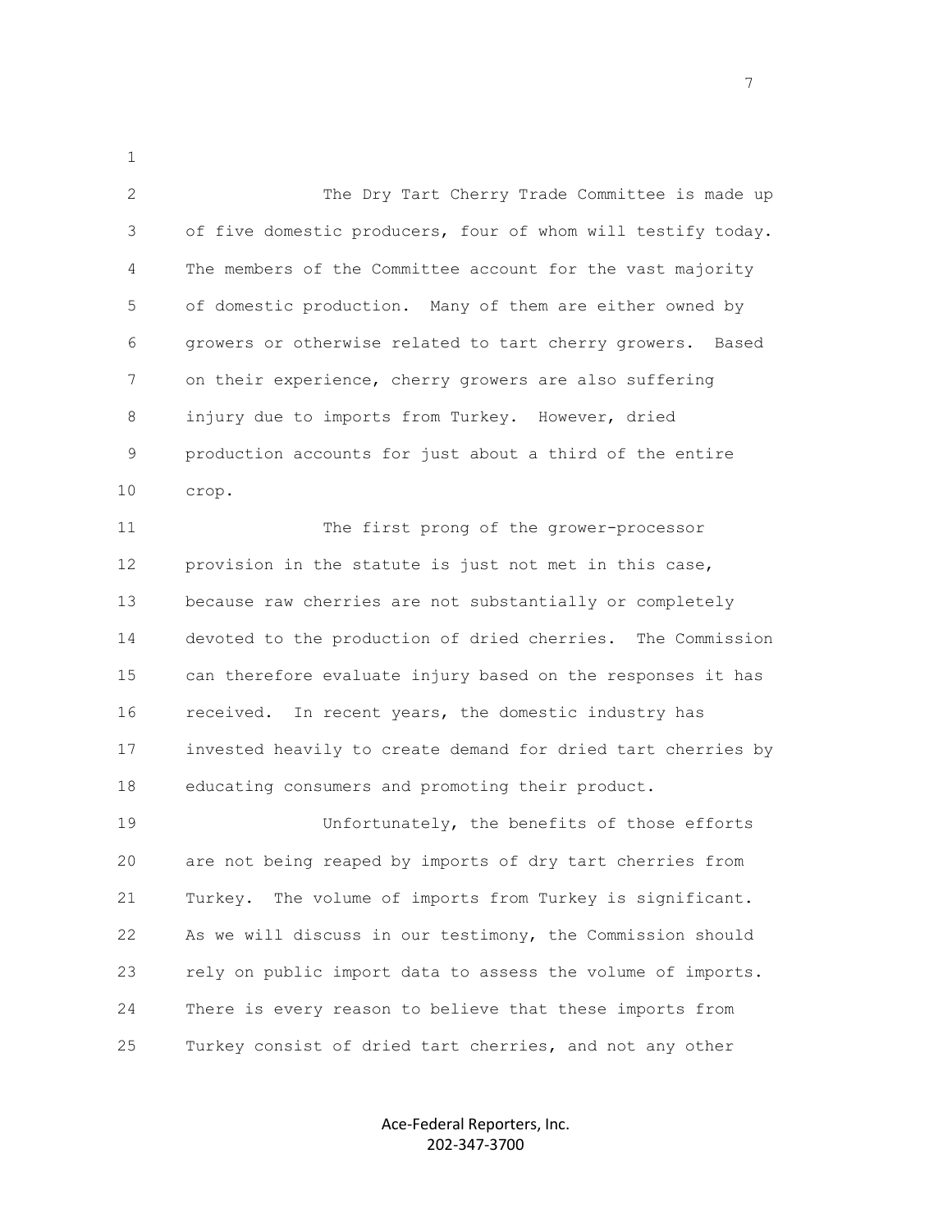The Dry Tart Cherry Trade Committee is made up of five domestic producers, four of whom will testify today. The members of the Committee account for the vast majority of domestic production. Many of them are either owned by growers or otherwise related to tart cherry growers. Based on their experience, cherry growers are also suffering injury due to imports from Turkey. However, dried production accounts for just about a third of the entire crop.

The first prong of the grower-processor provision in the statute is just not met in this case, because raw cherries are not substantially or completely devoted to the production of dried cherries. The Commission can therefore evaluate injury based on the responses it has received. In recent years, the domestic industry has invested heavily to create demand for dried tart cherries by educating consumers and promoting their product.

Unfortunately, the benefits of those efforts are not being reaped by imports of dry tart cherries from Turkey. The volume of imports from Turkey is significant. As we will discuss in our testimony, the Commission should rely on public import data to assess the volume of imports. There is every reason to believe that these imports from Turkey consist of dried tart cherries, and not any other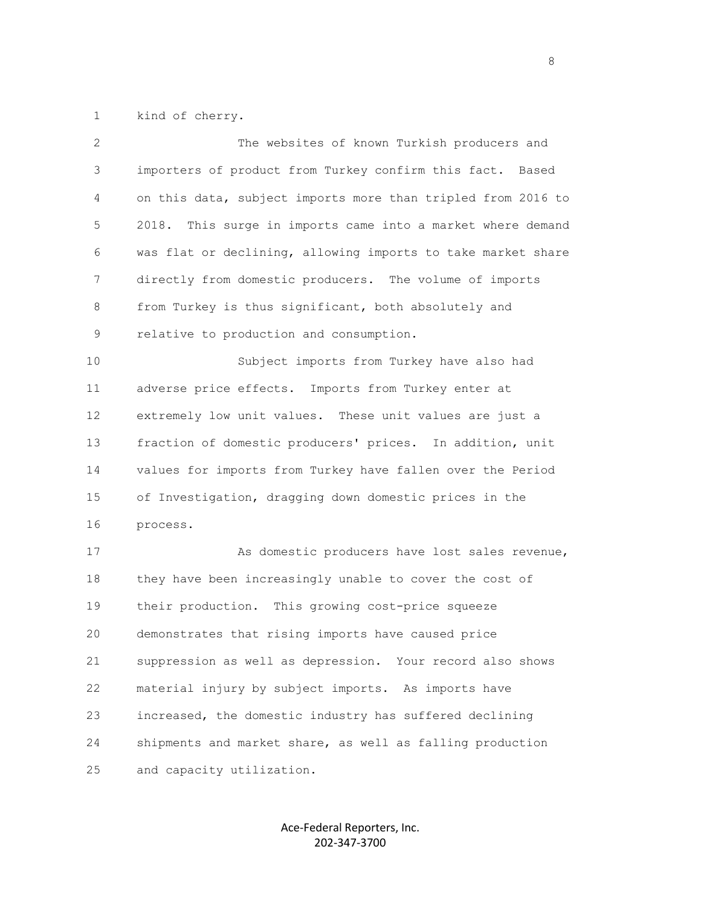kind of cherry.

The websites of known Turkish producers and importers of product from Turkey confirm this fact. Based on this data, subject imports more than tripled from 2016 to 2018. This surge in imports came into a market where demand was flat or declining, allowing imports to take market share directly from domestic producers. The volume of imports from Turkey is thus significant, both absolutely and relative to production and consumption.

Subject imports from Turkey have also had adverse price effects. Imports from Turkey enter at extremely low unit values. These unit values are just a fraction of domestic producers' prices. In addition, unit values for imports from Turkey have fallen over the Period of Investigation, dragging down domestic prices in the process.

As domestic producers have lost sales revenue, they have been increasingly unable to cover the cost of their production. This growing cost-price squeeze demonstrates that rising imports have caused price suppression as well as depression. Your record also shows material injury by subject imports. As imports have increased, the domestic industry has suffered declining shipments and market share, as well as falling production and capacity utilization.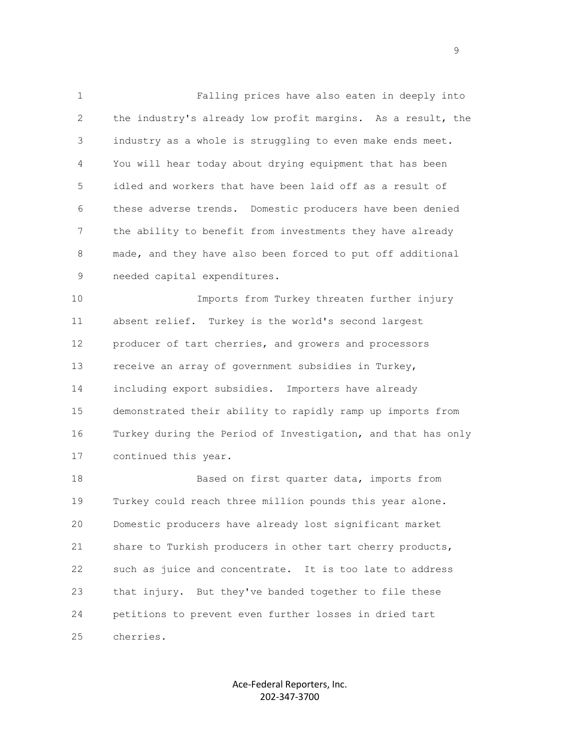Falling prices have also eaten in deeply into the industry's already low profit margins. As a result, the industry as a whole is struggling to even make ends meet. You will hear today about drying equipment that has been idled and workers that have been laid off as a result of these adverse trends. Domestic producers have been denied the ability to benefit from investments they have already made, and they have also been forced to put off additional needed capital expenditures.

Imports from Turkey threaten further injury absent relief. Turkey is the world's second largest producer of tart cherries, and growers and processors receive an array of government subsidies in Turkey, including export subsidies. Importers have already demonstrated their ability to rapidly ramp up imports from Turkey during the Period of Investigation, and that has only continued this year.

Based on first quarter data, imports from Turkey could reach three million pounds this year alone. Domestic producers have already lost significant market share to Turkish producers in other tart cherry products, such as juice and concentrate. It is too late to address that injury. But they've banded together to file these petitions to prevent even further losses in dried tart cherries.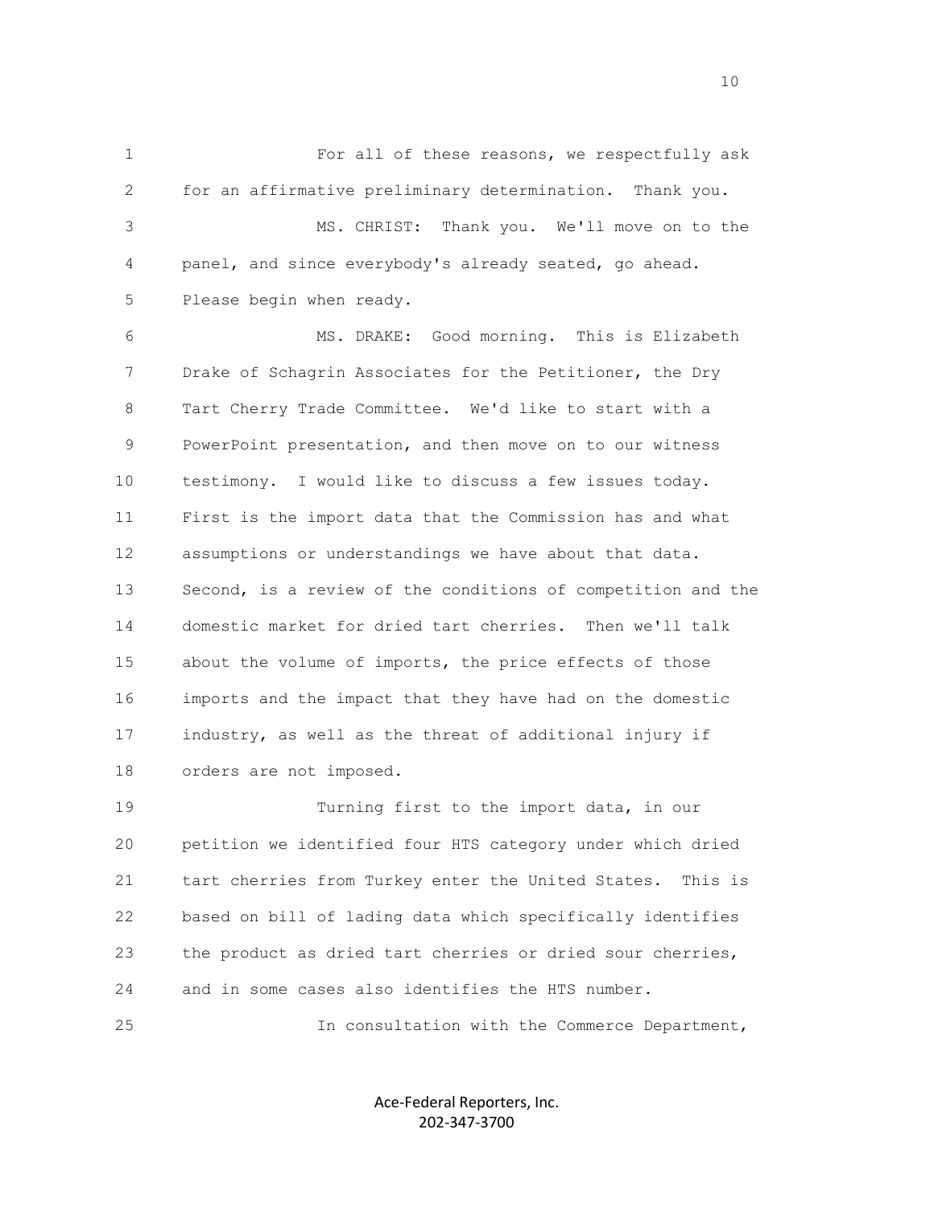For all of these reasons, we respectfully ask for an affirmative preliminary determination. Thank you.

MS. CHRIST: Thank you. We'll move on to the panel, and since everybody's already seated, go ahead. Please begin when ready.

MS. DRAKE: Good morning. This is Elizabeth Drake of Schagrin Associates for the Petitioner, the Dry Tart Cherry Trade Committee. We'd like to start with a PowerPoint presentation, and then move on to our witness testimony. I would like to discuss a few issues today. First is the import data that the Commission has and what assumptions or understandings we have about that data. Second, is a review of the conditions of competition and the domestic market for dried tart cherries. Then we'll talk about the volume of imports, the price effects of those imports and the impact that they have had on the domestic industry, as well as the threat of additional injury if orders are not imposed.

Turning first to the import data, in our petition we identified four HTS category under which dried tart cherries from Turkey enter the United States. This is based on bill of lading data which specifically identifies the product as dried tart cherries or dried sour cherries, and in some cases also identifies the HTS number.

In consultation with the Commerce Department,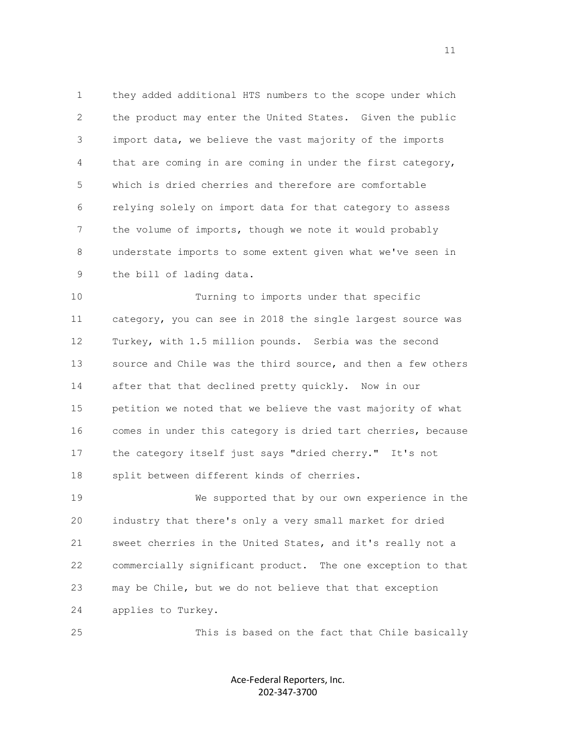they added additional HTS numbers to the scope under which the product may enter the United States. Given the public import data, we believe the vast majority of the imports that are coming in are coming in under the first category, which is dried cherries and therefore are comfortable relying solely on import data for that category to assess the volume of imports, though we note it would probably understate imports to some extent given what we've seen in the bill of lading data.

Turning to imports under that specific category, you can see in 2018 the single largest source was Turkey, with 1.5 million pounds. Serbia was the second source and Chile was the third source, and then a few others after that that declined pretty quickly. Now in our petition we noted that we believe the vast majority of what comes in under this category is dried tart cherries, because the category itself just says "dried cherry." It's not split between different kinds of cherries.

We supported that by our own experience in the industry that there's only a very small market for dried sweet cherries in the United States, and it's really not a commercially significant product. The one exception to that may be Chile, but we do not believe that that exception applies to Turkey.

This is based on the fact that Chile basically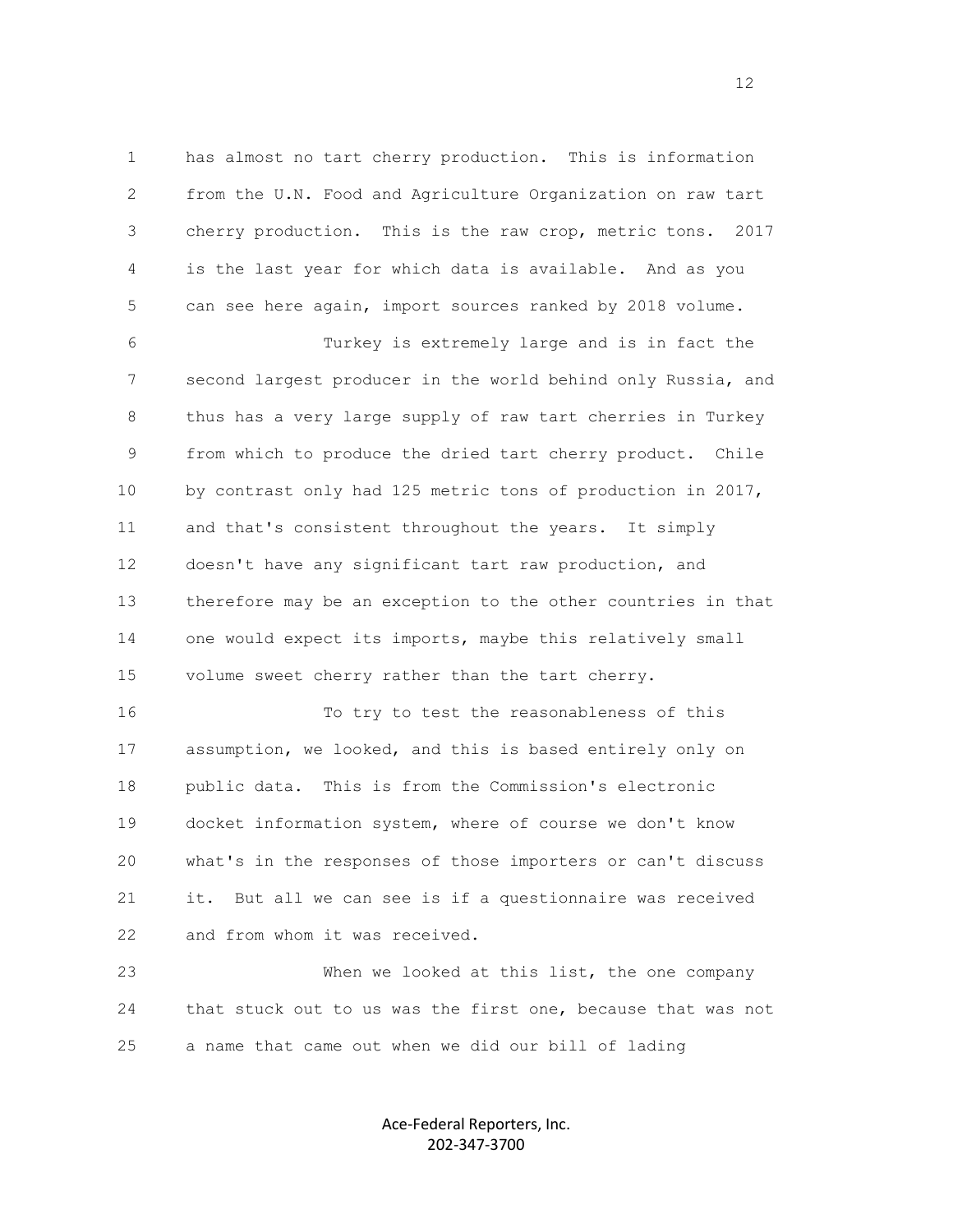has almost no tart cherry production. This is information from the U.N. Food and Agriculture Organization on raw tart cherry production. This is the raw crop, metric tons. 2017 is the last year for which data is available. And as you can see here again, import sources ranked by 2018 volume.

Turkey is extremely large and is in fact the second largest producer in the world behind only Russia, and thus has a very large supply of raw tart cherries in Turkey from which to produce the dried tart cherry product. Chile by contrast only had 125 metric tons of production in 2017, and that's consistent throughout the years. It simply doesn't have any significant tart raw production, and therefore may be an exception to the other countries in that one would expect its imports, maybe this relatively small volume sweet cherry rather than the tart cherry.

To try to test the reasonableness of this assumption, we looked, and this is based entirely only on public data. This is from the Commission's electronic docket information system, where of course we don't know what's in the responses of those importers or can't discuss it. But all we can see is if a questionnaire was received and from whom it was received.

When we looked at this list, the one company that stuck out to us was the first one, because that was not a name that came out when we did our bill of lading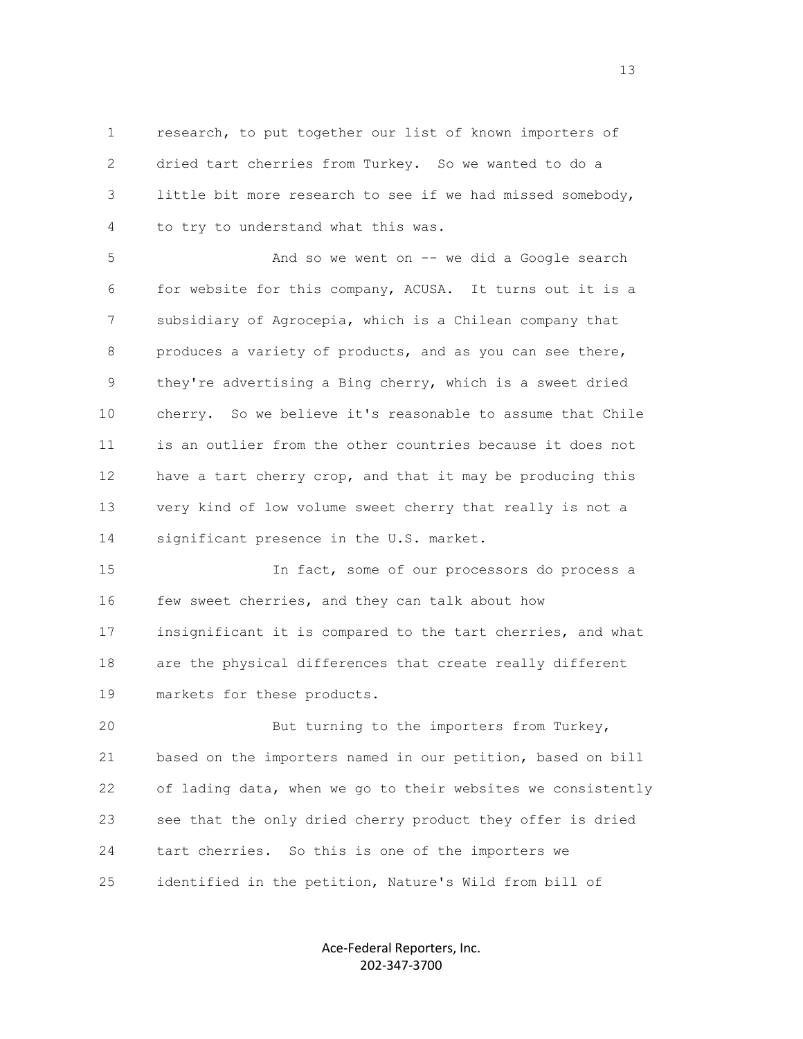research, to put together our list of known importers of dried tart cherries from Turkey. So we wanted to do a little bit more research to see if we had missed somebody, to try to understand what this was.

And so we went on -- we did a Google search for website for this company, ACUSA. It turns out it is a subsidiary of Agrocepia, which is a Chilean company that produces a variety of products, and as you can see there, they're advertising a Bing cherry, which is a sweet dried cherry. So we believe it's reasonable to assume that Chile is an outlier from the other countries because it does not have a tart cherry crop, and that it may be producing this very kind of low volume sweet cherry that really is not a significant presence in the U.S. market.

In fact, some of our processors do process a few sweet cherries, and they can talk about how insignificant it is compared to the tart cherries, and what are the physical differences that create really different markets for these products.

But turning to the importers from Turkey, based on the importers named in our petition, based on bill of lading data, when we go to their websites we consistently see that the only dried cherry product they offer is dried tart cherries. So this is one of the importers we identified in the petition, Nature's Wild from bill of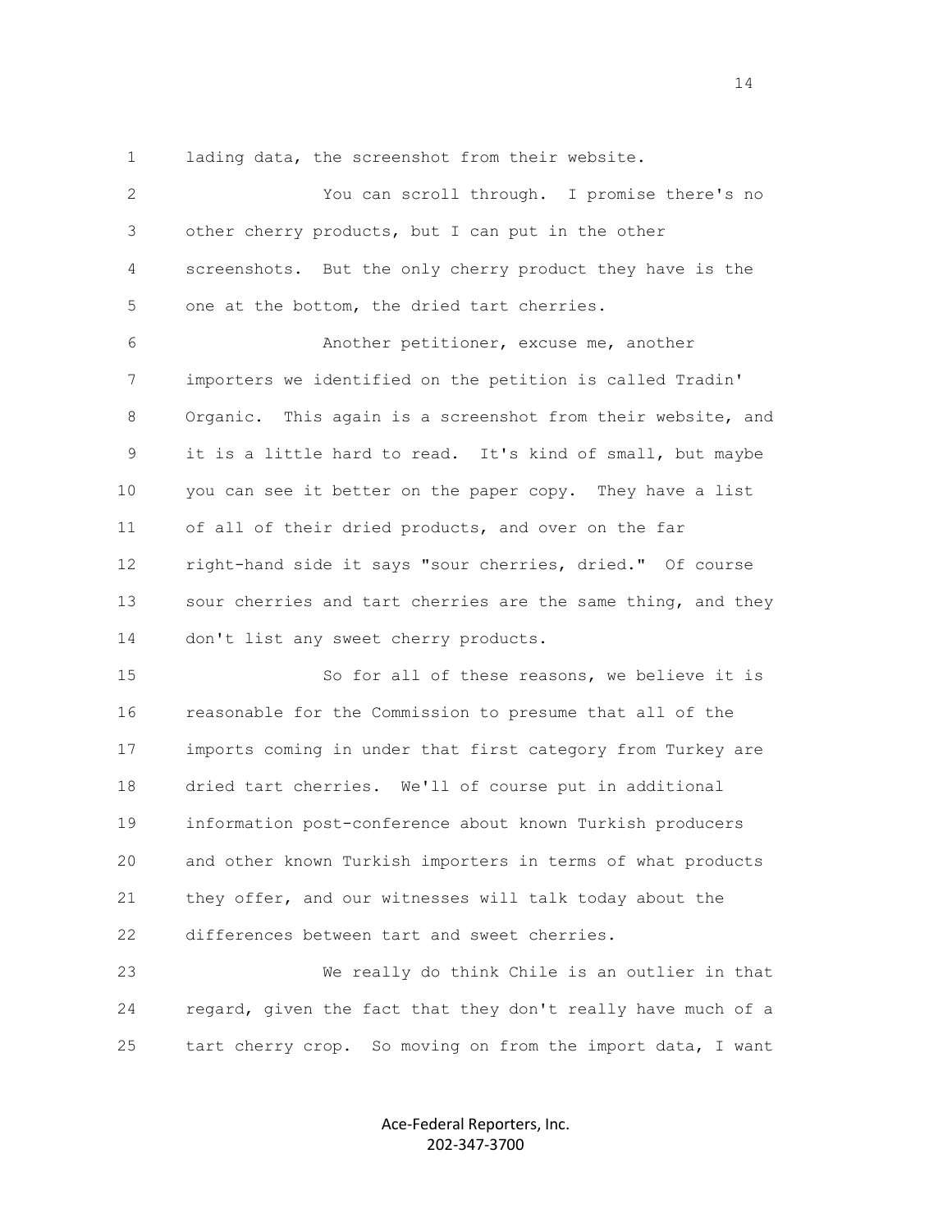lading data, the screenshot from their website.

You can scroll through. I promise there's no other cherry products, but I can put in the other screenshots. But the only cherry product they have is the one at the bottom, the dried tart cherries.

Another petitioner, excuse me, another importers we identified on the petition is called Tradin' Organic. This again is a screenshot from their website, and it is a little hard to read. It's kind of small, but maybe you can see it better on the paper copy. They have a list of all of their dried products, and over on the far right-hand side it says "sour cherries, dried." Of course sour cherries and tart cherries are the same thing, and they don't list any sweet cherry products.

So for all of these reasons, we believe it is reasonable for the Commission to presume that all of the imports coming in under that first category from Turkey are dried tart cherries. We'll of course put in additional information post-conference about known Turkish producers and other known Turkish importers in terms of what products they offer, and our witnesses will talk today about the differences between tart and sweet cherries.

We really do think Chile is an outlier in that regard, given the fact that they don't really have much of a tart cherry crop. So moving on from the import data, I want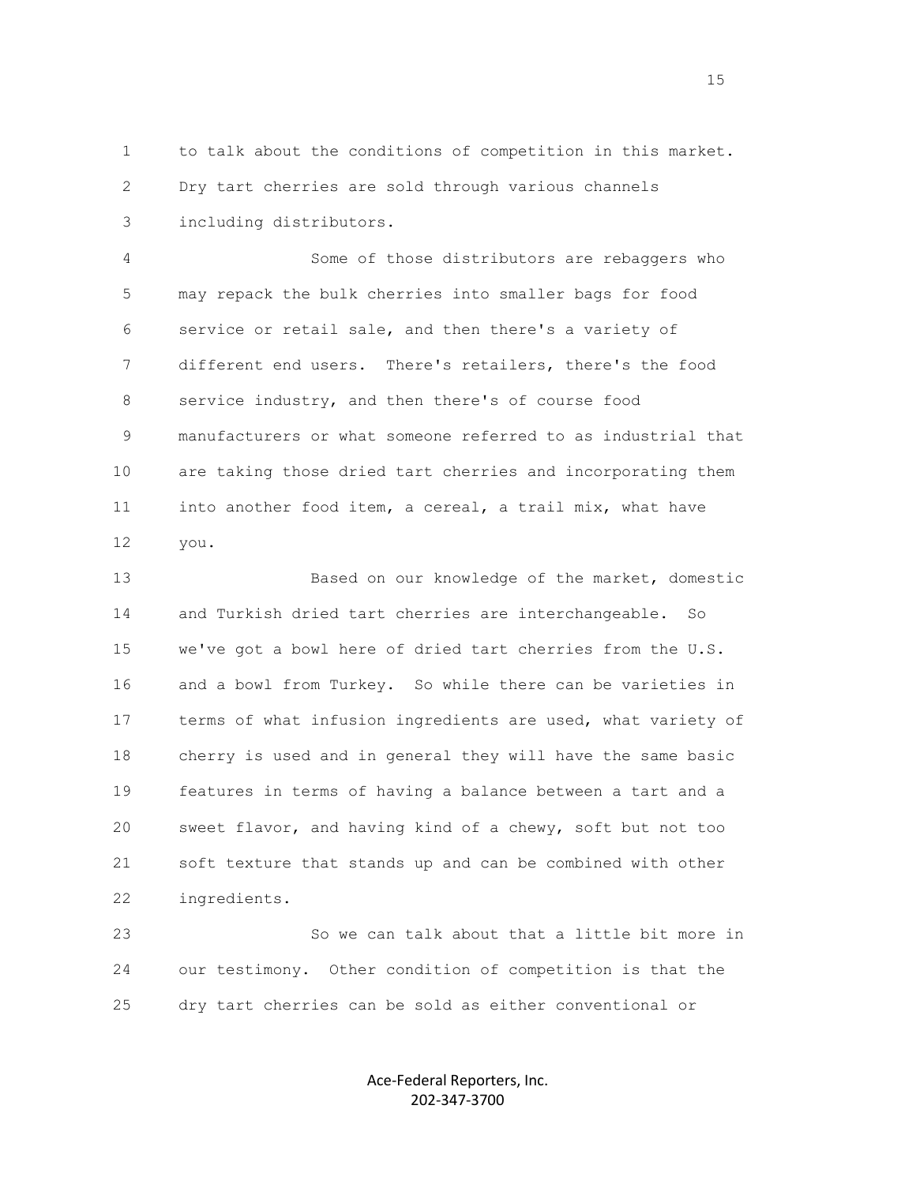to talk about the conditions of competition in this market. Dry tart cherries are sold through various channels including distributors.

Some of those distributors are rebaggers who may repack the bulk cherries into smaller bags for food service or retail sale, and then there's a variety of different end users. There's retailers, there's the food service industry, and then there's of course food manufacturers or what someone referred to as industrial that are taking those dried tart cherries and incorporating them into another food item, a cereal, a trail mix, what have you.

Based on our knowledge of the market, domestic and Turkish dried tart cherries are interchangeable. So we've got a bowl here of dried tart cherries from the U.S. and a bowl from Turkey. So while there can be varieties in terms of what infusion ingredients are used, what variety of cherry is used and in general they will have the same basic features in terms of having a balance between a tart and a sweet flavor, and having kind of a chewy, soft but not too soft texture that stands up and can be combined with other ingredients.

So we can talk about that a little bit more in our testimony. Other condition of competition is that the dry tart cherries can be sold as either conventional or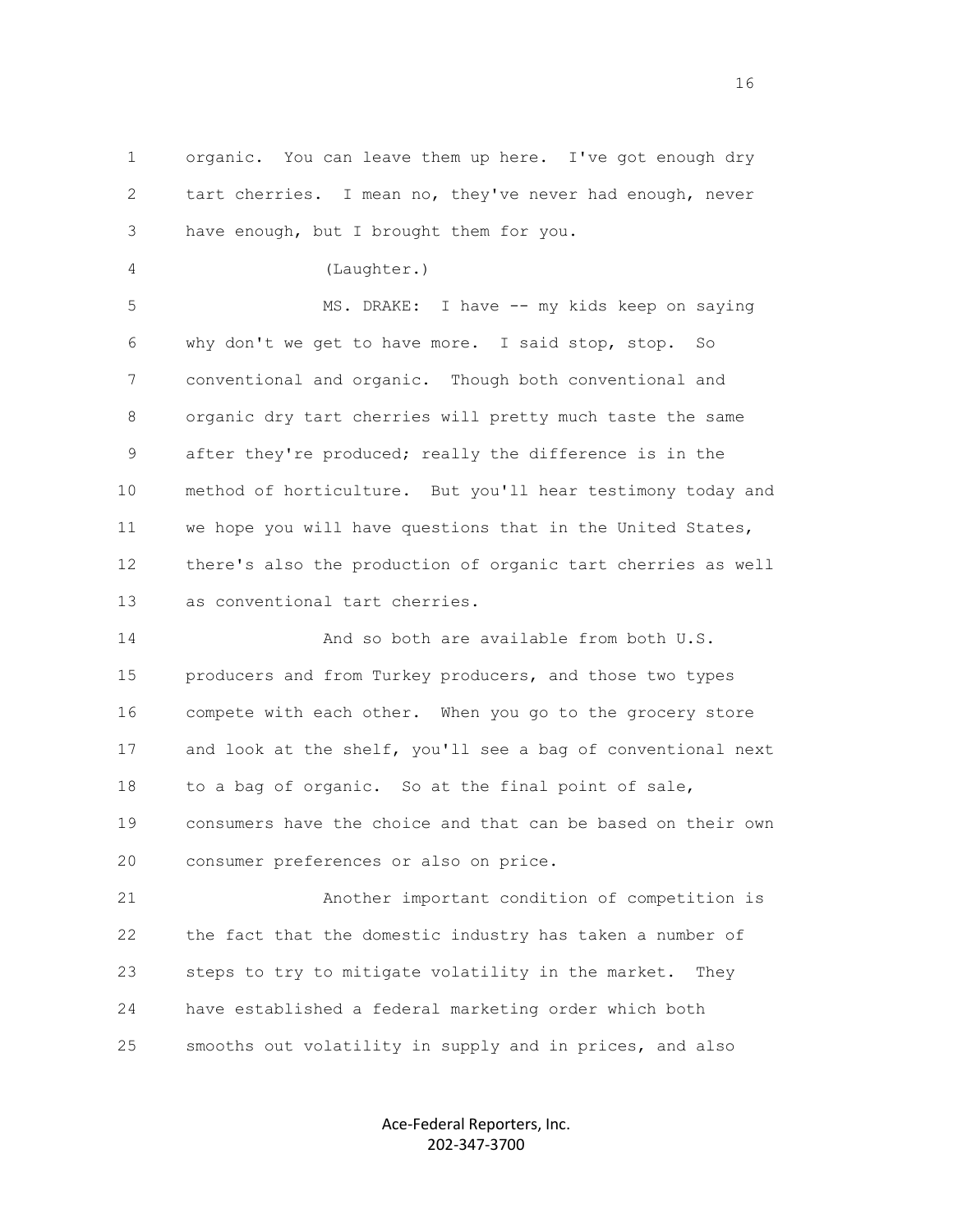organic. You can leave them up here. I've got enough dry tart cherries. I mean no, they've never had enough, never have enough, but I brought them for you.

(Laughter.)

MS. DRAKE: I have -- my kids keep on saying why don't we get to have more. I said stop, stop. So conventional and organic. Though both conventional and organic dry tart cherries will pretty much taste the same after they're produced; really the difference is in the method of horticulture. But you'll hear testimony today and we hope you will have questions that in the United States, there's also the production of organic tart cherries as well as conventional tart cherries.

And so both are available from both U.S. producers and from Turkey producers, and those two types compete with each other. When you go to the grocery store and look at the shelf, you'll see a bag of conventional next to a bag of organic. So at the final point of sale, consumers have the choice and that can be based on their own consumer preferences or also on price.

Another important condition of competition is the fact that the domestic industry has taken a number of steps to try to mitigate volatility in the market. They have established a federal marketing order which both smooths out volatility in supply and in prices, and also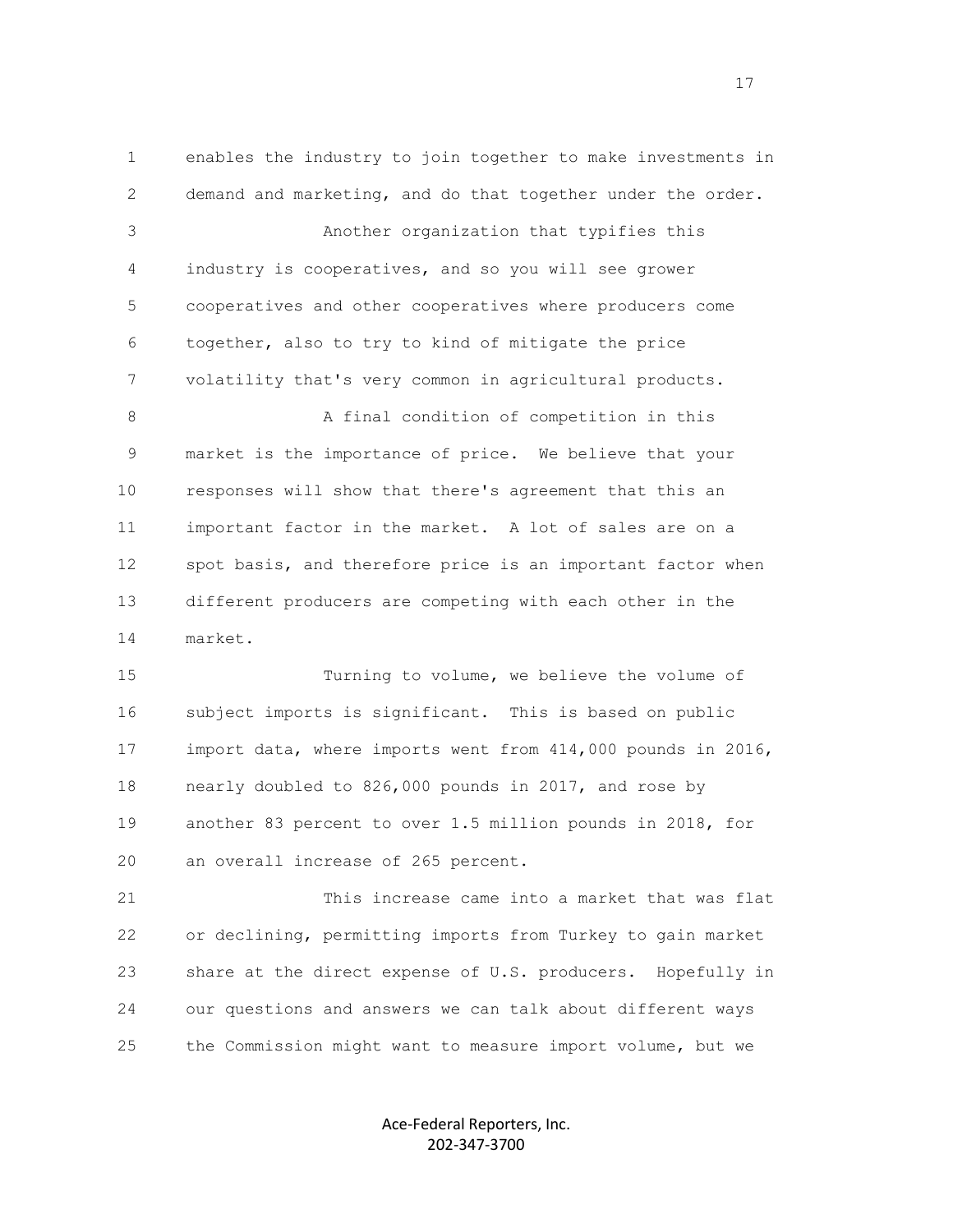enables the industry to join together to make investments in demand and marketing, and do that together under the order.

Another organization that typifies this industry is cooperatives, and so you will see grower cooperatives and other cooperatives where producers come together, also to try to kind of mitigate the price volatility that's very common in agricultural products.

A final condition of competition in this market is the importance of price. We believe that your responses will show that there's agreement that this an important factor in the market. A lot of sales are on a spot basis, and therefore price is an important factor when different producers are competing with each other in the market.

Turning to volume, we believe the volume of subject imports is significant. This is based on public import data, where imports went from 414,000 pounds in 2016, nearly doubled to 826,000 pounds in 2017, and rose by another 83 percent to over 1.5 million pounds in 2018, for an overall increase of 265 percent.

This increase came into a market that was flat or declining, permitting imports from Turkey to gain market share at the direct expense of U.S. producers. Hopefully in our questions and answers we can talk about different ways the Commission might want to measure import volume, but we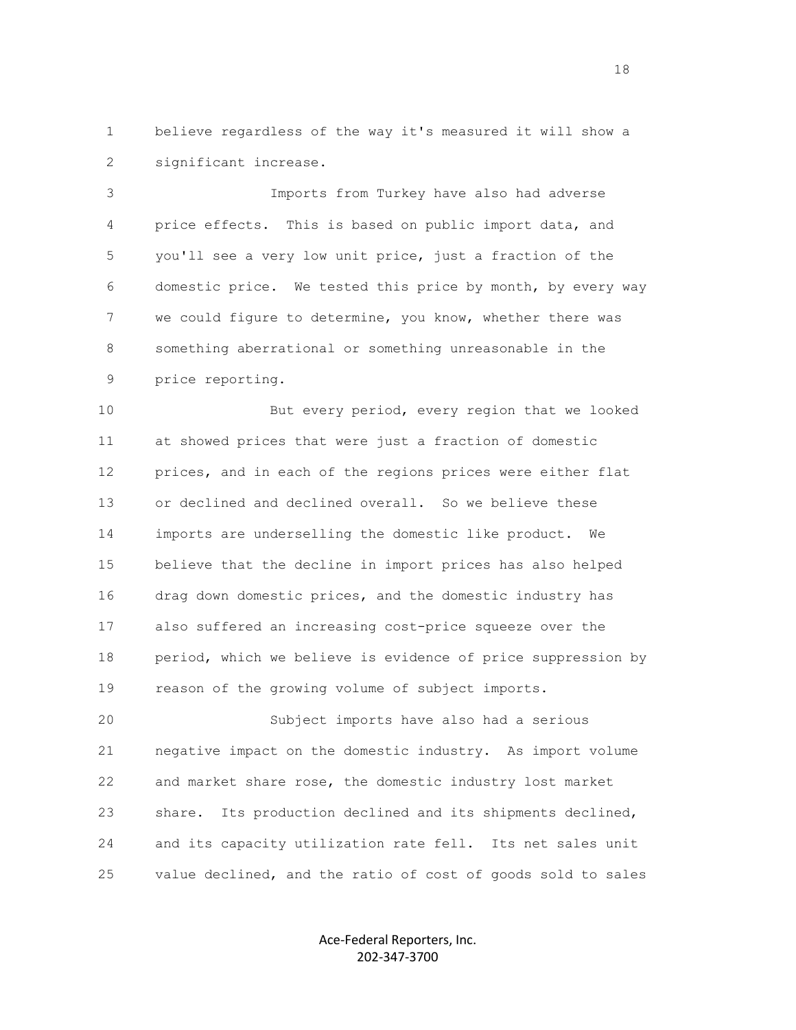believe regardless of the way it's measured it will show a significant increase.

Imports from Turkey have also had adverse price effects. This is based on public import data, and you'll see a very low unit price, just a fraction of the domestic price. We tested this price by month, by every way we could figure to determine, you know, whether there was something aberrational or something unreasonable in the price reporting.

But every period, every region that we looked at showed prices that were just a fraction of domestic prices, and in each of the regions prices were either flat or declined and declined overall. So we believe these imports are underselling the domestic like product. We believe that the decline in import prices has also helped drag down domestic prices, and the domestic industry has also suffered an increasing cost-price squeeze over the period, which we believe is evidence of price suppression by reason of the growing volume of subject imports.

Subject imports have also had a serious negative impact on the domestic industry. As import volume and market share rose, the domestic industry lost market share. Its production declined and its shipments declined, and its capacity utilization rate fell. Its net sales unit value declined, and the ratio of cost of goods sold to sales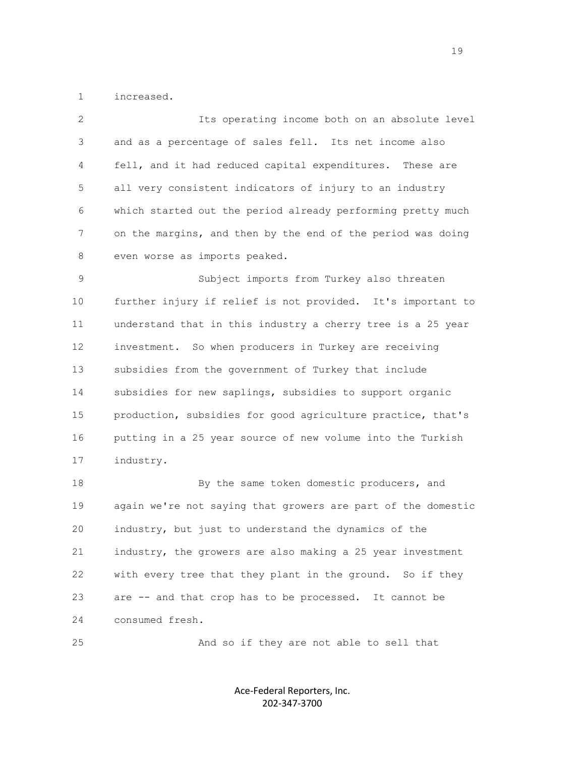increased.

Its operating income both on an absolute level and as a percentage of sales fell. Its net income also fell, and it had reduced capital expenditures. These are all very consistent indicators of injury to an industry which started out the period already performing pretty much on the margins, and then by the end of the period was doing even worse as imports peaked.

Subject imports from Turkey also threaten further injury if relief is not provided. It's important to understand that in this industry a cherry tree is a 25 year investment. So when producers in Turkey are receiving subsidies from the government of Turkey that include subsidies for new saplings, subsidies to support organic production, subsidies for good agriculture practice, that's putting in a 25 year source of new volume into the Turkish industry.

By the same token domestic producers, and again we're not saying that growers are part of the domestic industry, but just to understand the dynamics of the industry, the growers are also making a 25 year investment with every tree that they plant in the ground. So if they are -- and that crop has to be processed. It cannot be consumed fresh.

And so if they are not able to sell that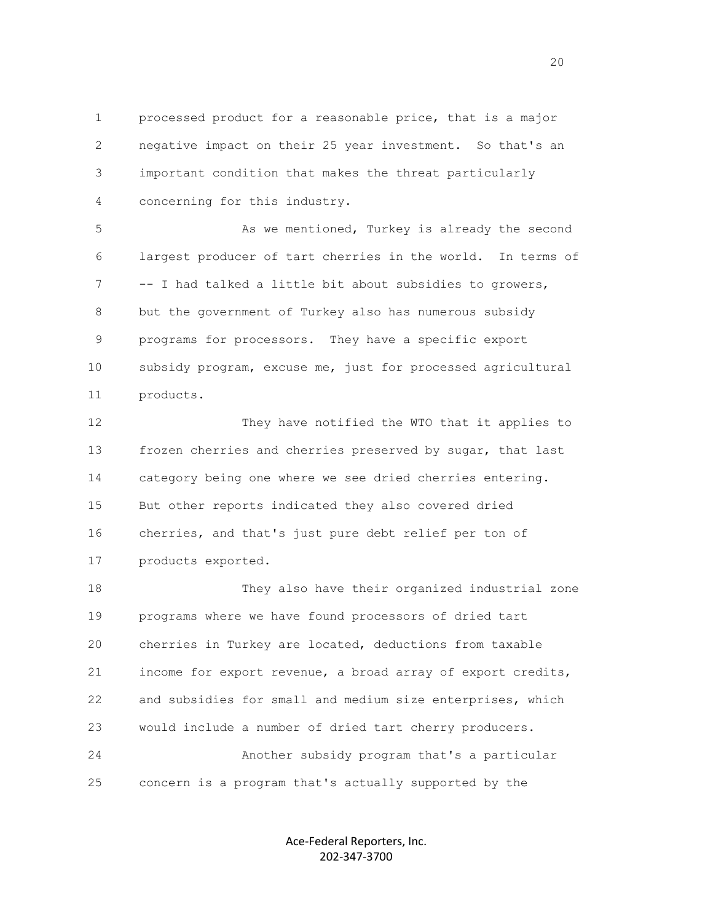processed product for a reasonable price, that is a major negative impact on their 25 year investment. So that's an important condition that makes the threat particularly concerning for this industry.

As we mentioned, Turkey is already the second largest producer of tart cherries in the world. In terms of -- I had talked a little bit about subsidies to growers, but the government of Turkey also has numerous subsidy programs for processors. They have a specific export subsidy program, excuse me, just for processed agricultural products.

They have notified the WTO that it applies to frozen cherries and cherries preserved by sugar, that last category being one where we see dried cherries entering. But other reports indicated they also covered dried cherries, and that's just pure debt relief per ton of products exported.

They also have their organized industrial zone programs where we have found processors of dried tart cherries in Turkey are located, deductions from taxable income for export revenue, a broad array of export credits, and subsidies for small and medium size enterprises, which would include a number of dried tart cherry producers.

Another subsidy program that's a particular concern is a program that's actually supported by the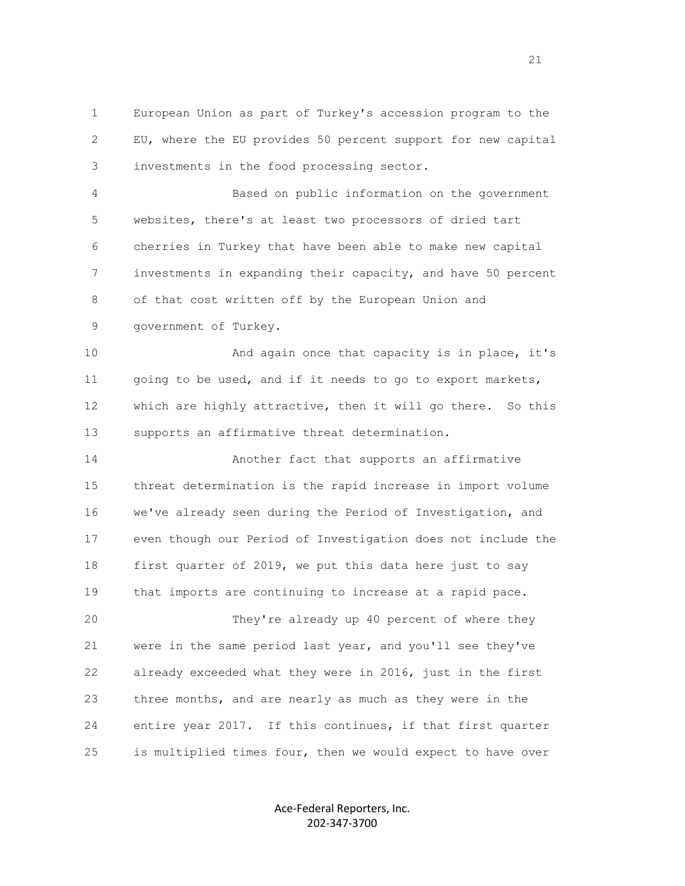European Union as part of Turkey's accession program to the EU, where the EU provides 50 percent support for new capital investments in the food processing sector.

Based on public information on the government websites, there's at least two processors of dried tart cherries in Turkey that have been able to make new capital investments in expanding their capacity, and have 50 percent of that cost written off by the European Union and government of Turkey.

And again once that capacity is in place, it's going to be used, and if it needs to go to export markets, which are highly attractive, then it will go there. So this supports an affirmative threat determination.

Another fact that supports an affirmative threat determination is the rapid increase in import volume we've already seen during the Period of Investigation, and even though our Period of Investigation does not include the first quarter of 2019, we put this data here just to say that imports are continuing to increase at a rapid pace.

They're already up 40 percent of where they were in the same period last year, and you'll see they've already exceeded what they were in 2016, just in the first three months, and are nearly as much as they were in the entire year 2017. If this continues, if that first quarter is multiplied times four, then we would expect to have over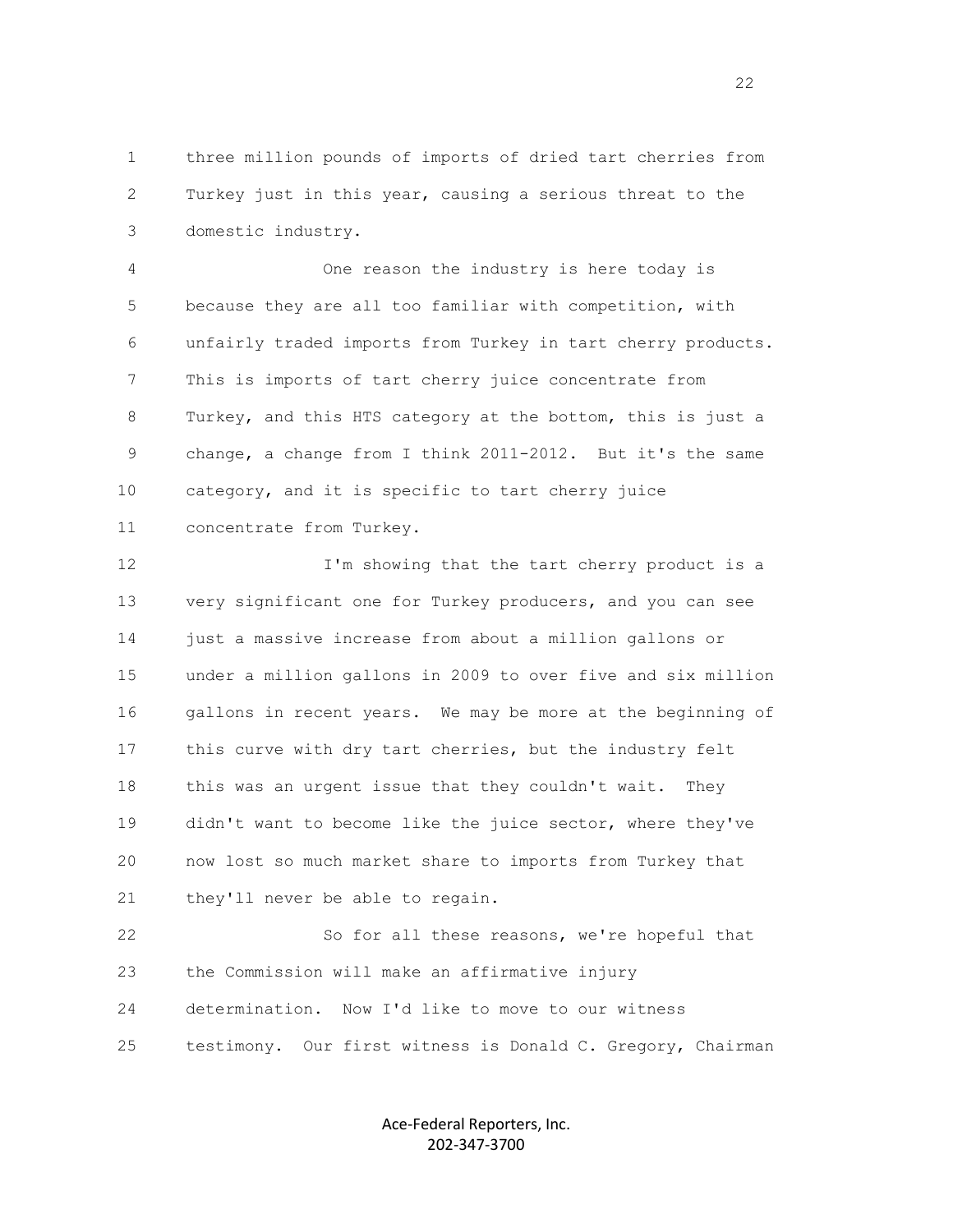three million pounds of imports of dried tart cherries from Turkey just in this year, causing a serious threat to the domestic industry.

One reason the industry is here today is because they are all too familiar with competition, with unfairly traded imports from Turkey in tart cherry products. This is imports of tart cherry juice concentrate from Turkey, and this HTS category at the bottom, this is just a change, a change from I think 2011-2012. But it's the same category, and it is specific to tart cherry juice concentrate from Turkey.

I'm showing that the tart cherry product is a very significant one for Turkey producers, and you can see just a massive increase from about a million gallons or under a million gallons in 2009 to over five and six million gallons in recent years. We may be more at the beginning of this curve with dry tart cherries, but the industry felt this was an urgent issue that they couldn't wait. They didn't want to become like the juice sector, where they've now lost so much market share to imports from Turkey that they'll never be able to regain.

So for all these reasons, we're hopeful that the Commission will make an affirmative injury determination. Now I'd like to move to our witness testimony. Our first witness is Donald C. Gregory, Chairman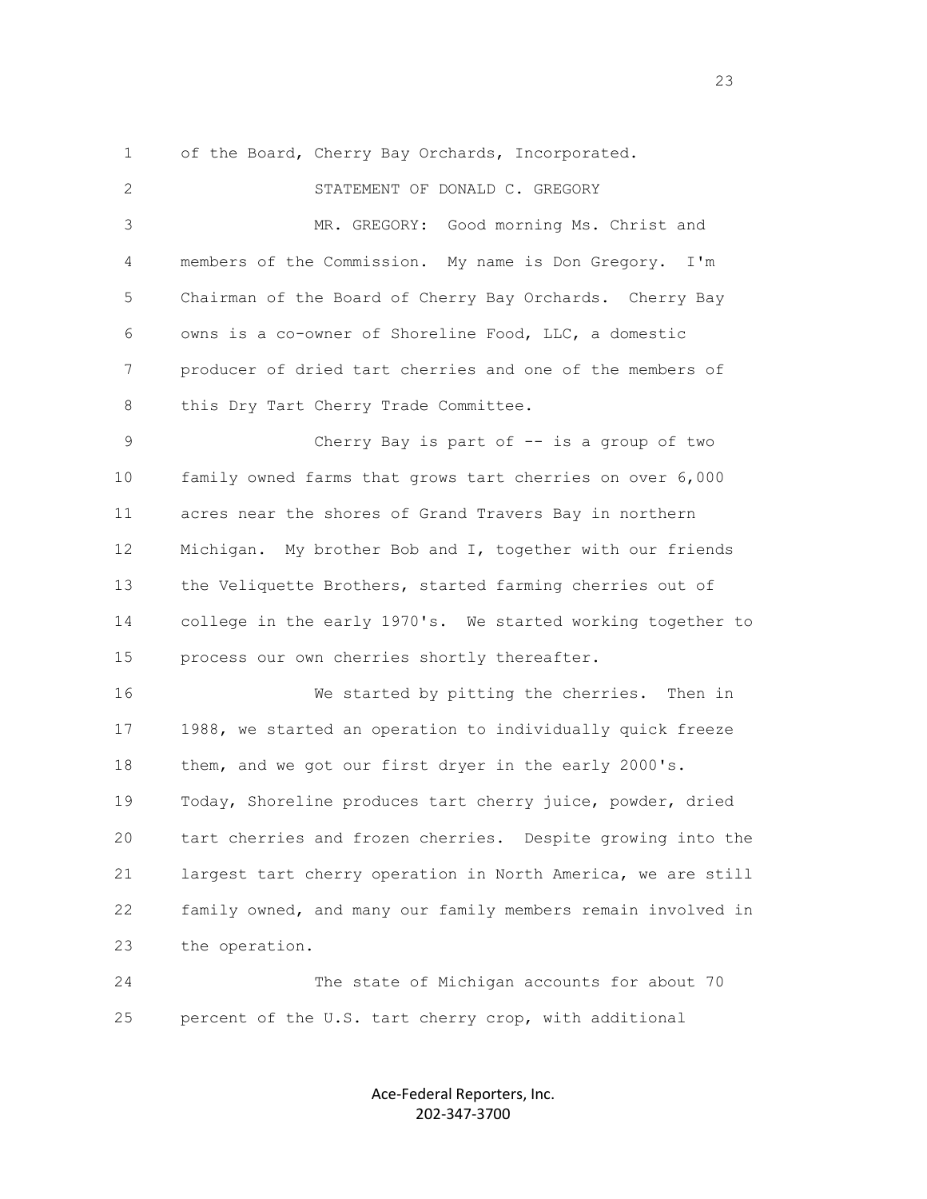of the Board, Cherry Bay Orchards, Incorporated.

STATEMENT OF DONALD C. GREGORY

MR. GREGORY: Good morning Ms. Christ and members of the Commission. My name is Don Gregory. I'm Chairman of the Board of Cherry Bay Orchards. Cherry Bay owns is a co-owner of Shoreline Food, LLC, a domestic producer of dried tart cherries and one of the members of this Dry Tart Cherry Trade Committee.

Cherry Bay is part of -- is a group of two family owned farms that grows tart cherries on over 6,000 acres near the shores of Grand Travers Bay in northern Michigan. My brother Bob and I, together with our friends the Veliquette Brothers, started farming cherries out of college in the early 1970's. We started working together to process our own cherries shortly thereafter.

We started by pitting the cherries. Then in 1988, we started an operation to individually quick freeze them, and we got our first dryer in the early 2000's. Today, Shoreline produces tart cherry juice, powder, dried tart cherries and frozen cherries. Despite growing into the largest tart cherry operation in North America, we are still family owned, and many our family members remain involved in the operation.

The state of Michigan accounts for about 70 percent of the U.S. tart cherry crop, with additional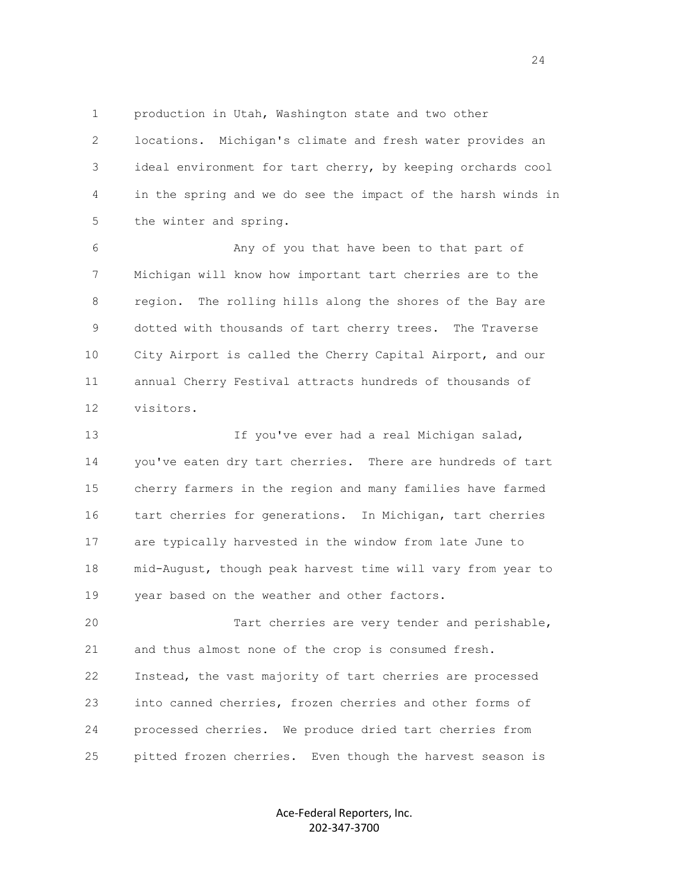production in Utah, Washington state and two other locations. Michigan's climate and fresh water provides an ideal environment for tart cherry, by keeping orchards cool in the spring and we do see the impact of the harsh winds in the winter and spring.

Any of you that have been to that part of Michigan will know how important tart cherries are to the region. The rolling hills along the shores of the Bay are dotted with thousands of tart cherry trees. The Traverse City Airport is called the Cherry Capital Airport, and our annual Cherry Festival attracts hundreds of thousands of visitors.

If you've ever had a real Michigan salad, you've eaten dry tart cherries. There are hundreds of tart cherry farmers in the region and many families have farmed tart cherries for generations. In Michigan, tart cherries are typically harvested in the window from late June to mid-August, though peak harvest time will vary from year to year based on the weather and other factors.

Tart cherries are very tender and perishable, and thus almost none of the crop is consumed fresh. Instead, the vast majority of tart cherries are processed into canned cherries, frozen cherries and other forms of processed cherries. We produce dried tart cherries from pitted frozen cherries. Even though the harvest season is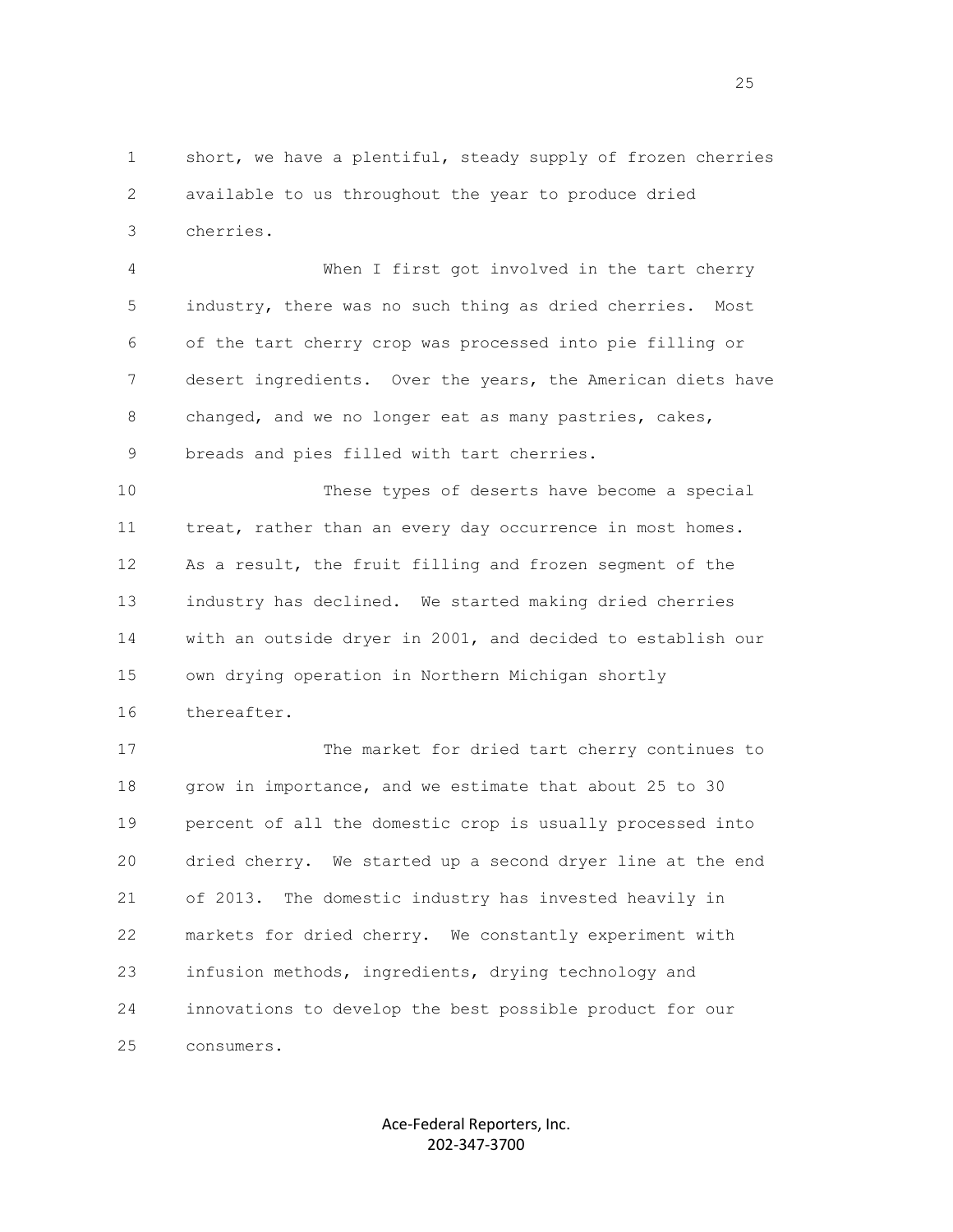short, we have a plentiful, steady supply of frozen cherries available to us throughout the year to produce dried cherries.

When I first got involved in the tart cherry industry, there was no such thing as dried cherries. Most of the tart cherry crop was processed into pie filling or desert ingredients. Over the years, the American diets have changed, and we no longer eat as many pastries, cakes, breads and pies filled with tart cherries.

These types of deserts have become a special treat, rather than an every day occurrence in most homes. As a result, the fruit filling and frozen segment of the industry has declined. We started making dried cherries with an outside dryer in 2001, and decided to establish our own drying operation in Northern Michigan shortly thereafter.

The market for dried tart cherry continues to grow in importance, and we estimate that about 25 to 30 percent of all the domestic crop is usually processed into dried cherry. We started up a second dryer line at the end of 2013. The domestic industry has invested heavily in markets for dried cherry. We constantly experiment with infusion methods, ingredients, drying technology and innovations to develop the best possible product for our consumers.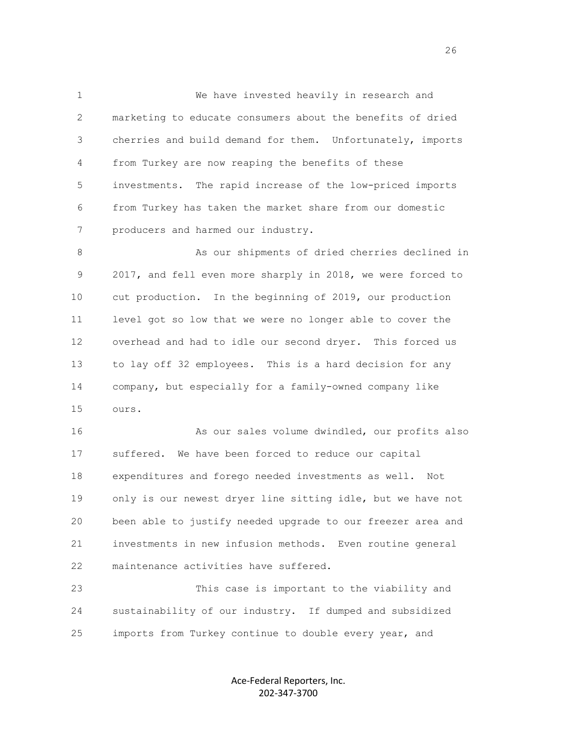We have invested heavily in research and marketing to educate consumers about the benefits of dried cherries and build demand for them. Unfortunately, imports from Turkey are now reaping the benefits of these investments. The rapid increase of the low-priced imports from Turkey has taken the market share from our domestic producers and harmed our industry.

As our shipments of dried cherries declined in 2017, and fell even more sharply in 2018, we were forced to cut production. In the beginning of 2019, our production level got so low that we were no longer able to cover the overhead and had to idle our second dryer. This forced us to lay off 32 employees. This is a hard decision for any company, but especially for a family-owned company like ours.

As our sales volume dwindled, our profits also suffered. We have been forced to reduce our capital expenditures and forego needed investments as well. Not only is our newest dryer line sitting idle, but we have not been able to justify needed upgrade to our freezer area and investments in new infusion methods. Even routine general maintenance activities have suffered.

This case is important to the viability and sustainability of our industry. If dumped and subsidized imports from Turkey continue to double every year, and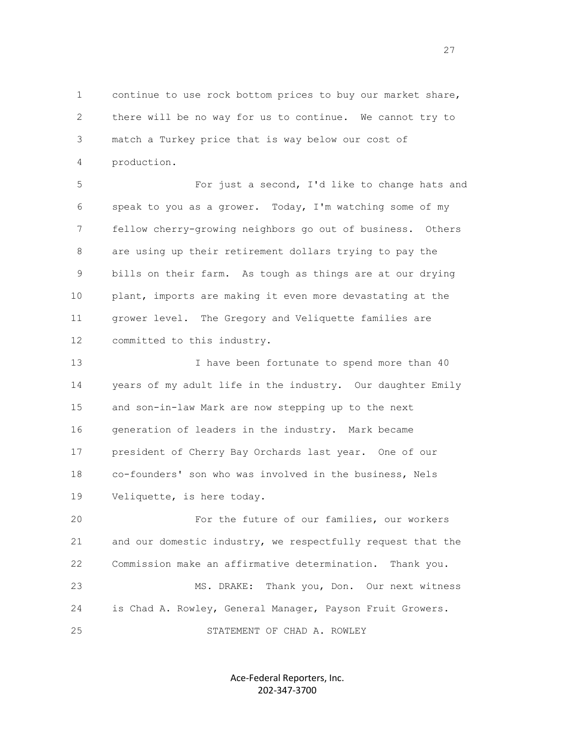continue to use rock bottom prices to buy our market share, there will be no way for us to continue. We cannot try to match a Turkey price that is way below our cost of production.

For just a second, I'd like to change hats and speak to you as a grower. Today, I'm watching some of my fellow cherry-growing neighbors go out of business. Others are using up their retirement dollars trying to pay the bills on their farm. As tough as things are at our drying plant, imports are making it even more devastating at the grower level. The Gregory and Veliquette families are committed to this industry.

I have been fortunate to spend more than 40 years of my adult life in the industry. Our daughter Emily and son-in-law Mark are now stepping up to the next generation of leaders in the industry. Mark became president of Cherry Bay Orchards last year. One of our co-founders' son who was involved in the business, Nels Veliquette, is here today.

For the future of our families, our workers and our domestic industry, we respectfully request that the Commission make an affirmative determination. Thank you.

MS. DRAKE: Thank you, Don. Our next witness is Chad A. Rowley, General Manager, Payson Fruit Growers.

STATEMENT OF CHAD A. ROWLEY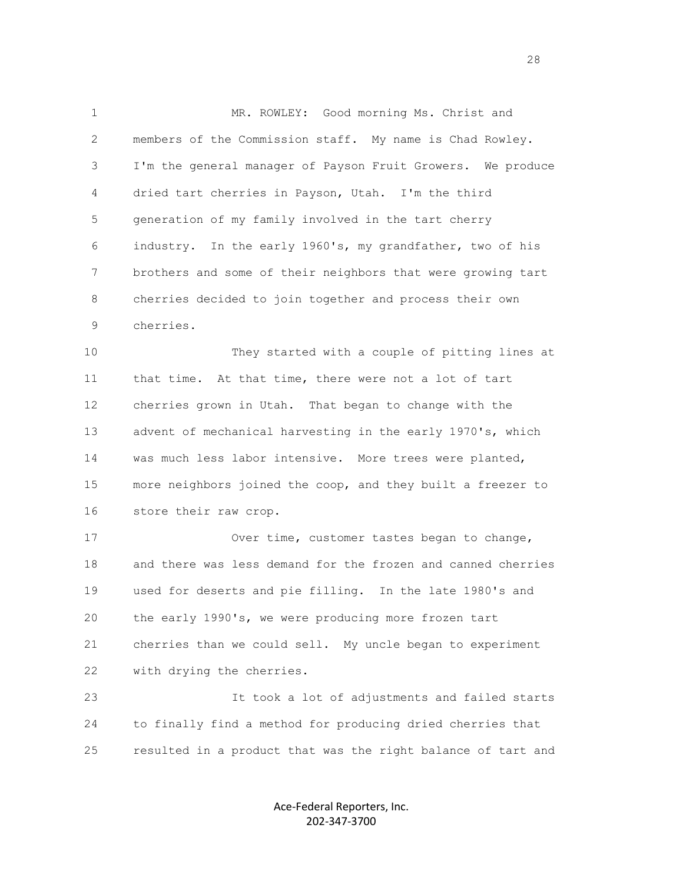MR. ROWLEY: Good morning Ms. Christ and members of the Commission staff. My name is Chad Rowley. I'm the general manager of Payson Fruit Growers. We produce dried tart cherries in Payson, Utah. I'm the third generation of my family involved in the tart cherry industry. In the early 1960's, my grandfather, two of his brothers and some of their neighbors that were growing tart cherries decided to join together and process their own cherries.

They started with a couple of pitting lines at that time. At that time, there were not a lot of tart cherries grown in Utah. That began to change with the advent of mechanical harvesting in the early 1970's, which was much less labor intensive. More trees were planted, more neighbors joined the coop, and they built a freezer to store their raw crop.

Over time, customer tastes began to change, and there was less demand for the frozen and canned cherries used for deserts and pie filling. In the late 1980's and the early 1990's, we were producing more frozen tart cherries than we could sell. My uncle began to experiment with drying the cherries.

It took a lot of adjustments and failed starts to finally find a method for producing dried cherries that resulted in a product that was the right balance of tart and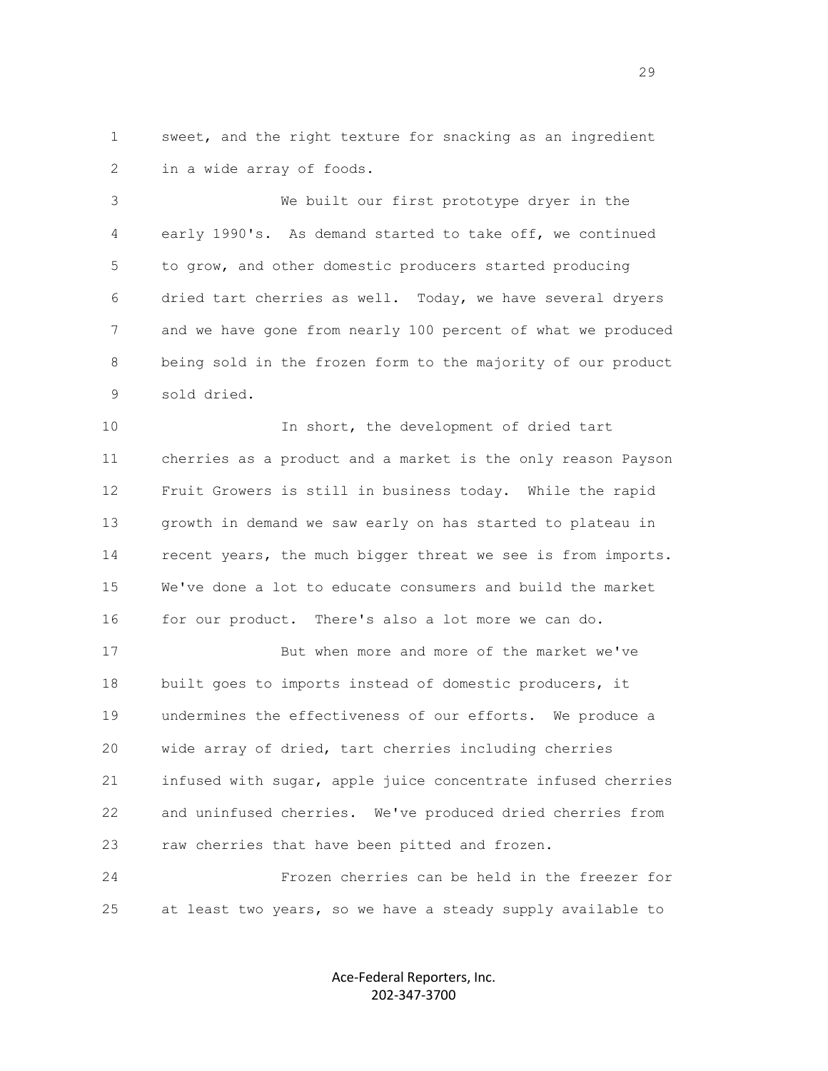sweet, and the right texture for snacking as an ingredient in a wide array of foods.

We built our first prototype dryer in the early 1990's. As demand started to take off, we continued to grow, and other domestic producers started producing dried tart cherries as well. Today, we have several dryers and we have gone from nearly 100 percent of what we produced being sold in the frozen form to the majority of our product sold dried.

In short, the development of dried tart cherries as a product and a market is the only reason Payson Fruit Growers is still in business today. While the rapid growth in demand we saw early on has started to plateau in recent years, the much bigger threat we see is from imports. We've done a lot to educate consumers and build the market for our product. There's also a lot more we can do.

But when more and more of the market we've built goes to imports instead of domestic producers, it undermines the effectiveness of our efforts. We produce a wide array of dried, tart cherries including cherries infused with sugar, apple juice concentrate infused cherries and uninfused cherries. We've produced dried cherries from raw cherries that have been pitted and frozen.

Frozen cherries can be held in the freezer for at least two years, so we have a steady supply available to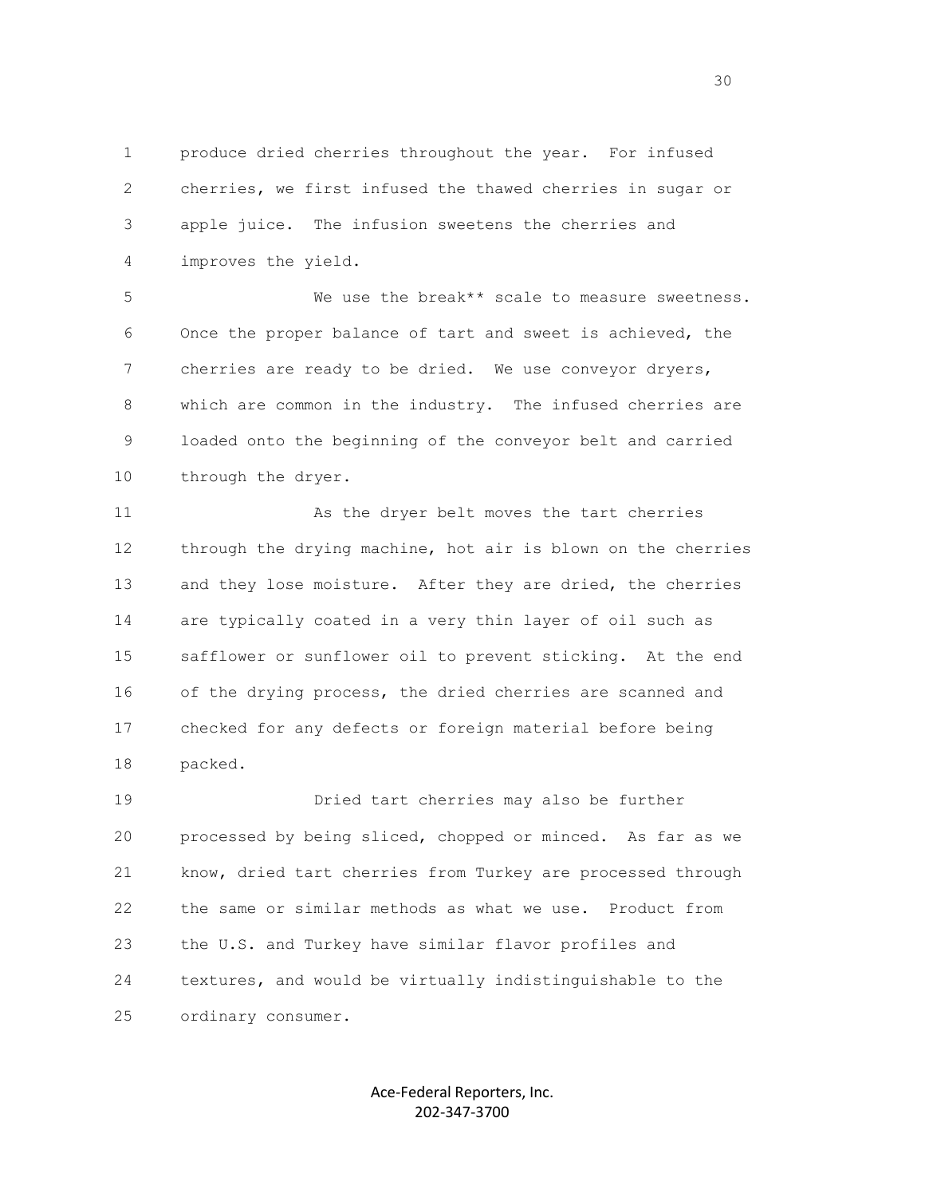produce dried cherries throughout the year. For infused cherries, we first infused the thawed cherries in sugar or apple juice. The infusion sweetens the cherries and improves the yield.

We use the break** scale to measure sweetness. Once the proper balance of tart and sweet is achieved, the cherries are ready to be dried. We use conveyor dryers, which are common in the industry. The infused cherries are loaded onto the beginning of the conveyor belt and carried through the dryer.

As the dryer belt moves the tart cherries through the drying machine, hot air is blown on the cherries and they lose moisture. After they are dried, the cherries are typically coated in a very thin layer of oil such as safflower or sunflower oil to prevent sticking. At the end of the drying process, the dried cherries are scanned and checked for any defects or foreign material before being packed.

Dried tart cherries may also be further processed by being sliced, chopped or minced. As far as we know, dried tart cherries from Turkey are processed through the same or similar methods as what we use. Product from the U.S. and Turkey have similar flavor profiles and textures, and would be virtually indistinguishable to the ordinary consumer.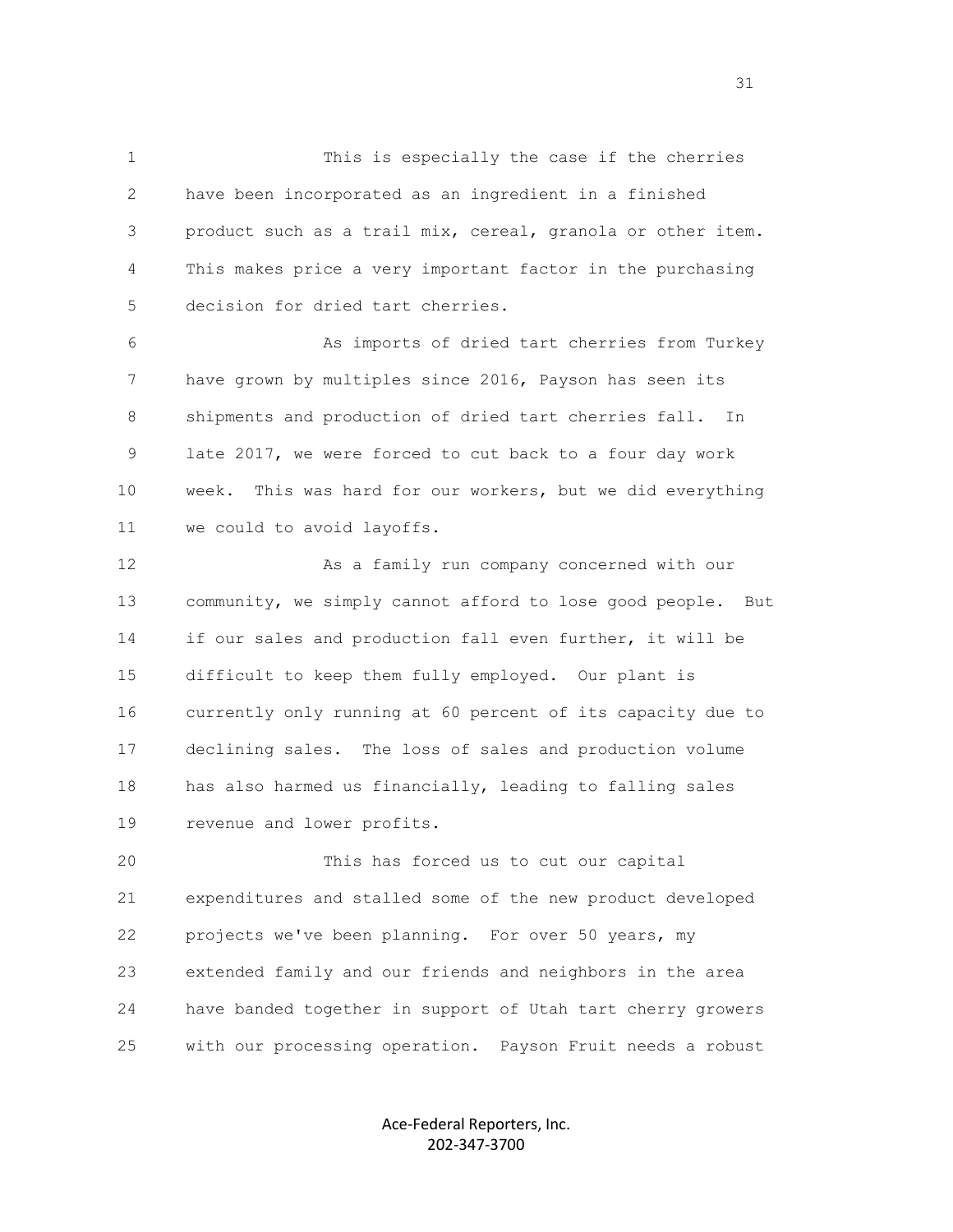This is especially the case if the cherries have been incorporated as an ingredient in a finished product such as a trail mix, cereal, granola or other item. This makes price a very important factor in the purchasing decision for dried tart cherries.

As imports of dried tart cherries from Turkey have grown by multiples since 2016, Payson has seen its shipments and production of dried tart cherries fall. In late 2017, we were forced to cut back to a four day work week. This was hard for our workers, but we did everything we could to avoid layoffs.

As a family run company concerned with our community, we simply cannot afford to lose good people. But if our sales and production fall even further, it will be difficult to keep them fully employed. Our plant is currently only running at 60 percent of its capacity due to declining sales. The loss of sales and production volume has also harmed us financially, leading to falling sales revenue and lower profits.

This has forced us to cut our capital expenditures and stalled some of the new product developed projects we've been planning. For over 50 years, my extended family and our friends and neighbors in the area have banded together in support of Utah tart cherry growers with our processing operation. Payson Fruit needs a robust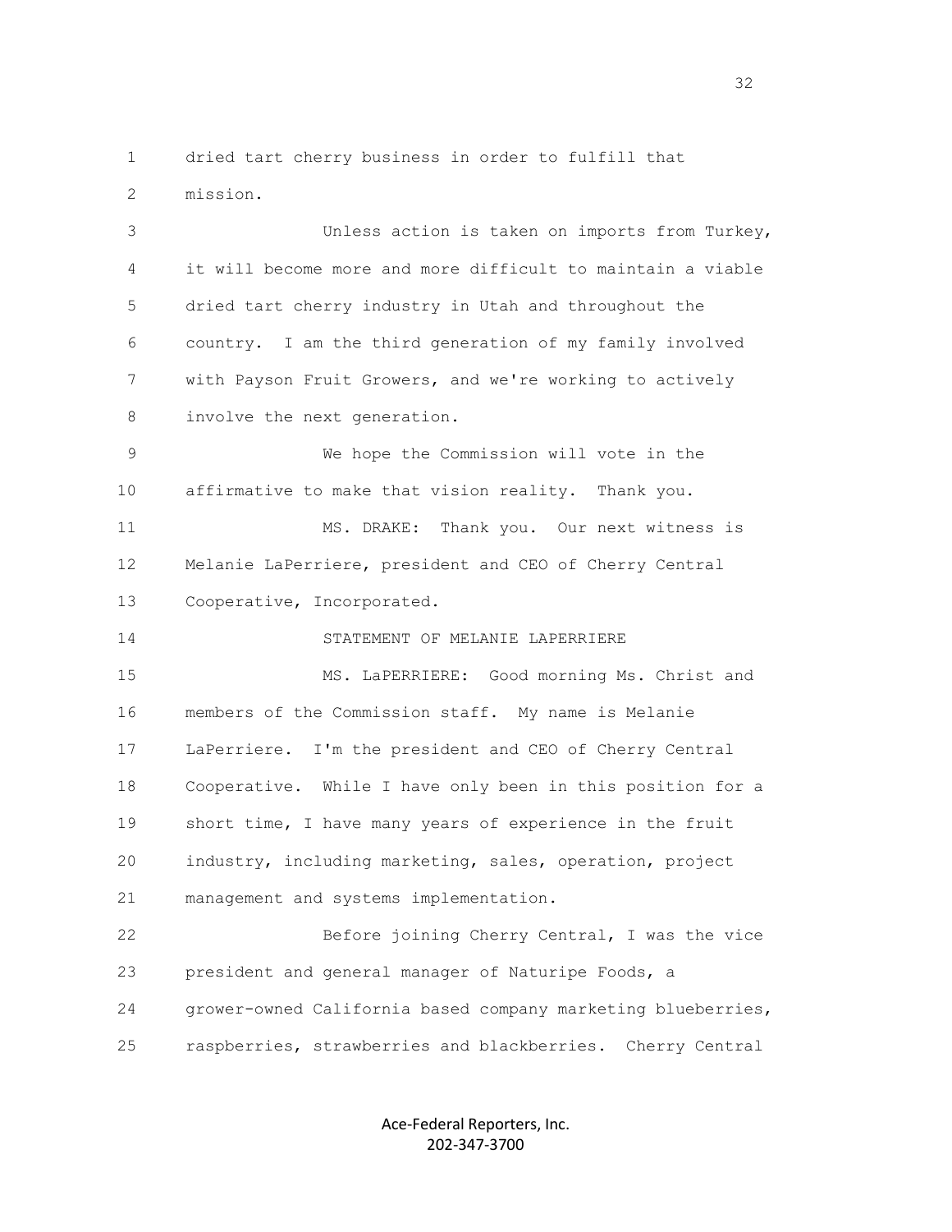dried tart cherry business in order to fulfill that mission.

Unless action is taken on imports from Turkey, it will become more and more difficult to maintain a viable dried tart cherry industry in Utah and throughout the country. I am the third generation of my family involved with Payson Fruit Growers, and we're working to actively involve the next generation.

We hope the Commission will vote in the affirmative to make that vision reality. Thank you.

MS. DRAKE: Thank you. Our next witness is Melanie LaPerriere, president and CEO of Cherry Central Cooperative, Incorporated.

STATEMENT OF MELANIE LAPERRIERE

MS. LaPERRIERE: Good morning Ms. Christ and members of the Commission staff. My name is Melanie LaPerriere. I'm the president and CEO of Cherry Central Cooperative. While I have only been in this position for a short time, I have many years of experience in the fruit industry, including marketing, sales, operation, project management and systems implementation.

Before joining Cherry Central, I was the vice president and general manager of Naturipe Foods, a grower-owned California based company marketing blueberries, raspberries, strawberries and blackberries. Cherry Central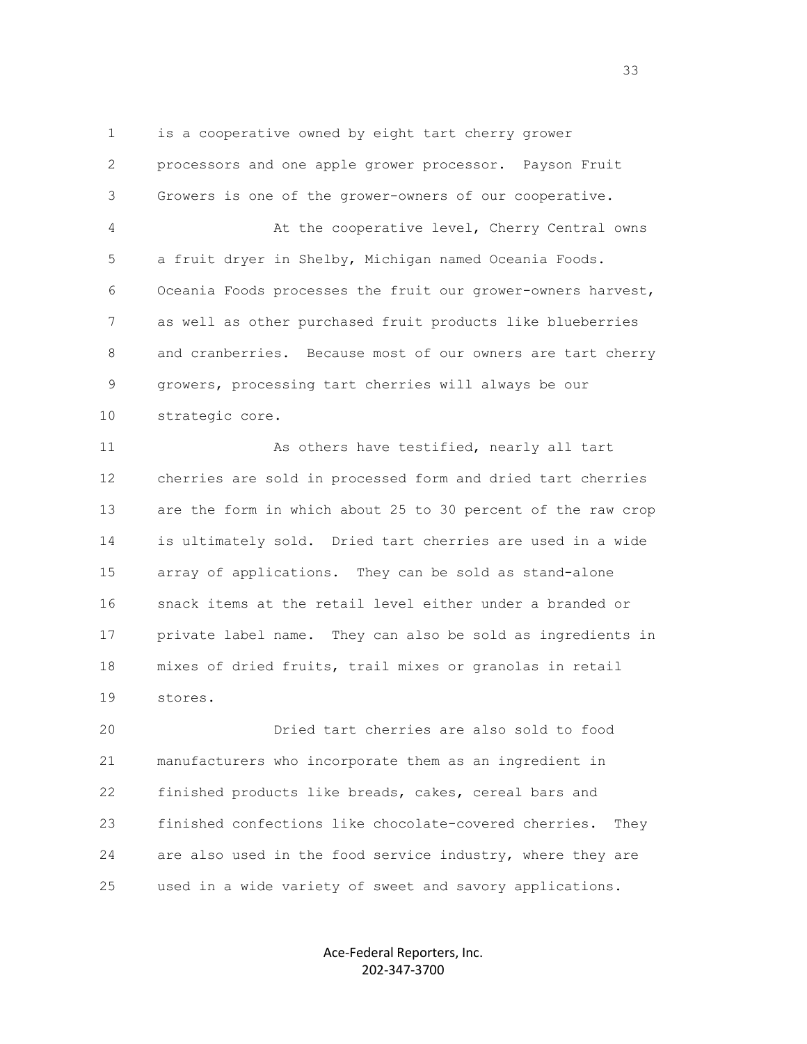is a cooperative owned by eight tart cherry grower processors and one apple grower processor. Payson Fruit Growers is one of the grower-owners of our cooperative.

At the cooperative level, Cherry Central owns a fruit dryer in Shelby, Michigan named Oceania Foods. Oceania Foods processes the fruit our grower-owners harvest, as well as other purchased fruit products like blueberries and cranberries. Because most of our owners are tart cherry growers, processing tart cherries will always be our strategic core.

As others have testified, nearly all tart cherries are sold in processed form and dried tart cherries are the form in which about 25 to 30 percent of the raw crop is ultimately sold. Dried tart cherries are used in a wide array of applications. They can be sold as stand-alone snack items at the retail level either under a branded or private label name. They can also be sold as ingredients in mixes of dried fruits, trail mixes or granolas in retail stores.

Dried tart cherries are also sold to food manufacturers who incorporate them as an ingredient in finished products like breads, cakes, cereal bars and finished confections like chocolate-covered cherries. They are also used in the food service industry, where they are used in a wide variety of sweet and savory applications.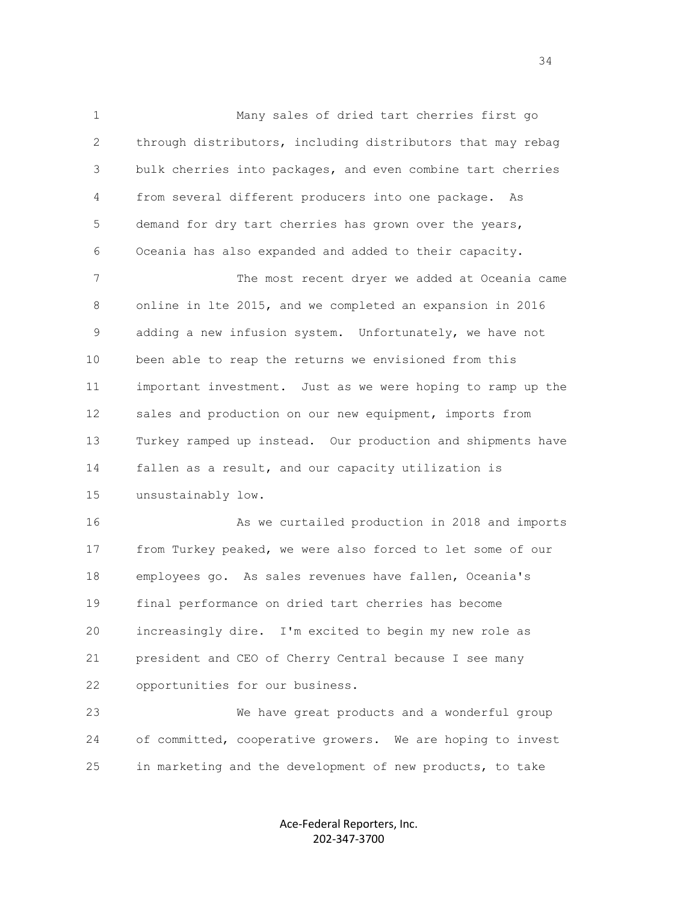Many sales of dried tart cherries first go through distributors, including distributors that may rebag bulk cherries into packages, and even combine tart cherries from several different producers into one package. As demand for dry tart cherries has grown over the years, Oceania has also expanded and added to their capacity.

The most recent dryer we added at Oceania came online in lte 2015, and we completed an expansion in 2016 adding a new infusion system. Unfortunately, we have not been able to reap the returns we envisioned from this important investment. Just as we were hoping to ramp up the sales and production on our new equipment, imports from Turkey ramped up instead. Our production and shipments have fallen as a result, and our capacity utilization is unsustainably low.

As we curtailed production in 2018 and imports from Turkey peaked, we were also forced to let some of our employees go. As sales revenues have fallen, Oceania's final performance on dried tart cherries has become increasingly dire. I'm excited to begin my new role as president and CEO of Cherry Central because I see many opportunities for our business.

We have great products and a wonderful group of committed, cooperative growers. We are hoping to invest in marketing and the development of new products, to take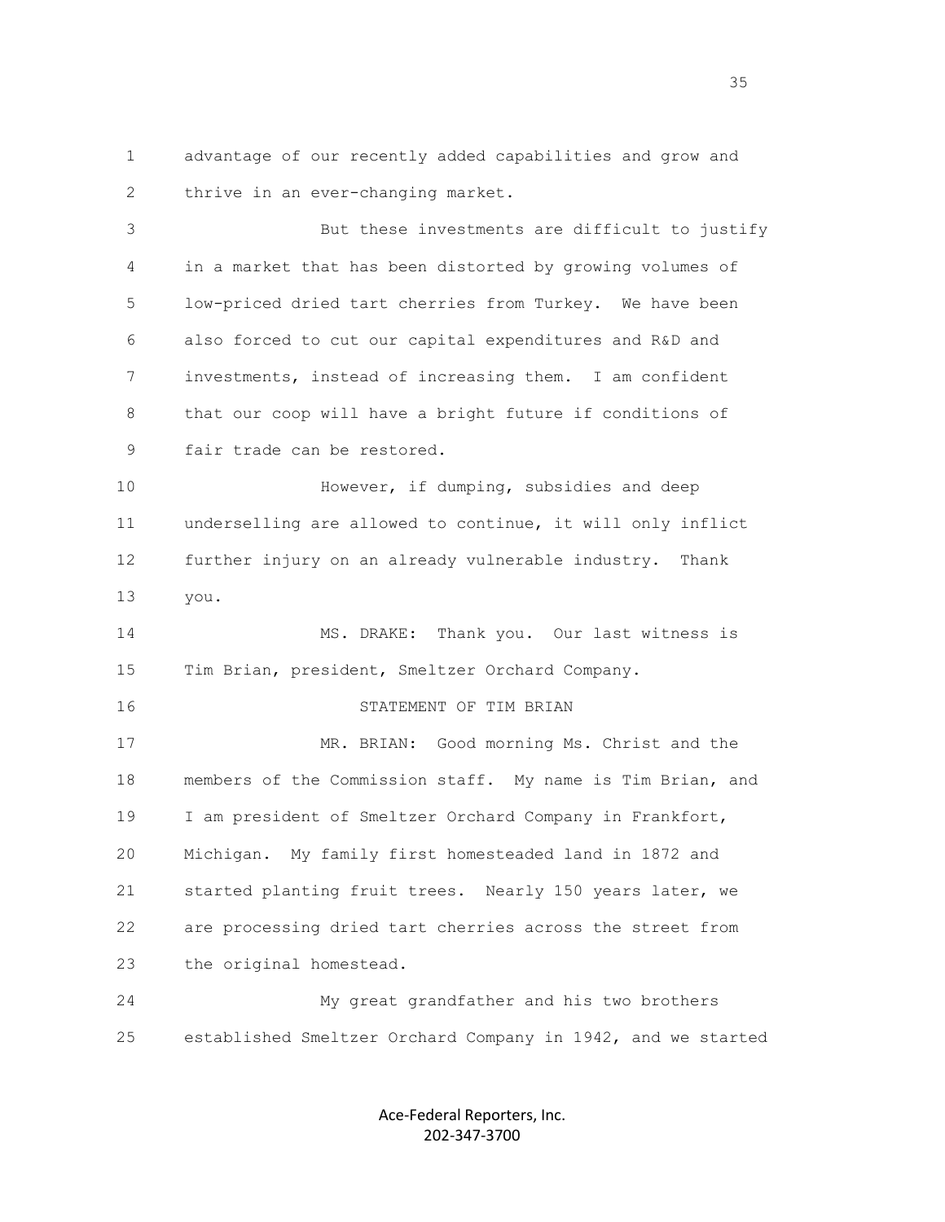advantage of our recently added capabilities and grow and thrive in an ever-changing market.

But these investments are difficult to justify in a market that has been distorted by growing volumes of low-priced dried tart cherries from Turkey. We have been also forced to cut our capital expenditures and R&D and investments, instead of increasing them. I am confident that our coop will have a bright future if conditions of fair trade can be restored.

However, if dumping, subsidies and deep underselling are allowed to continue, it will only inflict further injury on an already vulnerable industry. Thank you.

MS. DRAKE: Thank you. Our last witness is Tim Brian, president, Smeltzer Orchard Company.

STATEMENT OF TIM BRIAN

MR. BRIAN: Good morning Ms. Christ and the members of the Commission staff. My name is Tim Brian, and I am president of Smeltzer Orchard Company in Frankfort, Michigan. My family first homesteaded land in 1872 and started planting fruit trees. Nearly 150 years later, we are processing dried tart cherries across the street from the original homestead.

My great grandfather and his two brothers established Smeltzer Orchard Company in 1942, and we started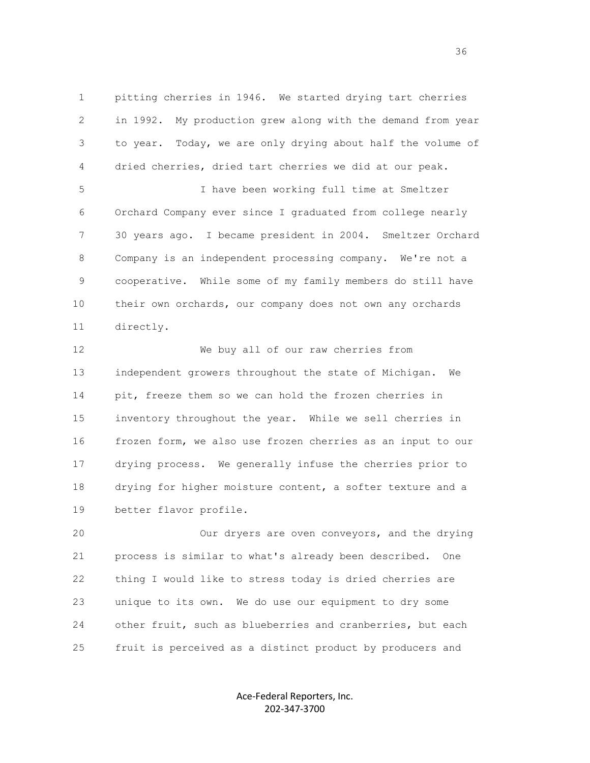pitting cherries in 1946. We started drying tart cherries in 1992. My production grew along with the demand from year to year. Today, we are only drying about half the volume of dried cherries, dried tart cherries we did at our peak.

I have been working full time at Smeltzer Orchard Company ever since I graduated from college nearly 30 years ago. I became president in 2004. Smeltzer Orchard Company is an independent processing company. We're not a cooperative. While some of my family members do still have their own orchards, our company does not own any orchards directly.

We buy all of our raw cherries from independent growers throughout the state of Michigan. We pit, freeze them so we can hold the frozen cherries in inventory throughout the year. While we sell cherries in frozen form, we also use frozen cherries as an input to our drying process. We generally infuse the cherries prior to drying for higher moisture content, a softer texture and a better flavor profile.

Our dryers are oven conveyors, and the drying process is similar to what's already been described. One thing I would like to stress today is dried cherries are unique to its own. We do use our equipment to dry some other fruit, such as blueberries and cranberries, but each fruit is perceived as a distinct product by producers and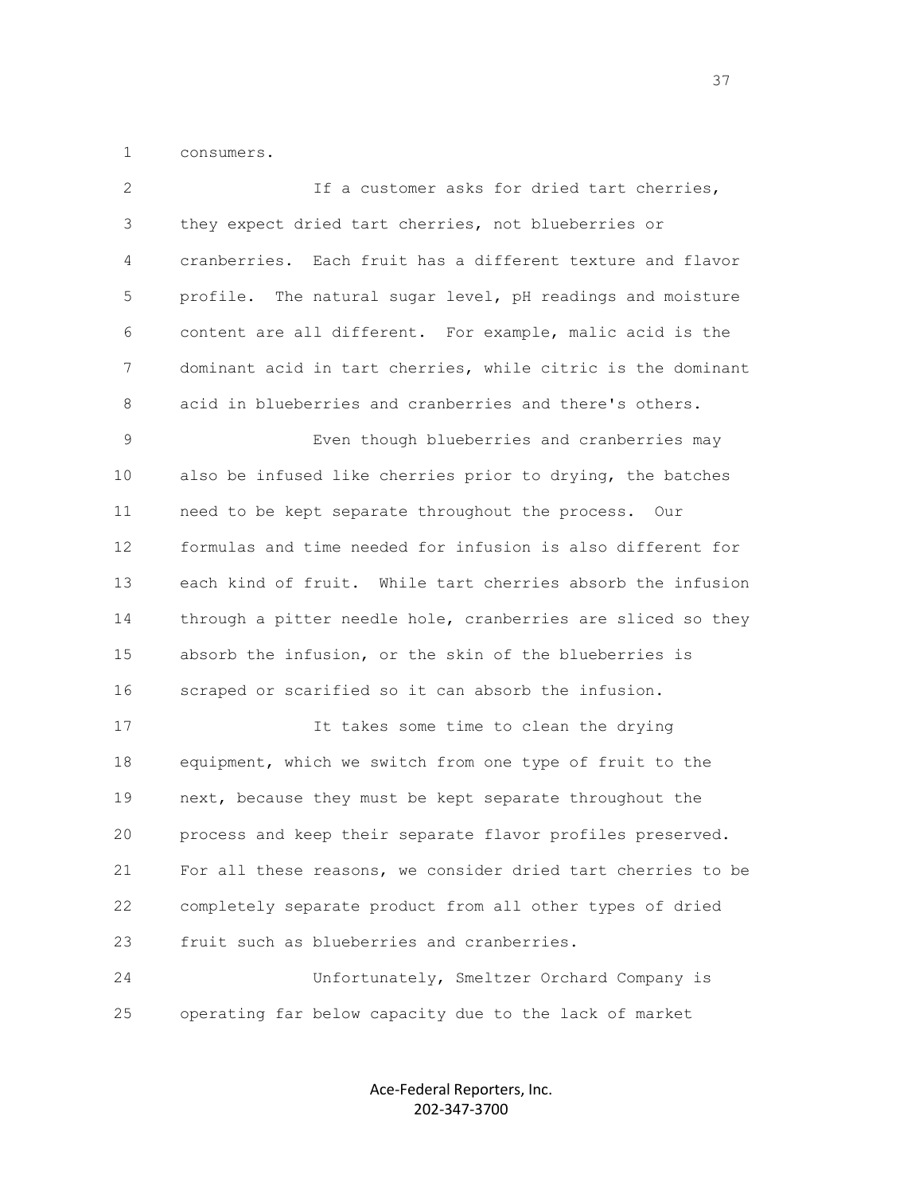consumers.

If a customer asks for dried tart cherries, they expect dried tart cherries, not blueberries or cranberries. Each fruit has a different texture and flavor profile. The natural sugar level, pH readings and moisture content are all different. For example, malic acid is the dominant acid in tart cherries, while citric is the dominant acid in blueberries and cranberries and there's others.

Even though blueberries and cranberries may also be infused like cherries prior to drying, the batches need to be kept separate throughout the process. Our formulas and time needed for infusion is also different for each kind of fruit. While tart cherries absorb the infusion through a pitter needle hole, cranberries are sliced so they absorb the infusion, or the skin of the blueberries is scraped or scarified so it can absorb the infusion.

It takes some time to clean the drying equipment, which we switch from one type of fruit to the next, because they must be kept separate throughout the process and keep their separate flavor profiles preserved. For all these reasons, we consider dried tart cherries to be completely separate product from all other types of dried fruit such as blueberries and cranberries.

Unfortunately, Smeltzer Orchard Company is operating far below capacity due to the lack of market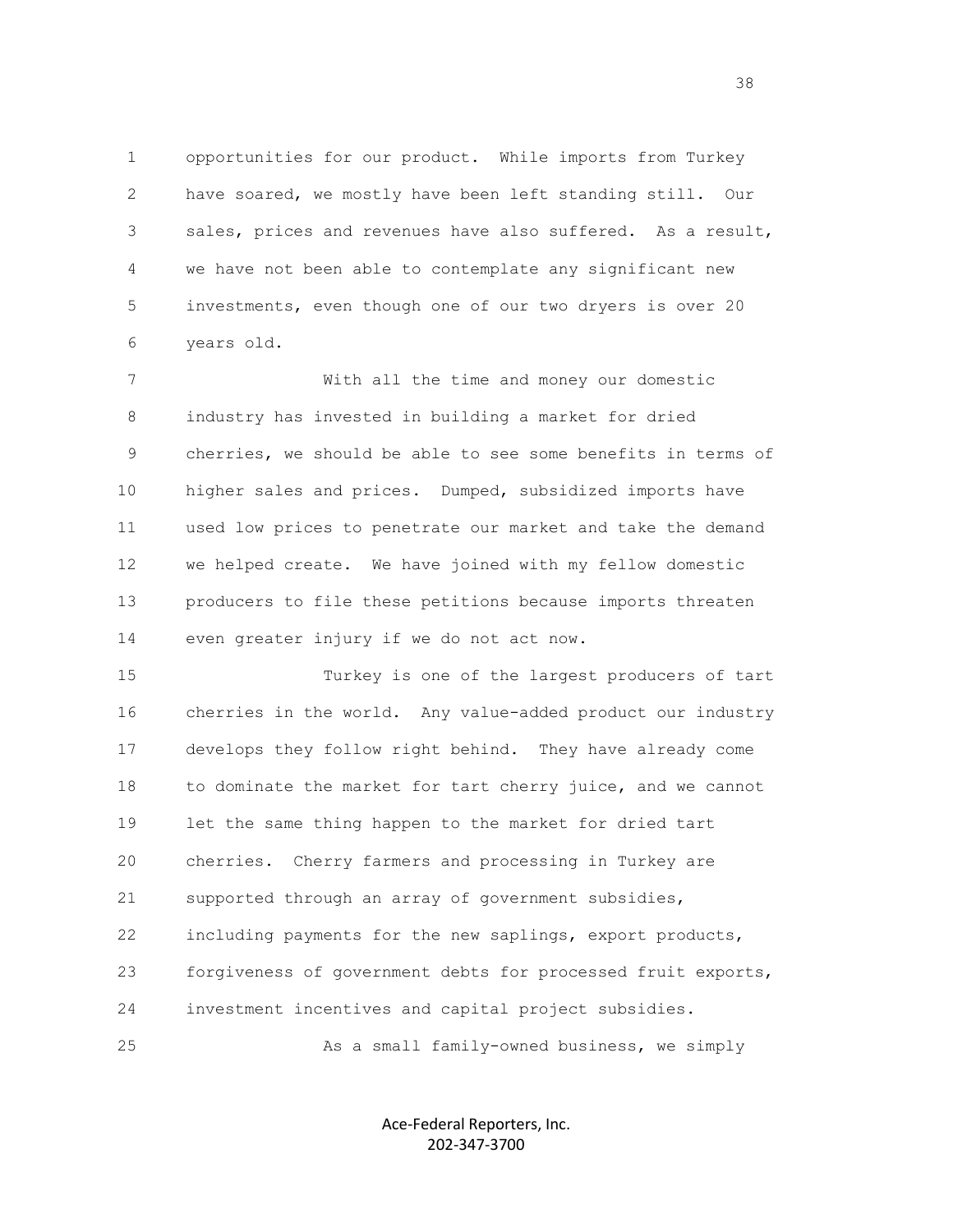opportunities for our product. While imports from Turkey have soared, we mostly have been left standing still. Our sales, prices and revenues have also suffered. As a result, we have not been able to contemplate any significant new investments, even though one of our two dryers is over 20 years old.

With all the time and money our domestic industry has invested in building a market for dried cherries, we should be able to see some benefits in terms of higher sales and prices. Dumped, subsidized imports have used low prices to penetrate our market and take the demand we helped create. We have joined with my fellow domestic producers to file these petitions because imports threaten even greater injury if we do not act now.

Turkey is one of the largest producers of tart cherries in the world. Any value-added product our industry develops they follow right behind. They have already come to dominate the market for tart cherry juice, and we cannot let the same thing happen to the market for dried tart cherries. Cherry farmers and processing in Turkey are supported through an array of government subsidies, including payments for the new saplings, export products, forgiveness of government debts for processed fruit exports, investment incentives and capital project subsidies.

As a small family-owned business, we simply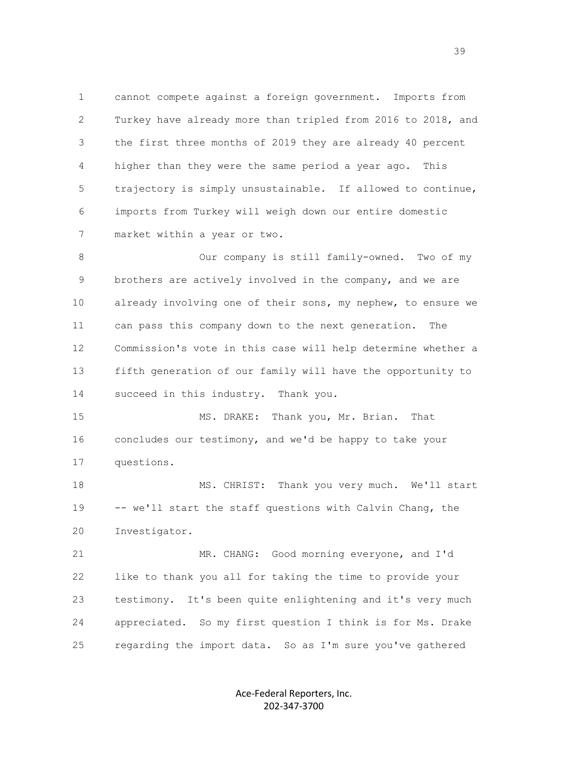cannot compete against a foreign government. Imports from Turkey have already more than tripled from 2016 to 2018, and the first three months of 2019 they are already 40 percent higher than they were the same period a year ago. This trajectory is simply unsustainable. If allowed to continue, imports from Turkey will weigh down our entire domestic market within a year or two.

Our company is still family-owned. Two of my brothers are actively involved in the company, and we are already involving one of their sons, my nephew, to ensure we can pass this company down to the next generation. The Commission's vote in this case will help determine whether a fifth generation of our family will have the opportunity to succeed in this industry. Thank you.

MS. DRAKE: Thank you, Mr. Brian. That concludes our testimony, and we'd be happy to take your questions.

MS. CHRIST: Thank you very much. We'll start -- we'll start the staff questions with Calvin Chang, the Investigator.

MR. CHANG: Good morning everyone, and I'd like to thank you all for taking the time to provide your testimony. It's been quite enlightening and it's very much appreciated. So my first question I think is for Ms. Drake regarding the import data. So as I'm sure you've gathered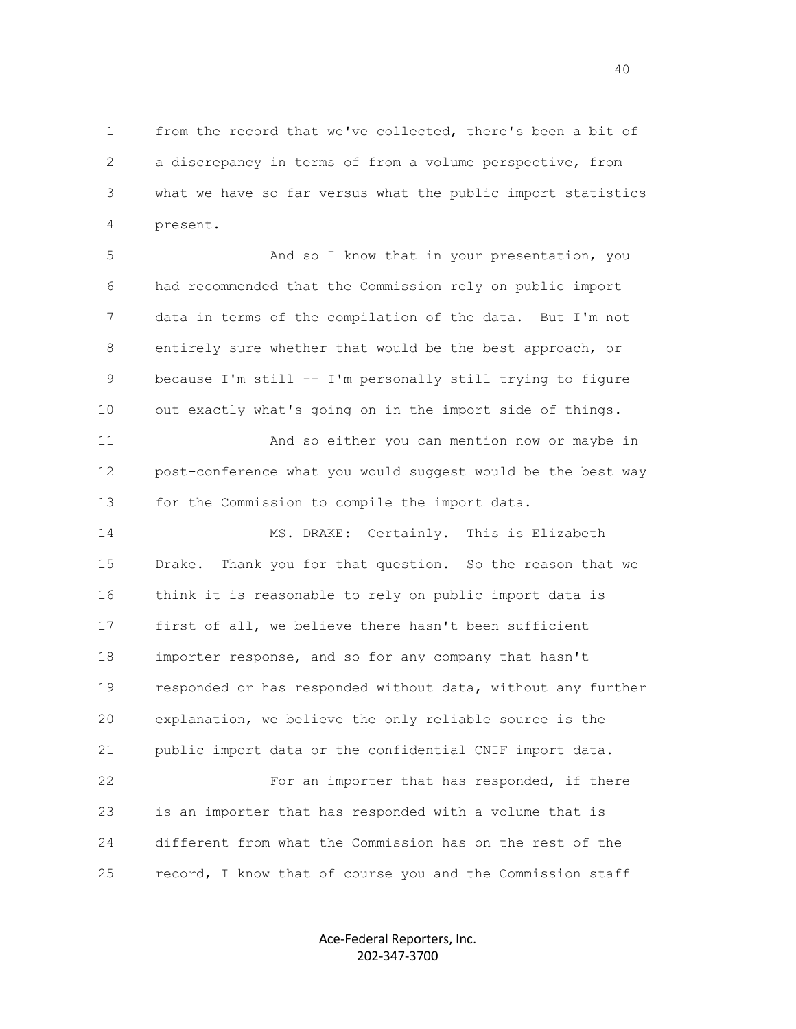from the record that we've collected, there's been a bit of a discrepancy in terms of from a volume perspective, from what we have so far versus what the public import statistics present.

And so I know that in your presentation, you had recommended that the Commission rely on public import data in terms of the compilation of the data. But I'm not entirely sure whether that would be the best approach, or because I'm still -- I'm personally still trying to figure out exactly what's going on in the import side of things.

And so either you can mention now or maybe in post-conference what you would suggest would be the best way for the Commission to compile the import data.

MS. DRAKE: Certainly. This is Elizabeth Drake. Thank you for that question. So the reason that we think it is reasonable to rely on public import data is first of all, we believe there hasn't been sufficient importer response, and so for any company that hasn't responded or has responded without data, without any further explanation, we believe the only reliable source is the public import data or the confidential CNIF import data.

For an importer that has responded, if there is an importer that has responded with a volume that is different from what the Commission has on the rest of the record, I know that of course you and the Commission staff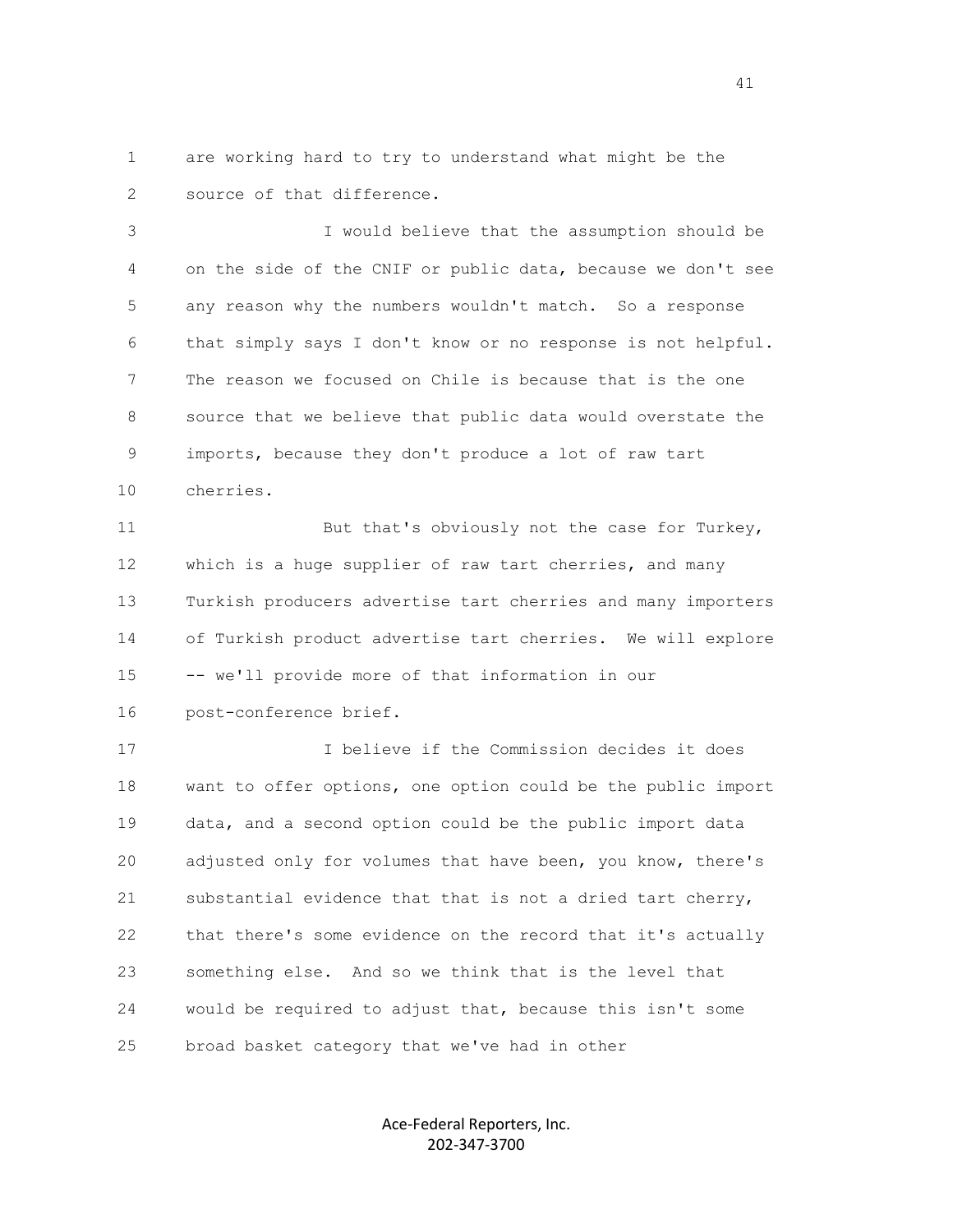are working hard to try to understand what might be the source of that difference.

I would believe that the assumption should be on the side of the CNIF or public data, because we don't see any reason why the numbers wouldn't match. So a response that simply says I don't know or no response is not helpful. The reason we focused on Chile is because that is the one source that we believe that public data would overstate the imports, because they don't produce a lot of raw tart cherries.

But that's obviously not the case for Turkey, which is a huge supplier of raw tart cherries, and many Turkish producers advertise tart cherries and many importers of Turkish product advertise tart cherries. We will explore -- we'll provide more of that information in our post-conference brief.

I believe if the Commission decides it does want to offer options, one option could be the public import data, and a second option could be the public import data adjusted only for volumes that have been, you know, there's substantial evidence that that is not a dried tart cherry, that there's some evidence on the record that it's actually something else. And so we think that is the level that would be required to adjust that, because this isn't some broad basket category that we've had in other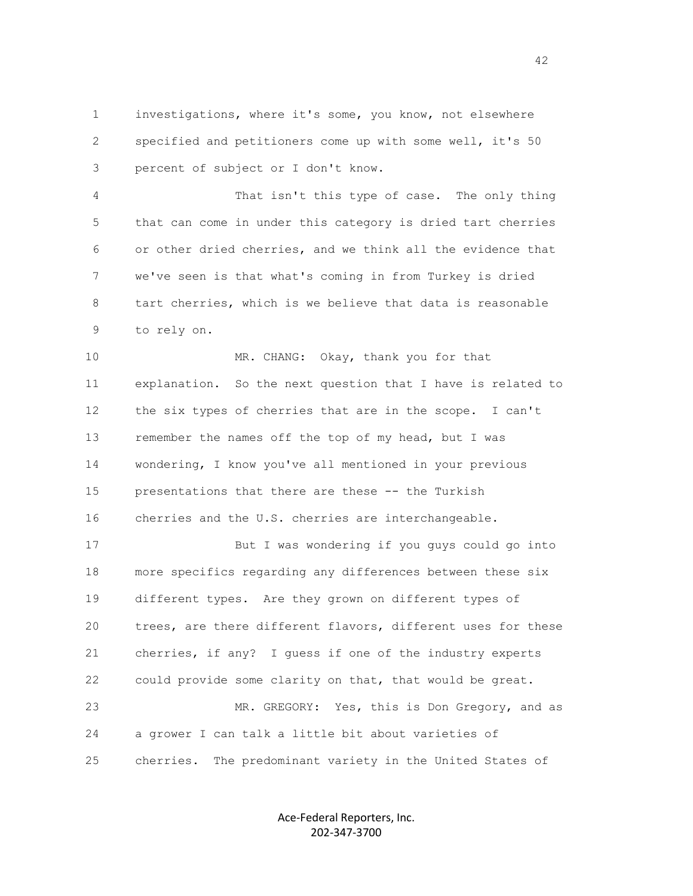1 investigations, where it's some, you know, not elsewhere
2 specified and petitioners come up with some well, it's 50
3 percent of subject or I don't know.

4 That isn't this type of case. The only thing
5 that can come in under this category is dried tart cherries
6 or other dried cherries, and we think all the evidence that
7 we've seen is that what's coming in from Turkey is dried
8 tart cherries, which is we believe that data is reasonable
9 to rely on.

10 MR. CHANG: Okay, thank you for that
11 explanation. So the next question that I have is related to
12 the six types of cherries that are in the scope. I can't
13 remember the names off the top of my head, but I was
14 wondering, I know you've all mentioned in your previous
15 presentations that there are these -- the Turkish
16 cherries and the U.S. cherries are interchangeable.

17 But I was wondering if you guys could go into
18 more specifics regarding any differences between these six
19 different types. Are they grown on different types of
20 trees, are there different flavors, different uses for these
21 cherries, if any? I guess if one of the industry experts
22 could provide some clarity on that, that would be great.

23 MR. GREGORY: Yes, this is Don Gregory, and as
24 a grower I can talk a little bit about varieties of
25 cherries. The predominant variety in the United States of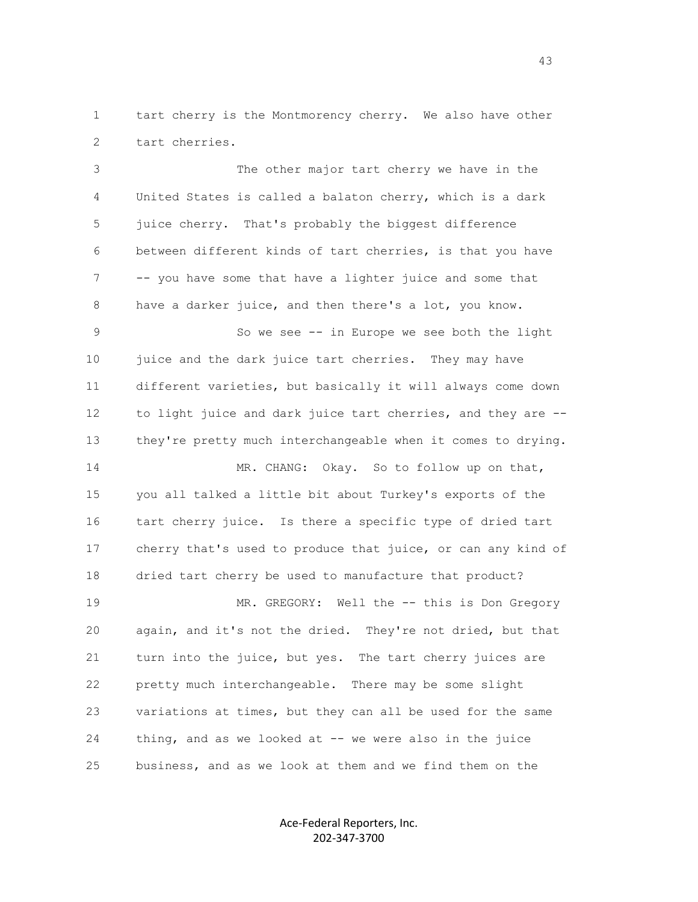tart cherry is the Montmorency cherry. We also have other tart cherries.

The other major tart cherry we have in the United States is called a balaton cherry, which is a dark juice cherry. That's probably the biggest difference between different kinds of tart cherries, is that you have -- you have some that have a lighter juice and some that have a darker juice, and then there's a lot, you know.

So we see -- in Europe we see both the light juice and the dark juice tart cherries. They may have different varieties, but basically it will always come down to light juice and dark juice tart cherries, and they are -- they're pretty much interchangeable when it comes to drying.

MR. CHANG: Okay. So to follow up on that, you all talked a little bit about Turkey's exports of the tart cherry juice. Is there a specific type of dried tart cherry that's used to produce that juice, or can any kind of dried tart cherry be used to manufacture that product?

MR. GREGORY: Well the -- this is Don Gregory again, and it's not the dried. They're not dried, but that turn into the juice, but yes. The tart cherry juices are pretty much interchangeable. There may be some slight variations at times, but they can all be used for the same thing, and as we looked at -- we were also in the juice business, and as we look at them and we find them on the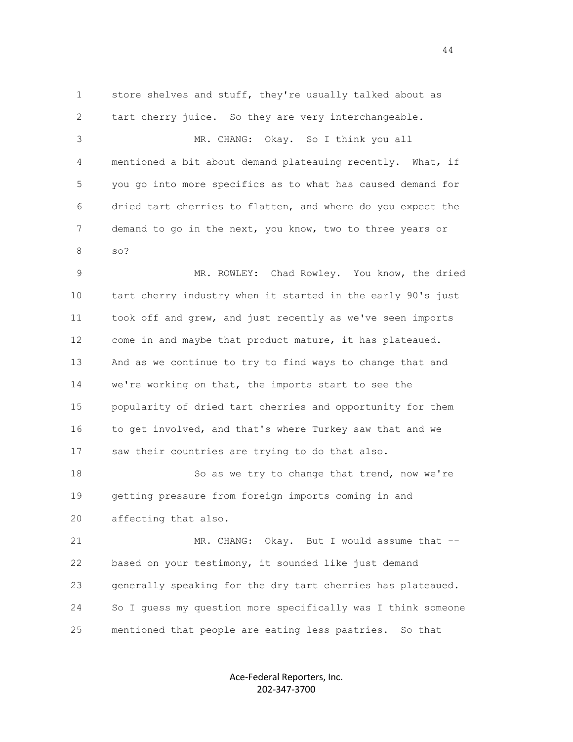store shelves and stuff, they're usually talked about as tart cherry juice. So they are very interchangeable.

MR. CHANG: Okay. So I think you all mentioned a bit about demand plateauing recently. What, if you go into more specifics as to what has caused demand for dried tart cherries to flatten, and where do you expect the demand to go in the next, you know, two to three years or so?

MR. ROWLEY: Chad Rowley. You know, the dried tart cherry industry when it started in the early 90's just took off and grew, and just recently as we've seen imports come in and maybe that product mature, it has plateaued. And as we continue to try to find ways to change that and we're working on that, the imports start to see the popularity of dried tart cherries and opportunity for them to get involved, and that's where Turkey saw that and we saw their countries are trying to do that also.

So as we try to change that trend, now we're getting pressure from foreign imports coming in and affecting that also.

MR. CHANG: Okay. But I would assume that -- based on your testimony, it sounded like just demand generally speaking for the dry tart cherries has plateaued. So I guess my question more specifically was I think someone mentioned that people are eating less pastries. So that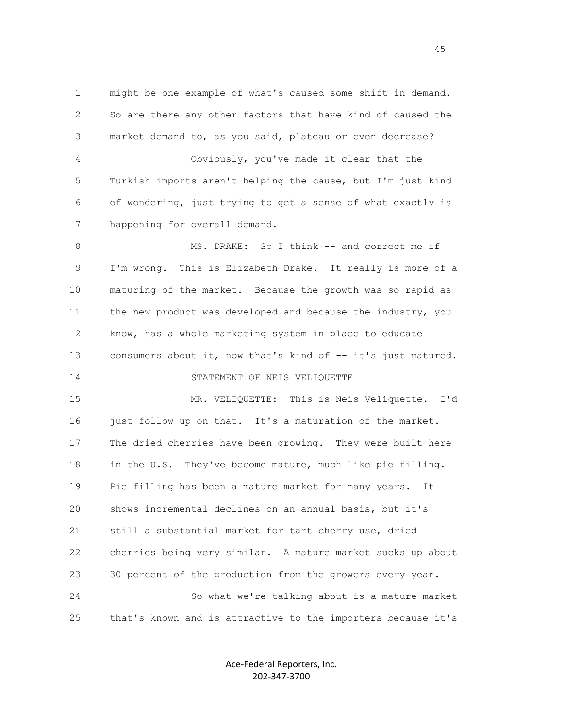might be one example of what's caused some shift in demand. So are there any other factors that have kind of caused the market demand to, as you said, plateau or even decrease?

Obviously, you've made it clear that the Turkish imports aren't helping the cause, but I'm just kind of wondering, just trying to get a sense of what exactly is happening for overall demand.

MS. DRAKE: So I think -- and correct me if I'm wrong. This is Elizabeth Drake. It really is more of a maturing of the market. Because the growth was so rapid as the new product was developed and because the industry, you know, has a whole marketing system in place to educate consumers about it, now that's kind of -- it's just matured.

STATEMENT OF NEIS VELIQUETTE

MR. VELIQUETTE: This is Neis Veliquette. I'd just follow up on that. It's a maturation of the market. The dried cherries have been growing. They were built here in the U.S. They've become mature, much like pie filling. Pie filling has been a mature market for many years. It shows incremental declines on an annual basis, but it's still a substantial market for tart cherry use, dried cherries being very similar. A mature market sucks up about 30 percent of the production from the growers every year.

So what we're talking about is a mature market that's known and is attractive to the importers because it's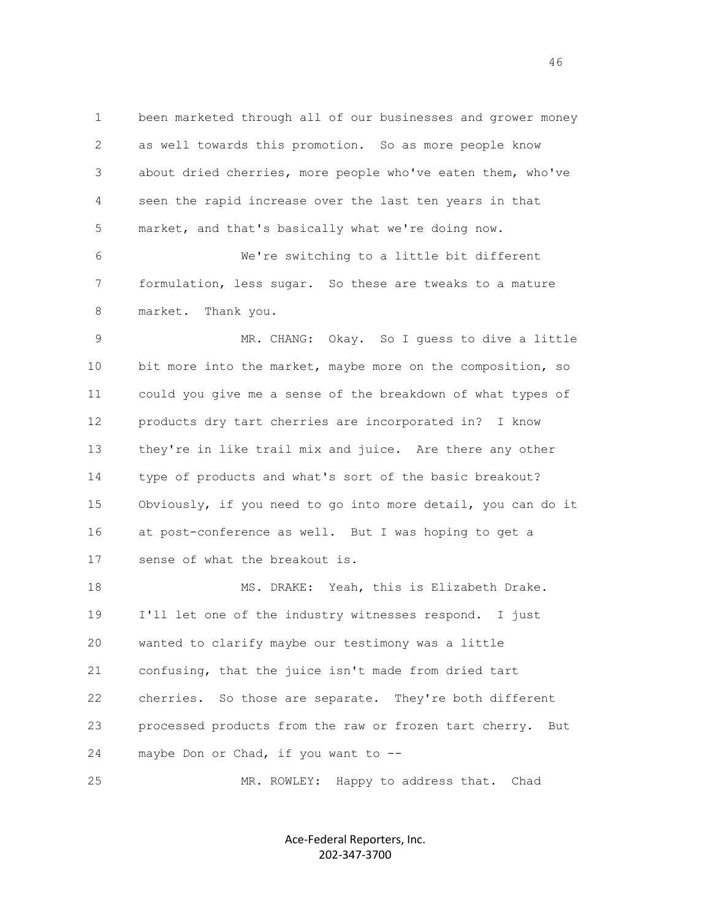been marketed through all of our businesses and grower money as well towards this promotion. So as more people know about dried cherries, more people who've eaten them, who've seen the rapid increase over the last ten years in that market, and that's basically what we're doing now.

We're switching to a little bit different formulation, less sugar. So these are tweaks to a mature market. Thank you.

MR. CHANG: Okay. So I guess to dive a little bit more into the market, maybe more on the composition, so could you give me a sense of the breakdown of what types of products dry tart cherries are incorporated in? I know they're in like trail mix and juice. Are there any other type of products and what's sort of the basic breakout? Obviously, if you need to go into more detail, you can do it at post-conference as well. But I was hoping to get a sense of what the breakout is.

MS. DRAKE: Yeah, this is Elizabeth Drake. I'll let one of the industry witnesses respond. I just wanted to clarify maybe our testimony was a little confusing, that the juice isn't made from dried tart cherries. So those are separate. They're both different processed products from the raw or frozen tart cherry. But maybe Don or Chad, if you want to --

MR. ROWLEY: Happy to address that. Chad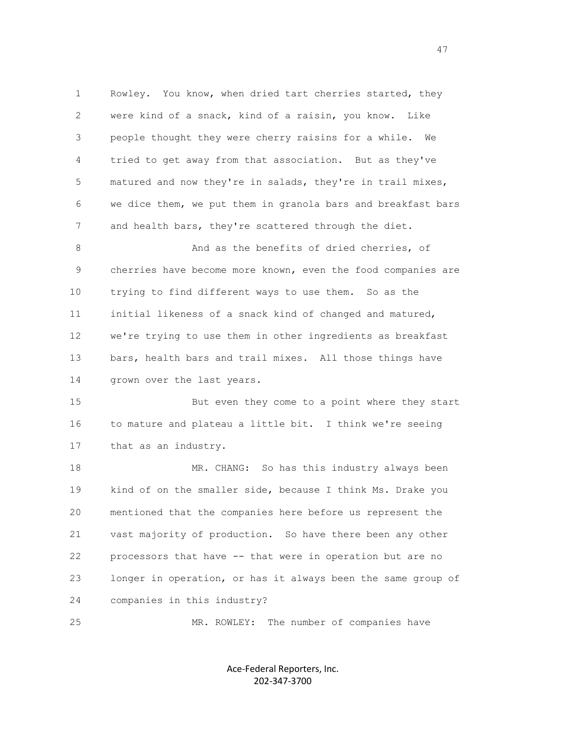Rowley. You know, when dried tart cherries started, they were kind of a snack, kind of a raisin, you know. Like people thought they were cherry raisins for a while. We tried to get away from that association. But as they've matured and now they're in salads, they're in trail mixes, we dice them, we put them in granola bars and breakfast bars and health bars, they're scattered through the diet.

And as the benefits of dried cherries, of cherries have become more known, even the food companies are trying to find different ways to use them. So as the initial likeness of a snack kind of changed and matured, we're trying to use them in other ingredients as breakfast bars, health bars and trail mixes. All those things have grown over the last years.

But even they come to a point where they start to mature and plateau a little bit. I think we're seeing that as an industry.

MR. CHANG: So has this industry always been kind of on the smaller side, because I think Ms. Drake you mentioned that the companies here before us represent the vast majority of production. So have there been any other processors that have -- that were in operation but are no longer in operation, or has it always been the same group of companies in this industry?

MR. ROWLEY: The number of companies have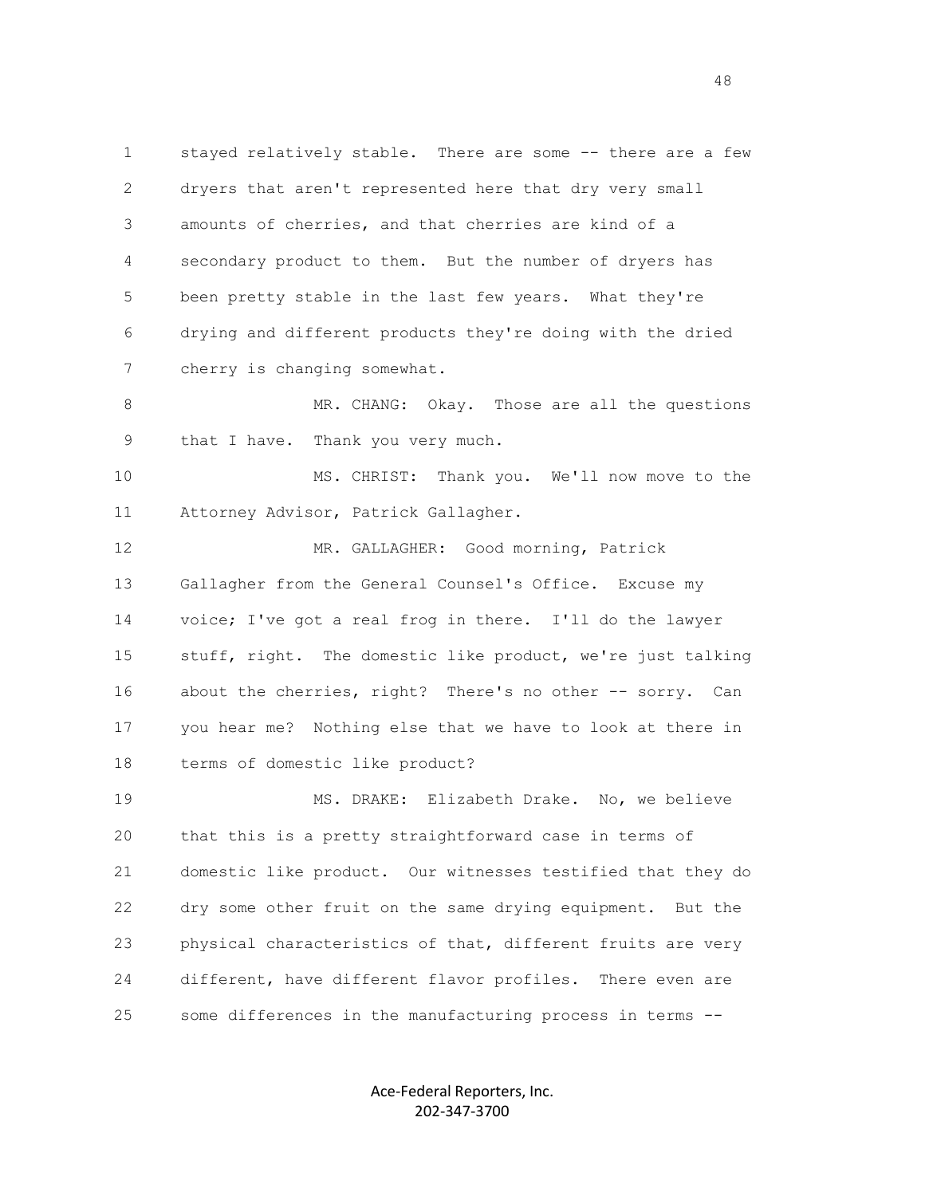stayed relatively stable. There are some -- there are a few dryers that aren't represented here that dry very small amounts of cherries, and that cherries are kind of a secondary product to them. But the number of dryers has been pretty stable in the last few years. What they're drying and different products they're doing with the dried cherry is changing somewhat.

MR. CHANG: Okay. Those are all the questions that I have. Thank you very much.

MS. CHRIST: Thank you. We'll now move to the Attorney Advisor, Patrick Gallagher.

MR. GALLAGHER: Good morning, Patrick Gallagher from the General Counsel's Office. Excuse my voice; I've got a real frog in there. I'll do the lawyer stuff, right. The domestic like product, we're just talking about the cherries, right? There's no other -- sorry. Can you hear me? Nothing else that we have to look at there in terms of domestic like product?

MS. DRAKE: Elizabeth Drake. No, we believe that this is a pretty straightforward case in terms of domestic like product. Our witnesses testified that they do dry some other fruit on the same drying equipment. But the physical characteristics of that, different fruits are very different, have different flavor profiles. There even are some differences in the manufacturing process in terms --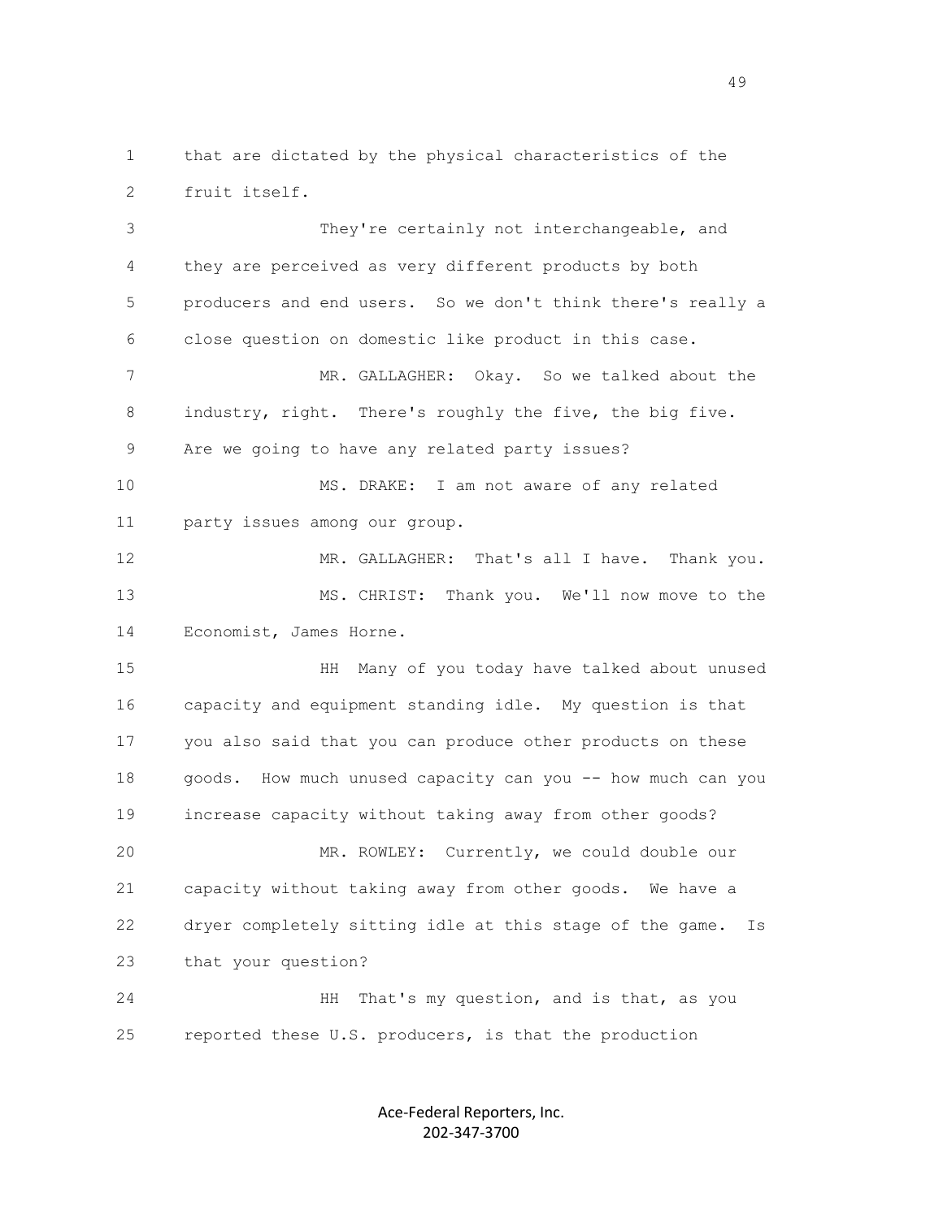that are dictated by the physical characteristics of the fruit itself.

They're certainly not interchangeable, and they are perceived as very different products by both producers and end users. So we don't think there's really a close question on domestic like product in this case.

MR. GALLAGHER: Okay. So we talked about the industry, right. There's roughly the five, the big five. Are we going to have any related party issues?

MS. DRAKE: I am not aware of any related party issues among our group.

MR. GALLAGHER: That's all I have. Thank you.

MS. CHRIST: Thank you. We'll now move to the Economist, James Horne.

HH Many of you today have talked about unused capacity and equipment standing idle. My question is that you also said that you can produce other products on these goods. How much unused capacity can you -- how much can you increase capacity without taking away from other goods?

MR. ROWLEY: Currently, we could double our capacity without taking away from other goods. We have a dryer completely sitting idle at this stage of the game. Is that your question?

HH That's my question, and is that, as you reported these U.S. producers, is that the production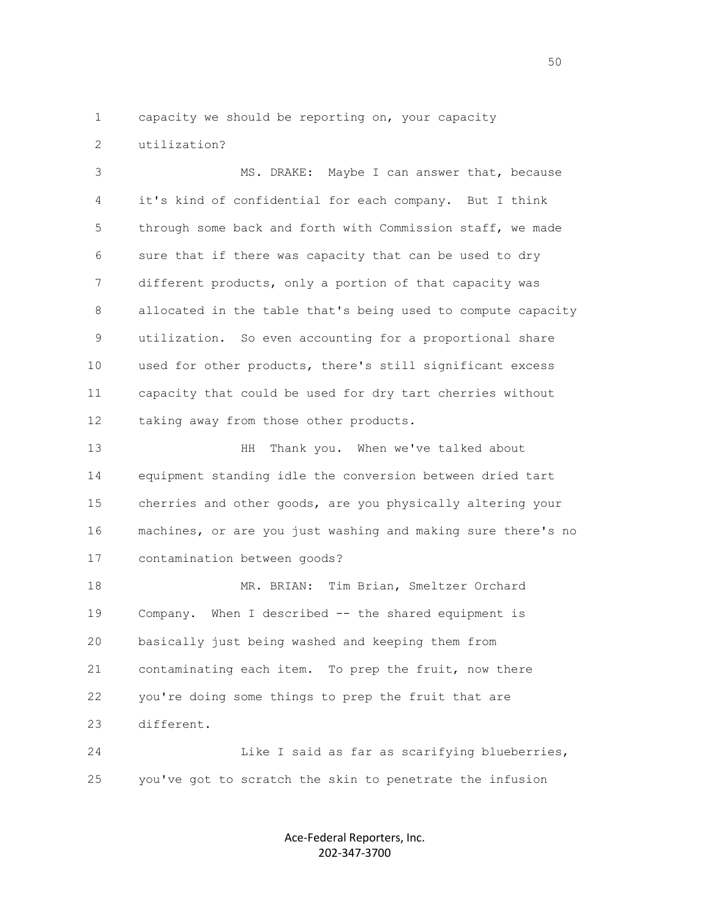capacity we should be reporting on, your capacity utilization?

MS. DRAKE: Maybe I can answer that, because it's kind of confidential for each company. But I think through some back and forth with Commission staff, we made sure that if there was capacity that can be used to dry different products, only a portion of that capacity was allocated in the table that's being used to compute capacity utilization. So even accounting for a proportional share used for other products, there's still significant excess capacity that could be used for dry tart cherries without taking away from those other products.

HH Thank you. When we've talked about equipment standing idle the conversion between dried tart cherries and other goods, are you physically altering your machines, or are you just washing and making sure there's no contamination between goods?

MR. BRIAN: Tim Brian, Smeltzer Orchard Company. When I described -- the shared equipment is basically just being washed and keeping them from contaminating each item. To prep the fruit, now there you're doing some things to prep the fruit that are different.

Like I said as far as scarifying blueberries, you've got to scratch the skin to penetrate the infusion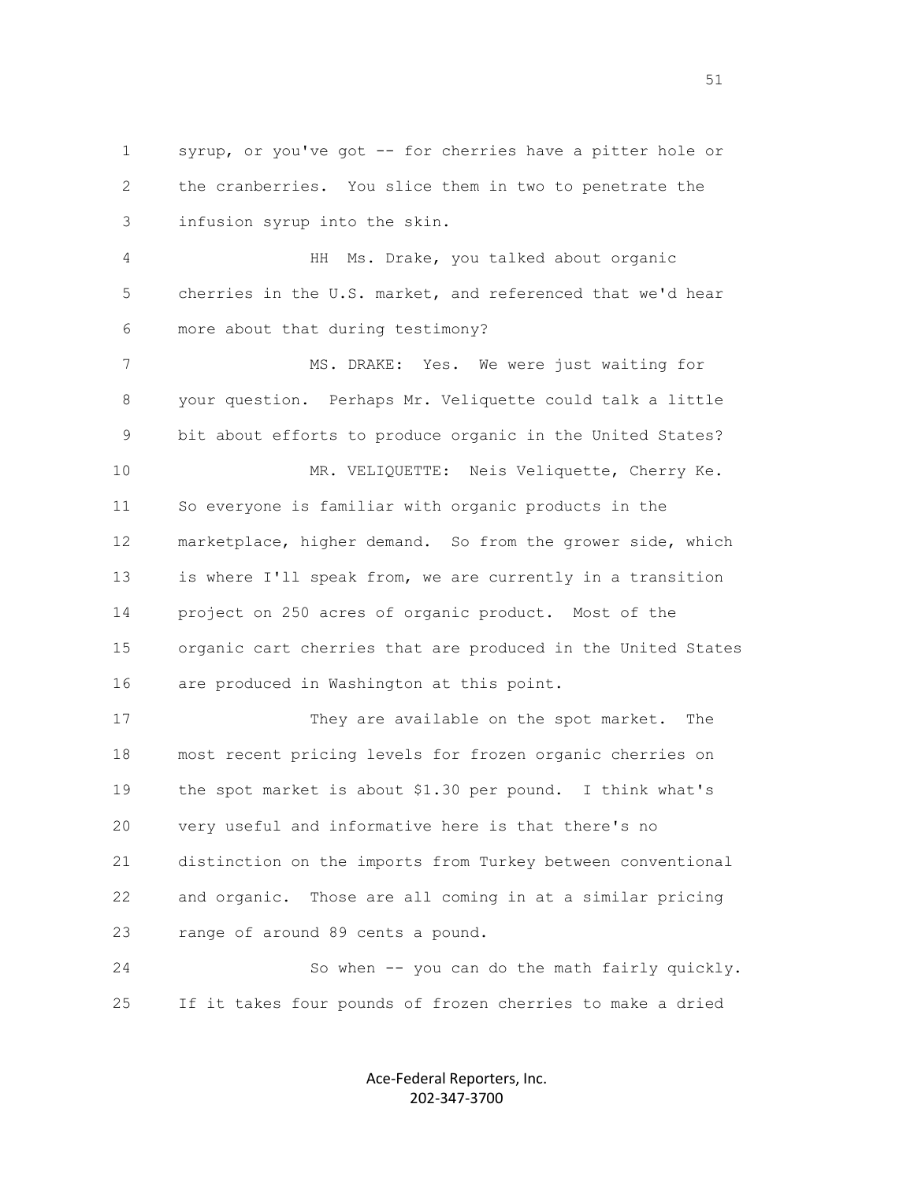syrup, or you've got -- for cherries have a pitter hole or the cranberries. You slice them in two to penetrate the infusion syrup into the skin.

HH Ms. Drake, you talked about organic cherries in the U.S. market, and referenced that we'd hear more about that during testimony?

MS. DRAKE: Yes. We were just waiting for your question. Perhaps Mr. Veliquette could talk a little bit about efforts to produce organic in the United States?

MR. VELIQUETTE: Neis Veliquette, Cherry Ke. So everyone is familiar with organic products in the marketplace, higher demand. So from the grower side, which is where I'll speak from, we are currently in a transition project on 250 acres of organic product. Most of the organic cart cherries that are produced in the United States are produced in Washington at this point.

They are available on the spot market. The most recent pricing levels for frozen organic cherries on the spot market is about $1.30 per pound. I think what's very useful and informative here is that there's no distinction on the imports from Turkey between conventional and organic. Those are all coming in at a similar pricing range of around 89 cents a pound.

So when -- you can do the math fairly quickly. If it takes four pounds of frozen cherries to make a dried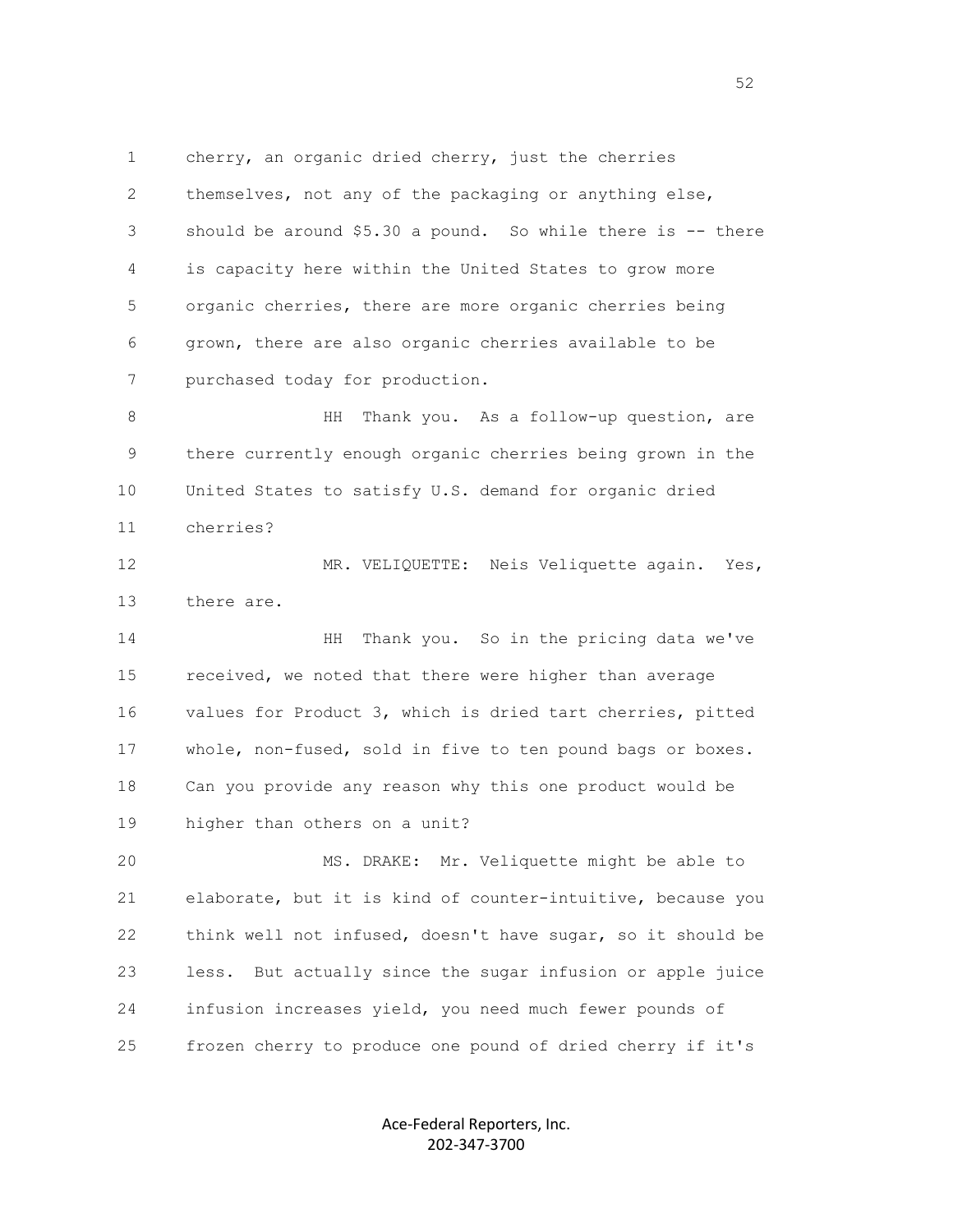cherry, an organic dried cherry, just the cherries themselves, not any of the packaging or anything else, should be around $5.30 a pound. So while there is -- there is capacity here within the United States to grow more organic cherries, there are more organic cherries being grown, there are also organic cherries available to be purchased today for production.

HH Thank you. As a follow-up question, are there currently enough organic cherries being grown in the United States to satisfy U.S. demand for organic dried cherries?

MR. VELIQUETTE: Neis Veliquette again. Yes, there are.

HH Thank you. So in the pricing data we've received, we noted that there were higher than average values for Product 3, which is dried tart cherries, pitted whole, non-fused, sold in five to ten pound bags or boxes. Can you provide any reason why this one product would be higher than others on a unit?

MS. DRAKE: Mr. Veliquette might be able to elaborate, but it is kind of counter-intuitive, because you think well not infused, doesn't have sugar, so it should be less. But actually since the sugar infusion or apple juice infusion increases yield, you need much fewer pounds of frozen cherry to produce one pound of dried cherry if it's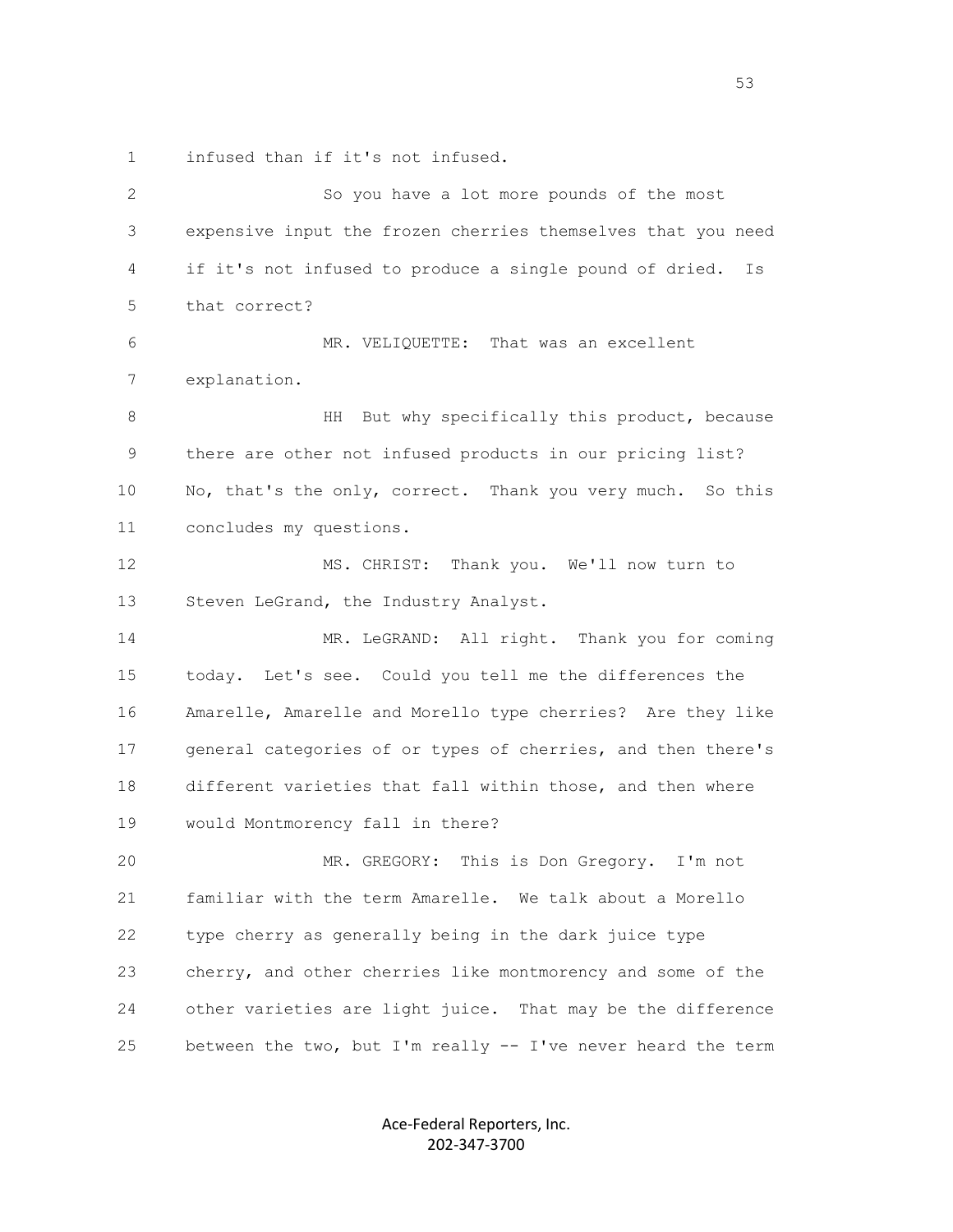1 infused than if it's not infused.

2 So you have a lot more pounds of the most
3 expensive input the frozen cherries themselves that you need
4 if it's not infused to produce a single pound of dried. Is
5 that correct?

6 MR. VELIQUETTE: That was an excellent
7 explanation.

8 HH But why specifically this product, because
9 there are other not infused products in our pricing list?
10 No, that's the only, correct. Thank you very much. So this
11 concludes my questions.

12 MS. CHRIST: Thank you. We'll now turn to
13 Steven LeGrand, the Industry Analyst.

14 MR. LeGRAND: All right. Thank you for coming
15 today. Let's see. Could you tell me the differences the
16 Amarelle, Amarelle and Morello type cherries? Are they like
17 general categories of or types of cherries, and then there's
18 different varieties that fall within those, and then where
19 would Montmorency fall in there?

20 MR. GREGORY: This is Don Gregory. I'm not
21 familiar with the term Amarelle. We talk about a Morello
22 type cherry as generally being in the dark juice type
23 cherry, and other cherries like montmorency and some of the
24 other varieties are light juice. That may be the difference
25 between the two, but I'm really -- I've never heard the term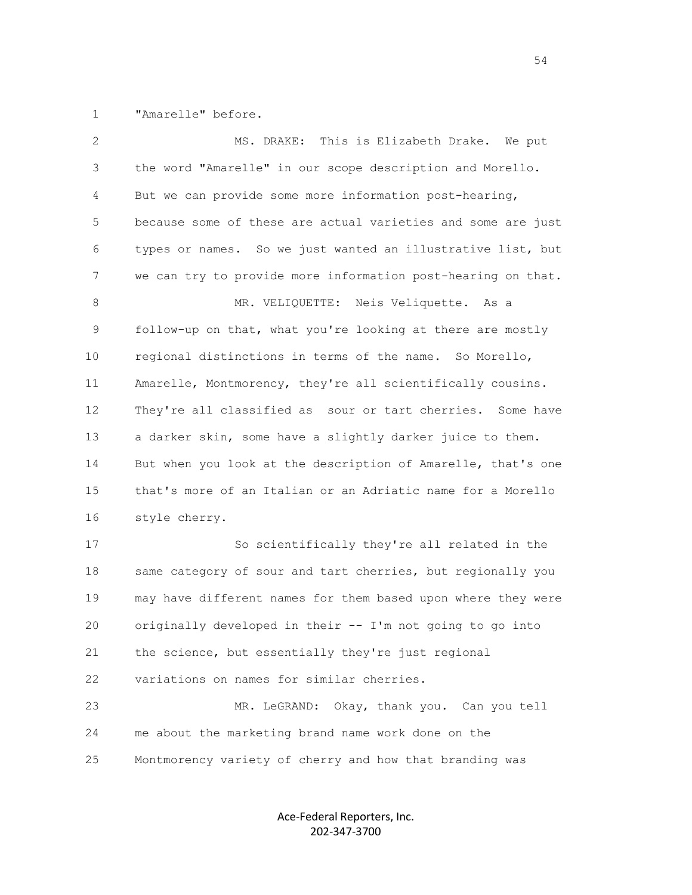"Amarelle" before.

MS. DRAKE: This is Elizabeth Drake. We put the word "Amarelle" in our scope description and Morello. But we can provide some more information post-hearing, because some of these are actual varieties and some are just types or names. So we just wanted an illustrative list, but we can try to provide more information post-hearing on that.

MR. VELIQUETTE: Neis Veliquette. As a follow-up on that, what you're looking at there are mostly regional distinctions in terms of the name. So Morello, Amarelle, Montmorency, they're all scientifically cousins. They're all classified as sour or tart cherries. Some have a darker skin, some have a slightly darker juice to them. But when you look at the description of Amarelle, that's one that's more of an Italian or an Adriatic name for a Morello style cherry.

So scientifically they're all related in the same category of sour and tart cherries, but regionally you may have different names for them based upon where they were originally developed in their -- I'm not going to go into the science, but essentially they're just regional variations on names for similar cherries.

MR. LeGRAND: Okay, thank you. Can you tell me about the marketing brand name work done on the Montmorency variety of cherry and how that branding was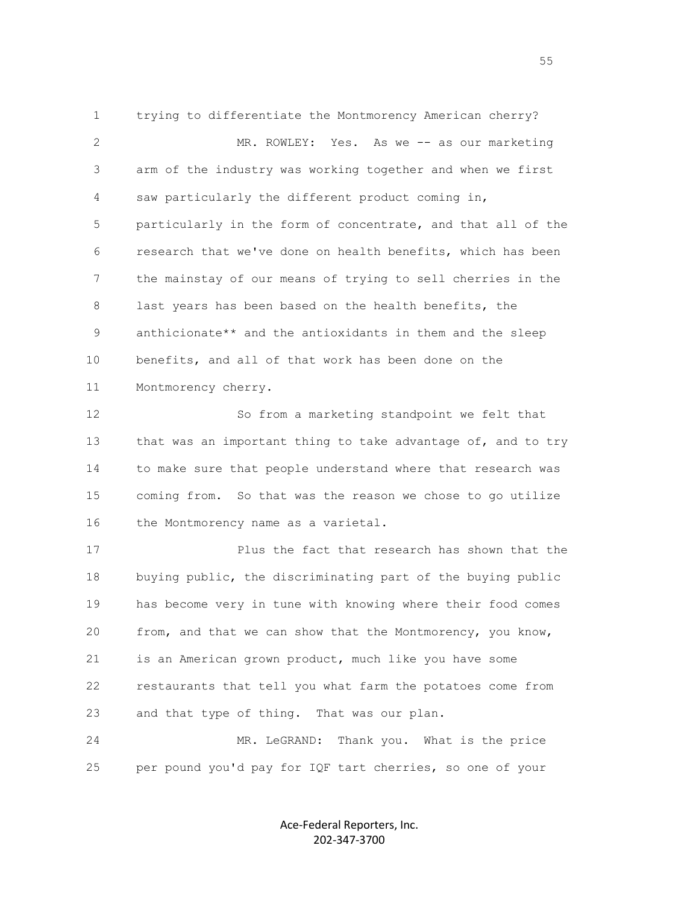trying to differentiate the Montmorency American cherry?

MR. ROWLEY: Yes. As we -- as our marketing arm of the industry was working together and when we first saw particularly the different product coming in, particularly in the form of concentrate, and that all of the research that we've done on health benefits, which has been the mainstay of our means of trying to sell cherries in the last years has been based on the health benefits, the anthicionate** and the antioxidants in them and the sleep benefits, and all of that work has been done on the Montmorency cherry.

So from a marketing standpoint we felt that that was an important thing to take advantage of, and to try to make sure that people understand where that research was coming from. So that was the reason we chose to go utilize the Montmorency name as a varietal.

Plus the fact that research has shown that the buying public, the discriminating part of the buying public has become very in tune with knowing where their food comes from, and that we can show that the Montmorency, you know, is an American grown product, much like you have some restaurants that tell you what farm the potatoes come from and that type of thing. That was our plan.

MR. LeGRAND: Thank you. What is the price per pound you'd pay for IQF tart cherries, so one of your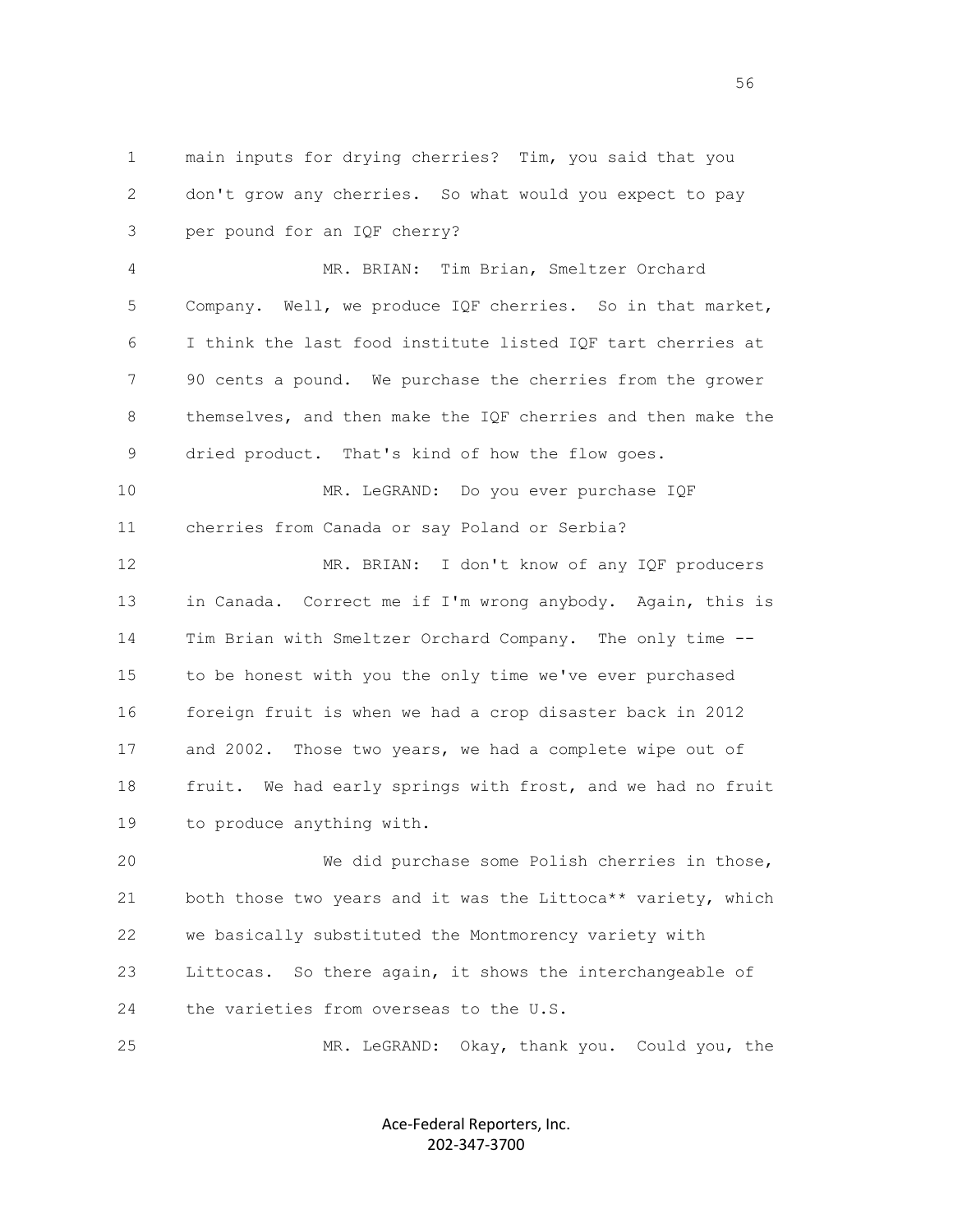main inputs for drying cherries? Tim, you said that you don't grow any cherries. So what would you expect to pay per pound for an IQF cherry?

MR. BRIAN: Tim Brian, Smeltzer Orchard Company. Well, we produce IQF cherries. So in that market, I think the last food institute listed IQF tart cherries at 90 cents a pound. We purchase the cherries from the grower themselves, and then make the IQF cherries and then make the dried product. That's kind of how the flow goes.

MR. LeGRAND: Do you ever purchase IQF cherries from Canada or say Poland or Serbia?

MR. BRIAN: I don't know of any IQF producers in Canada. Correct me if I'm wrong anybody. Again, this is Tim Brian with Smeltzer Orchard Company. The only time -- to be honest with you the only time we've ever purchased foreign fruit is when we had a crop disaster back in 2012 and 2002. Those two years, we had a complete wipe out of fruit. We had early springs with frost, and we had no fruit to produce anything with.

We did purchase some Polish cherries in those, both those two years and it was the Littoca** variety, which we basically substituted the Montmorency variety with Littocas. So there again, it shows the interchangeable of the varieties from overseas to the U.S.

MR. LeGRAND: Okay, thank you. Could you, the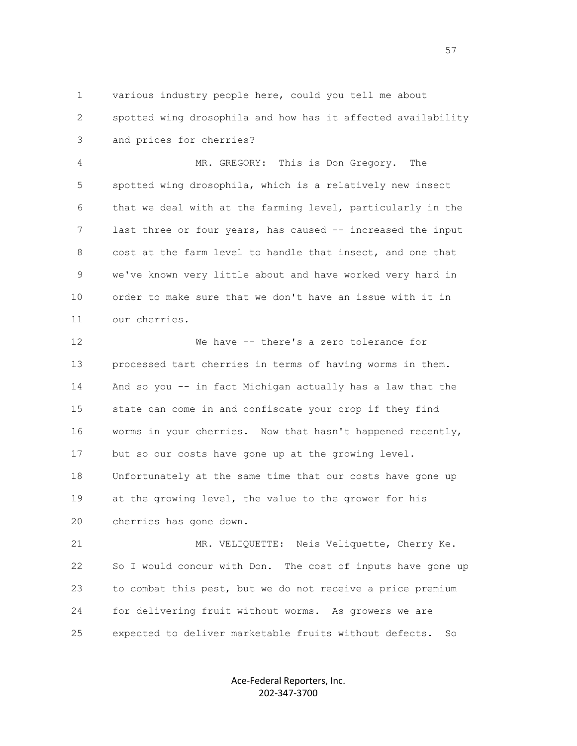various industry people here, could you tell me about spotted wing drosophila and how has it affected availability and prices for cherries?

MR. GREGORY: This is Don Gregory. The spotted wing drosophila, which is a relatively new insect that we deal with at the farming level, particularly in the last three or four years, has caused -- increased the input cost at the farm level to handle that insect, and one that we've known very little about and have worked very hard in order to make sure that we don't have an issue with it in our cherries.

We have -- there's a zero tolerance for processed tart cherries in terms of having worms in them. And so you -- in fact Michigan actually has a law that the state can come in and confiscate your crop if they find worms in your cherries. Now that hasn't happened recently, but so our costs have gone up at the growing level. Unfortunately at the same time that our costs have gone up at the growing level, the value to the grower for his cherries has gone down.

MR. VELIQUETTE: Neis Veliquette, Cherry Ke. So I would concur with Don. The cost of inputs have gone up to combat this pest, but we do not receive a price premium for delivering fruit without worms. As growers we are expected to deliver marketable fruits without defects. So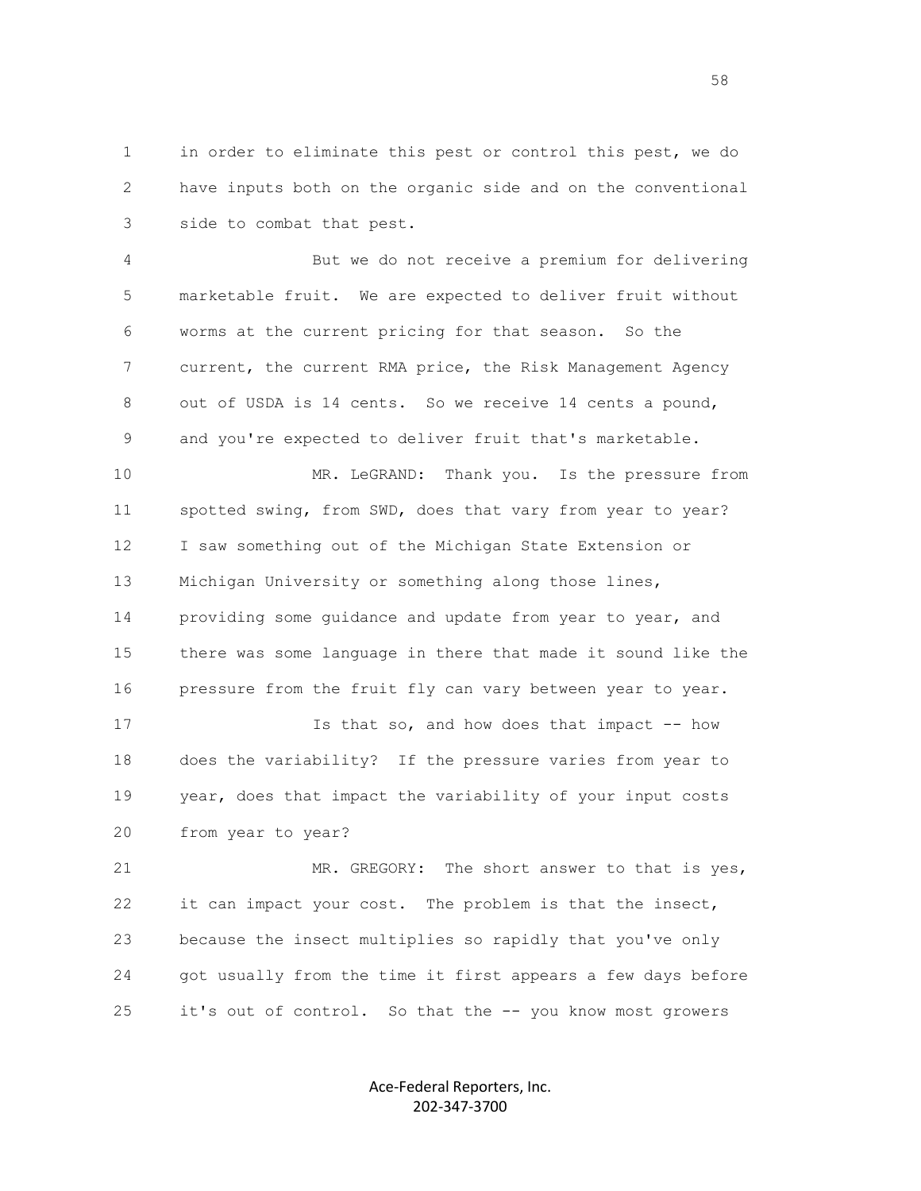in order to eliminate this pest or control this pest, we do have inputs both on the organic side and on the conventional side to combat that pest.

But we do not receive a premium for delivering marketable fruit. We are expected to deliver fruit without worms at the current pricing for that season. So the current, the current RMA price, the Risk Management Agency out of USDA is 14 cents. So we receive 14 cents a pound, and you're expected to deliver fruit that's marketable.

MR. LeGRAND: Thank you. Is the pressure from spotted swing, from SWD, does that vary from year to year? I saw something out of the Michigan State Extension or Michigan University or something along those lines, providing some guidance and update from year to year, and there was some language in there that made it sound like the pressure from the fruit fly can vary between year to year.

Is that so, and how does that impact -- how does the variability? If the pressure varies from year to year, does that impact the variability of your input costs from year to year?

MR. GREGORY: The short answer to that is yes, it can impact your cost. The problem is that the insect, because the insect multiplies so rapidly that you've only got usually from the time it first appears a few days before it's out of control. So that the -- you know most growers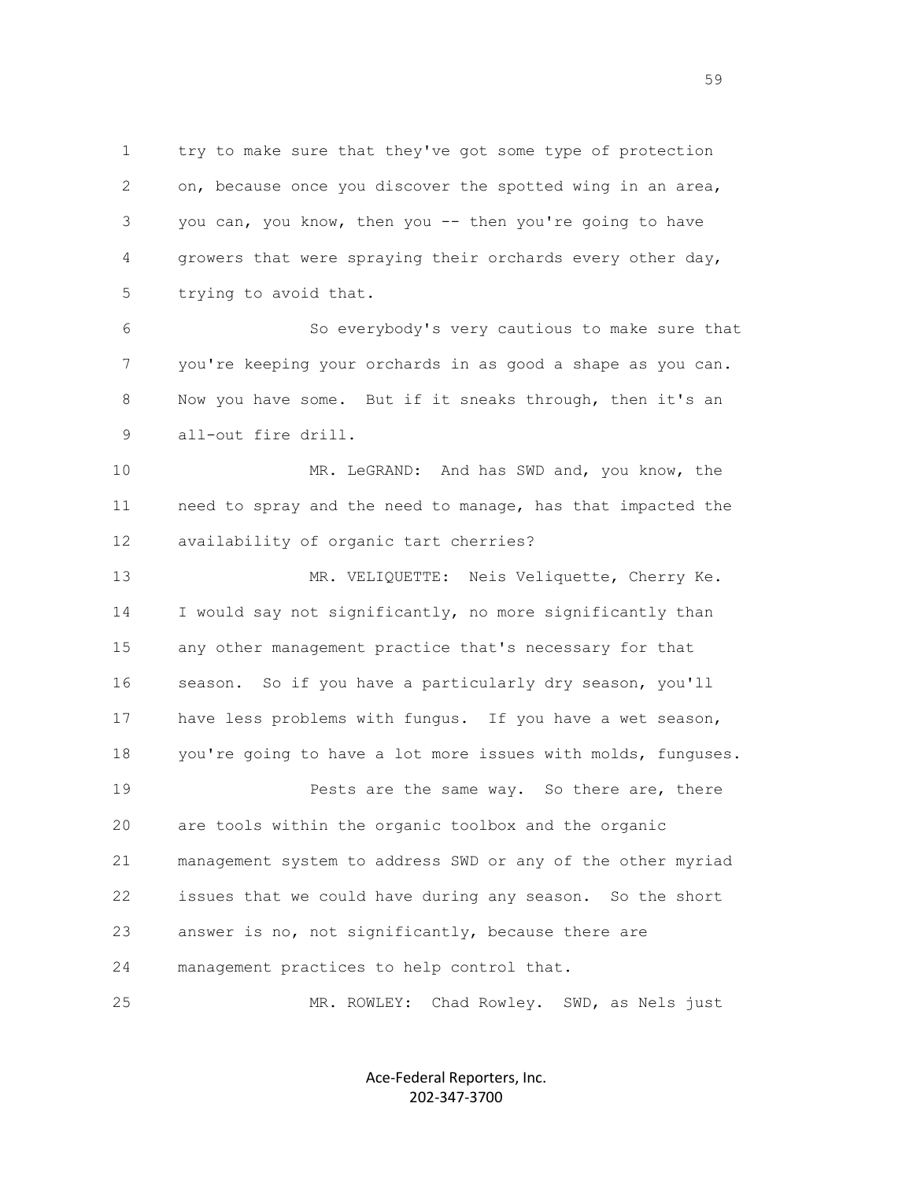try to make sure that they've got some type of protection on, because once you discover the spotted wing in an area, you can, you know, then you -- then you're going to have growers that were spraying their orchards every other day, trying to avoid that.

So everybody's very cautious to make sure that you're keeping your orchards in as good a shape as you can. Now you have some. But if it sneaks through, then it's an all-out fire drill.

MR. LeGRAND: And has SWD and, you know, the need to spray and the need to manage, has that impacted the availability of organic tart cherries?

MR. VELIQUETTE: Neis Veliquette, Cherry Ke. I would say not significantly, no more significantly than any other management practice that's necessary for that season. So if you have a particularly dry season, you'll have less problems with fungus. If you have a wet season, you're going to have a lot more issues with molds, funguses.

Pests are the same way. So there are, there are tools within the organic toolbox and the organic management system to address SWD or any of the other myriad issues that we could have during any season. So the short answer is no, not significantly, because there are management practices to help control that.

MR. ROWLEY: Chad Rowley. SWD, as Nels just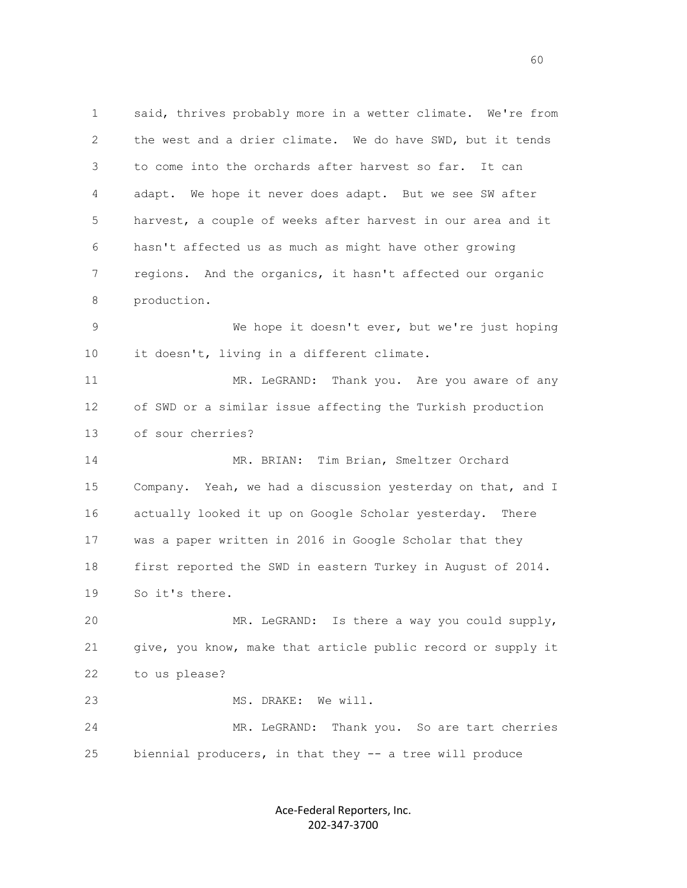said, thrives probably more in a wetter climate. We're from the west and a drier climate. We do have SWD, but it tends to come into the orchards after harvest so far. It can adapt. We hope it never does adapt. But we see SW after harvest, a couple of weeks after harvest in our area and it hasn't affected us as much as might have other growing regions. And the organics, it hasn't affected our organic production.

We hope it doesn't ever, but we're just hoping it doesn't, living in a different climate.

MR. LeGRAND: Thank you. Are you aware of any of SWD or a similar issue affecting the Turkish production of sour cherries?

MR. BRIAN: Tim Brian, Smeltzer Orchard Company. Yeah, we had a discussion yesterday on that, and I actually looked it up on Google Scholar yesterday. There was a paper written in 2016 in Google Scholar that they first reported the SWD in eastern Turkey in August of 2014. So it's there.

MR. LeGRAND: Is there a way you could supply, give, you know, make that article public record or supply it to us please?

MS. DRAKE: We will.

MR. LeGRAND: Thank you. So are tart cherries biennial producers, in that they -- a tree will produce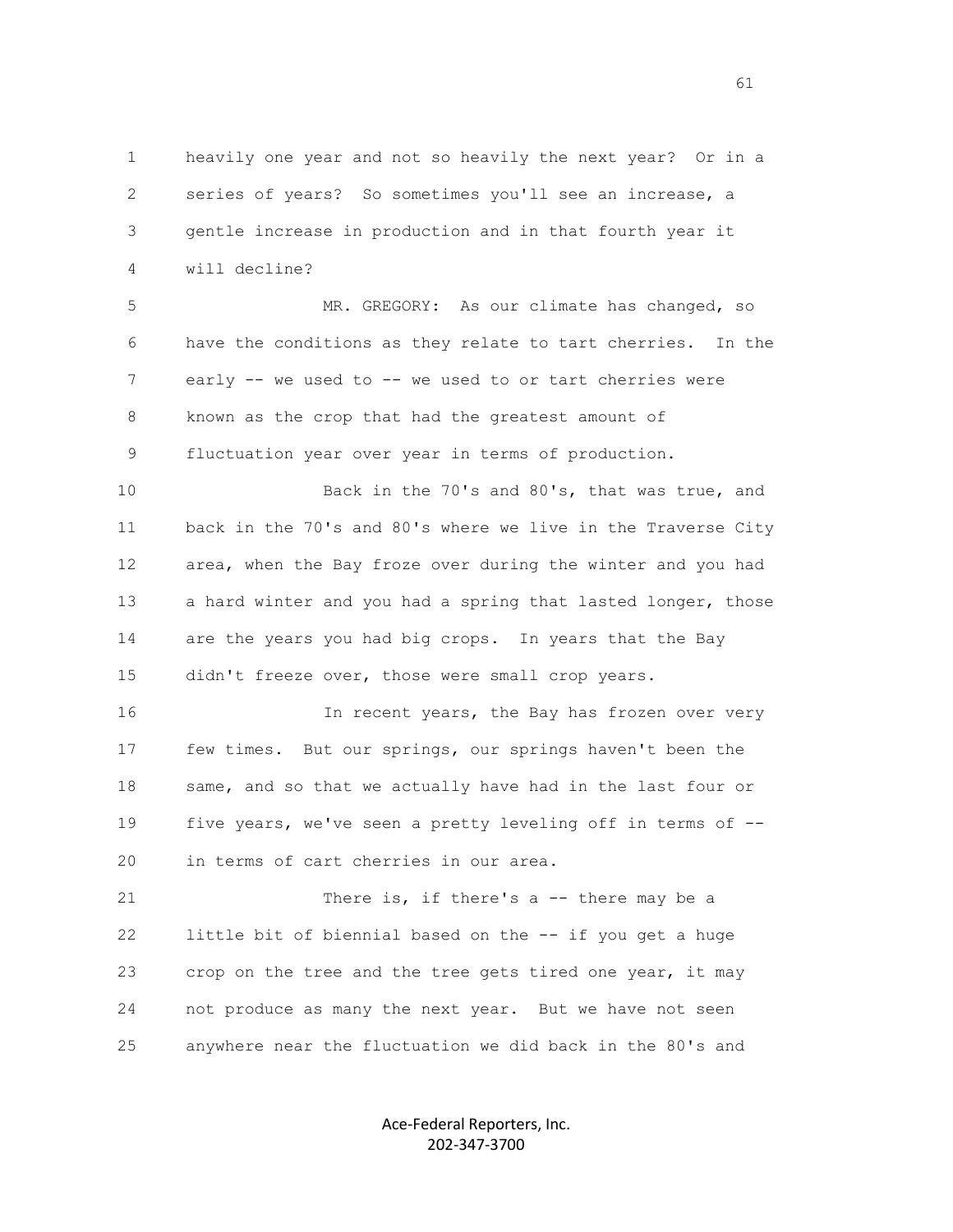heavily one year and not so heavily the next year? Or in a series of years? So sometimes you'll see an increase, a gentle increase in production and in that fourth year it will decline?

MR. GREGORY: As our climate has changed, so have the conditions as they relate to tart cherries. In the early -- we used to -- we used to or tart cherries were known as the crop that had the greatest amount of fluctuation year over year in terms of production.

Back in the 70's and 80's, that was true, and back in the 70's and 80's where we live in the Traverse City area, when the Bay froze over during the winter and you had a hard winter and you had a spring that lasted longer, those are the years you had big crops. In years that the Bay didn't freeze over, those were small crop years.

In recent years, the Bay has frozen over very few times. But our springs, our springs haven't been the same, and so that we actually have had in the last four or five years, we've seen a pretty leveling off in terms of -- in terms of cart cherries in our area.

There is, if there's a -- there may be a little bit of biennial based on the -- if you get a huge crop on the tree and the tree gets tired one year, it may not produce as many the next year. But we have not seen anywhere near the fluctuation we did back in the 80's and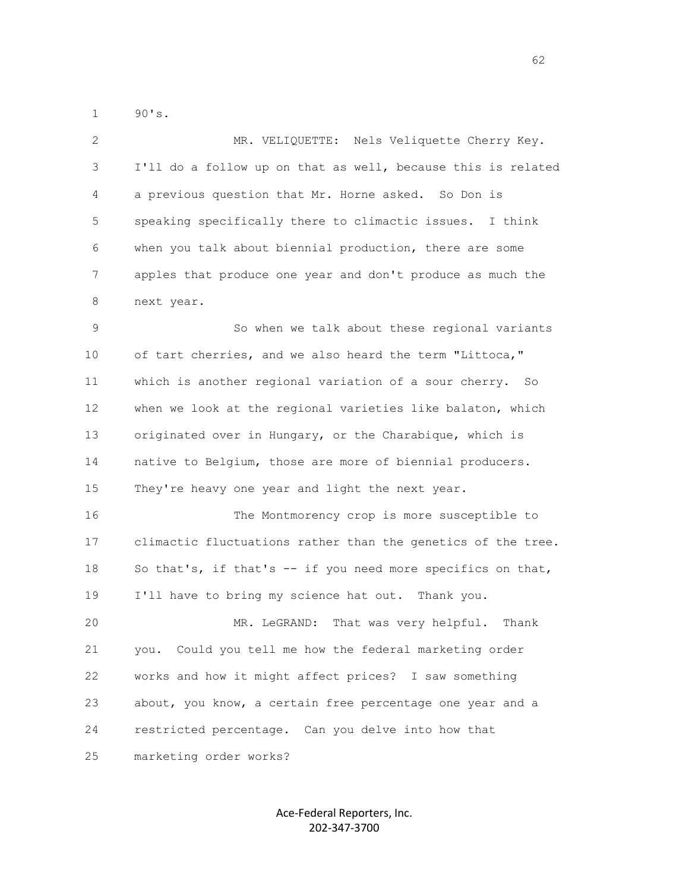90's.

MR. VELIQUETTE: Nels Veliquette Cherry Key. I'll do a follow up on that as well, because this is related a previous question that Mr. Horne asked. So Don is speaking specifically there to climactic issues. I think when you talk about biennial production, there are some apples that produce one year and don't produce as much the next year.

So when we talk about these regional variants of tart cherries, and we also heard the term "Littoca," which is another regional variation of a sour cherry. So when we look at the regional varieties like balaton, which originated over in Hungary, or the Charabique, which is native to Belgium, those are more of biennial producers. They're heavy one year and light the next year.

The Montmorency crop is more susceptible to climactic fluctuations rather than the genetics of the tree. So that's, if that's -- if you need more specifics on that, I'll have to bring my science hat out. Thank you.

MR. LeGRAND: That was very helpful. Thank you. Could you tell me how the federal marketing order works and how it might affect prices? I saw something about, you know, a certain free percentage one year and a restricted percentage. Can you delve into how that marketing order works?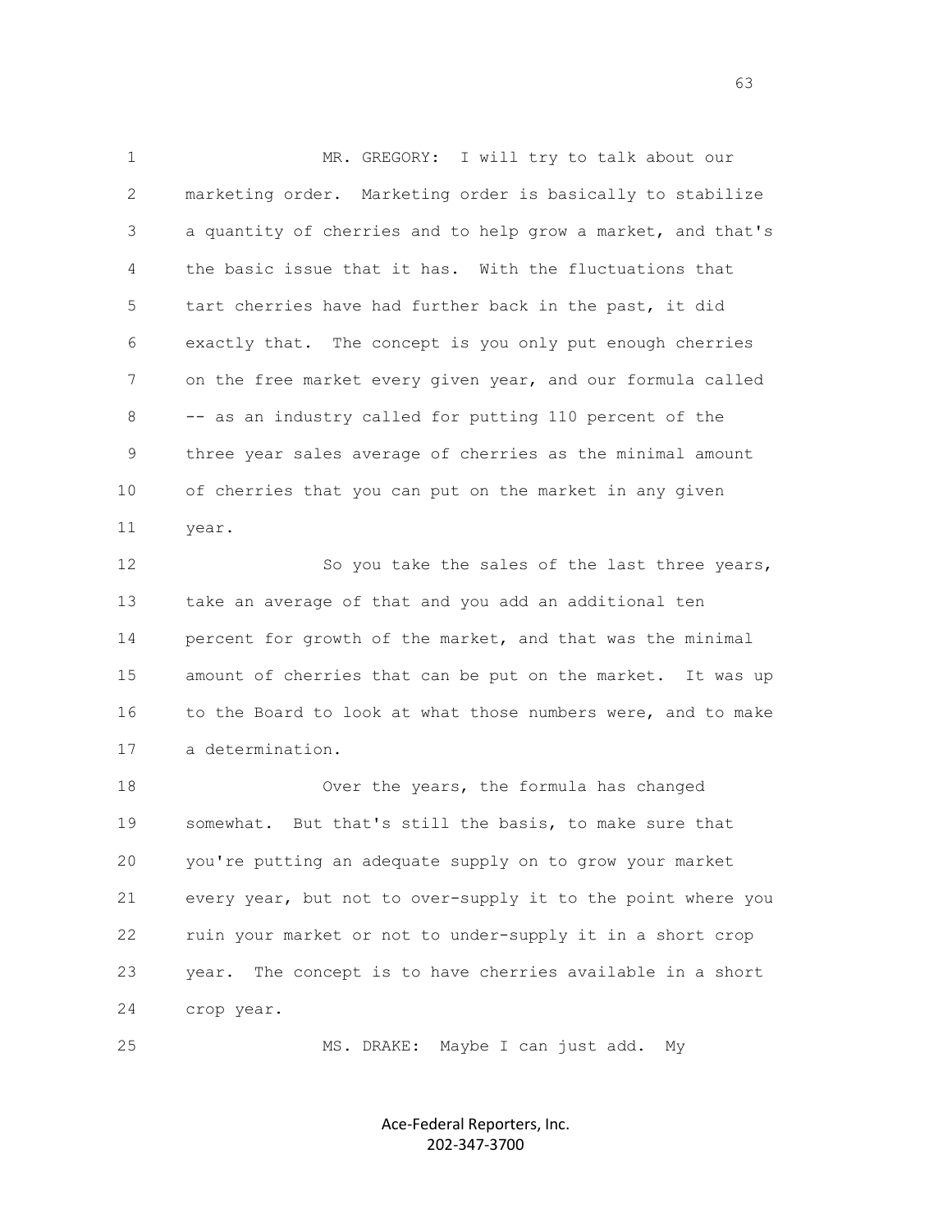MR. GREGORY: I will try to talk about our marketing order. Marketing order is basically to stabilize a quantity of cherries and to help grow a market, and that's the basic issue that it has. With the fluctuations that tart cherries have had further back in the past, it did exactly that. The concept is you only put enough cherries on the free market every given year, and our formula called -- as an industry called for putting 110 percent of the three year sales average of cherries as the minimal amount of cherries that you can put on the market in any given year.

So you take the sales of the last three years, take an average of that and you add an additional ten percent for growth of the market, and that was the minimal amount of cherries that can be put on the market. It was up to the Board to look at what those numbers were, and to make a determination.

Over the years, the formula has changed somewhat. But that's still the basis, to make sure that you're putting an adequate supply on to grow your market every year, but not to over-supply it to the point where you ruin your market or not to under-supply it in a short crop year. The concept is to have cherries available in a short crop year.

MS. DRAKE: Maybe I can just add. My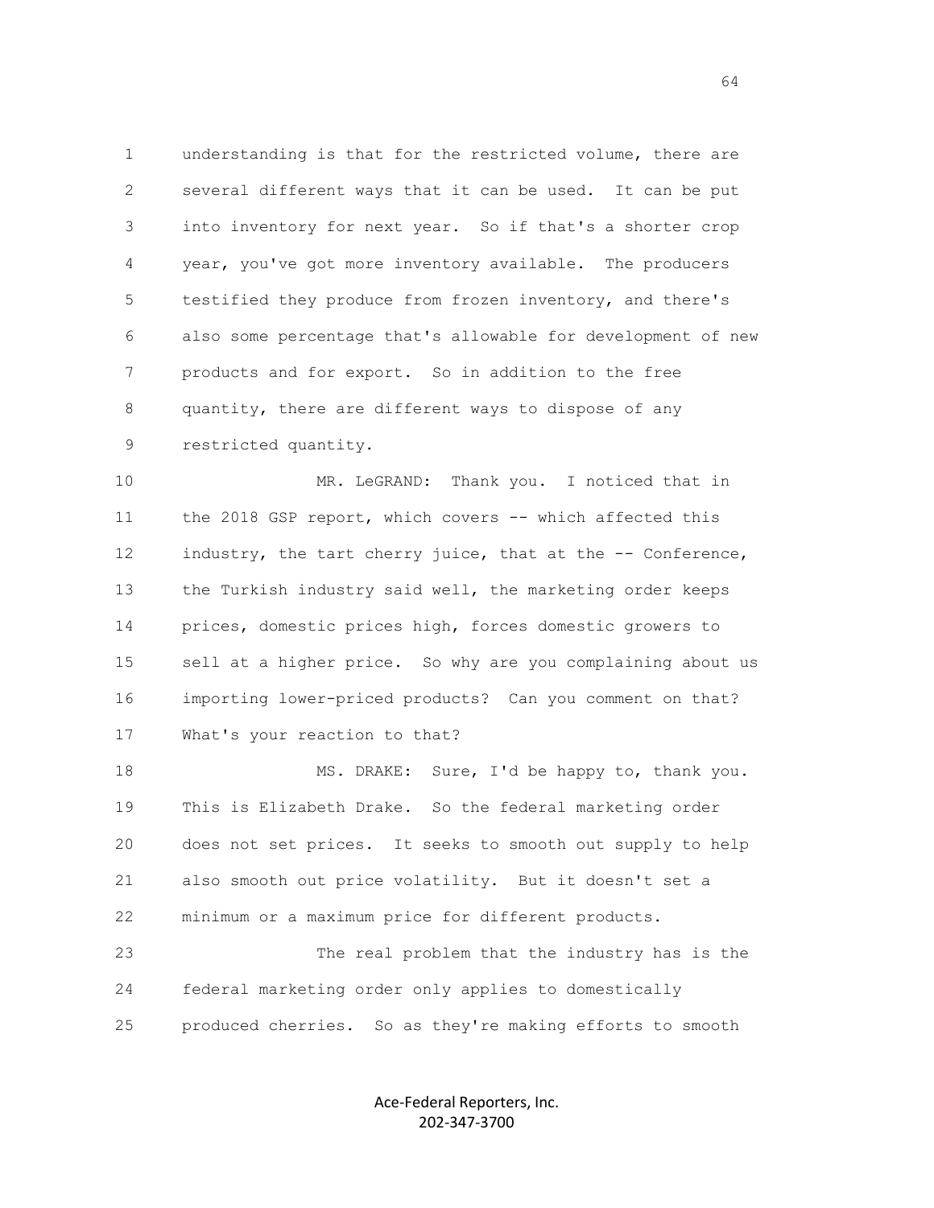understanding is that for the restricted volume, there are several different ways that it can be used. It can be put into inventory for next year. So if that's a shorter crop year, you've got more inventory available. The producers testified they produce from frozen inventory, and there's also some percentage that's allowable for development of new products and for export. So in addition to the free quantity, there are different ways to dispose of any restricted quantity.

MR. LeGRAND: Thank you. I noticed that in the 2018 GSP report, which covers -- which affected this industry, the tart cherry juice, that at the -- Conference, the Turkish industry said well, the marketing order keeps prices, domestic prices high, forces domestic growers to sell at a higher price. So why are you complaining about us importing lower-priced products? Can you comment on that? What's your reaction to that?

MS. DRAKE: Sure, I'd be happy to, thank you. This is Elizabeth Drake. So the federal marketing order does not set prices. It seeks to smooth out supply to help also smooth out price volatility. But it doesn't set a minimum or a maximum price for different products.

The real problem that the industry has is the federal marketing order only applies to domestically produced cherries. So as they're making efforts to smooth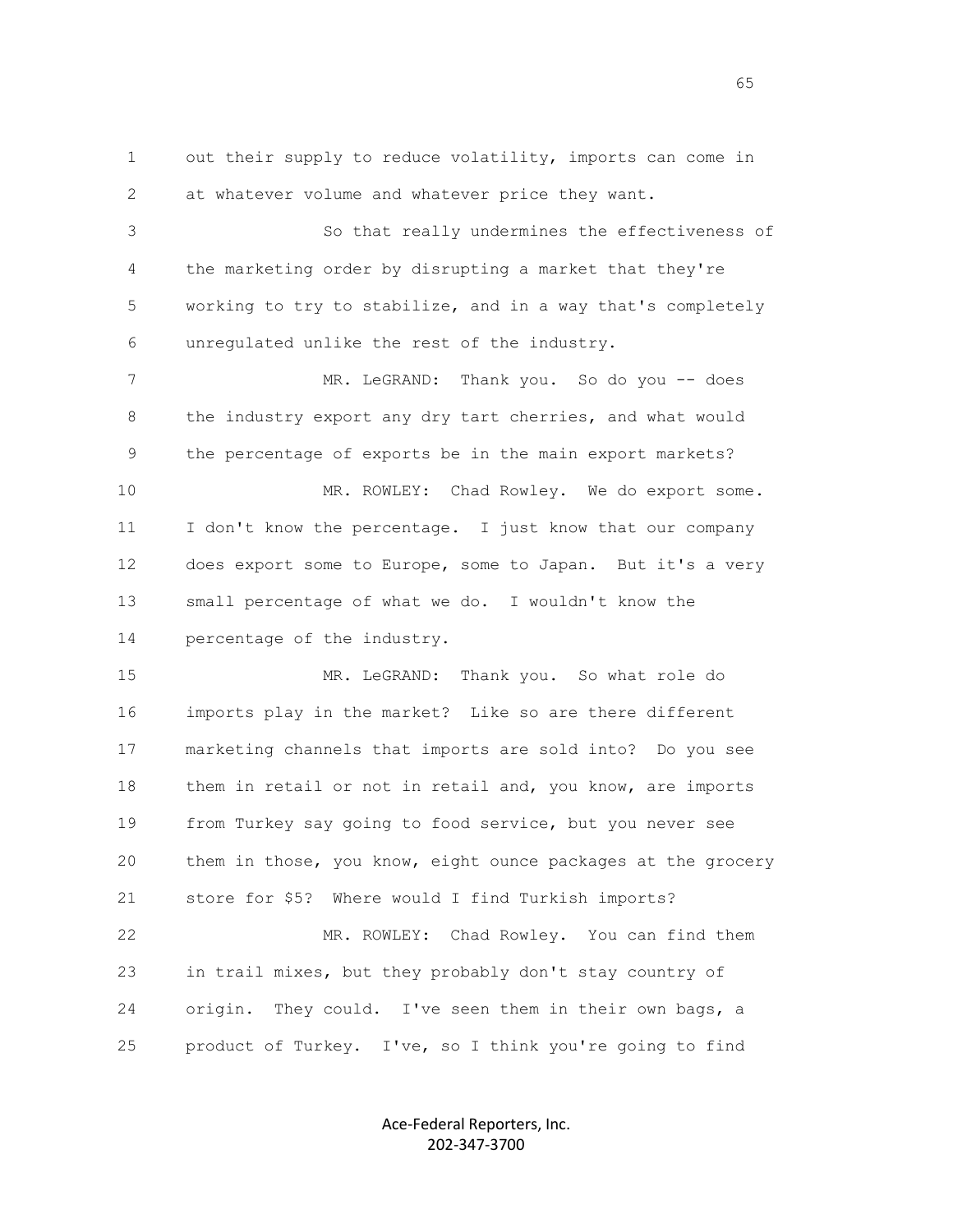out their supply to reduce volatility, imports can come in at whatever volume and whatever price they want.

So that really undermines the effectiveness of the marketing order by disrupting a market that they're working to try to stabilize, and in a way that's completely unregulated unlike the rest of the industry.

MR. LeGRAND: Thank you. So do you -- does the industry export any dry tart cherries, and what would the percentage of exports be in the main export markets?

MR. ROWLEY: Chad Rowley. We do export some. I don't know the percentage. I just know that our company does export some to Europe, some to Japan. But it's a very small percentage of what we do. I wouldn't know the percentage of the industry.

MR. LeGRAND: Thank you. So what role do imports play in the market? Like so are there different marketing channels that imports are sold into? Do you see them in retail or not in retail and, you know, are imports from Turkey say going to food service, but you never see them in those, you know, eight ounce packages at the grocery store for $5? Where would I find Turkish imports?

MR. ROWLEY: Chad Rowley. You can find them in trail mixes, but they probably don't stay country of origin. They could. I've seen them in their own bags, a product of Turkey. I've, so I think you're going to find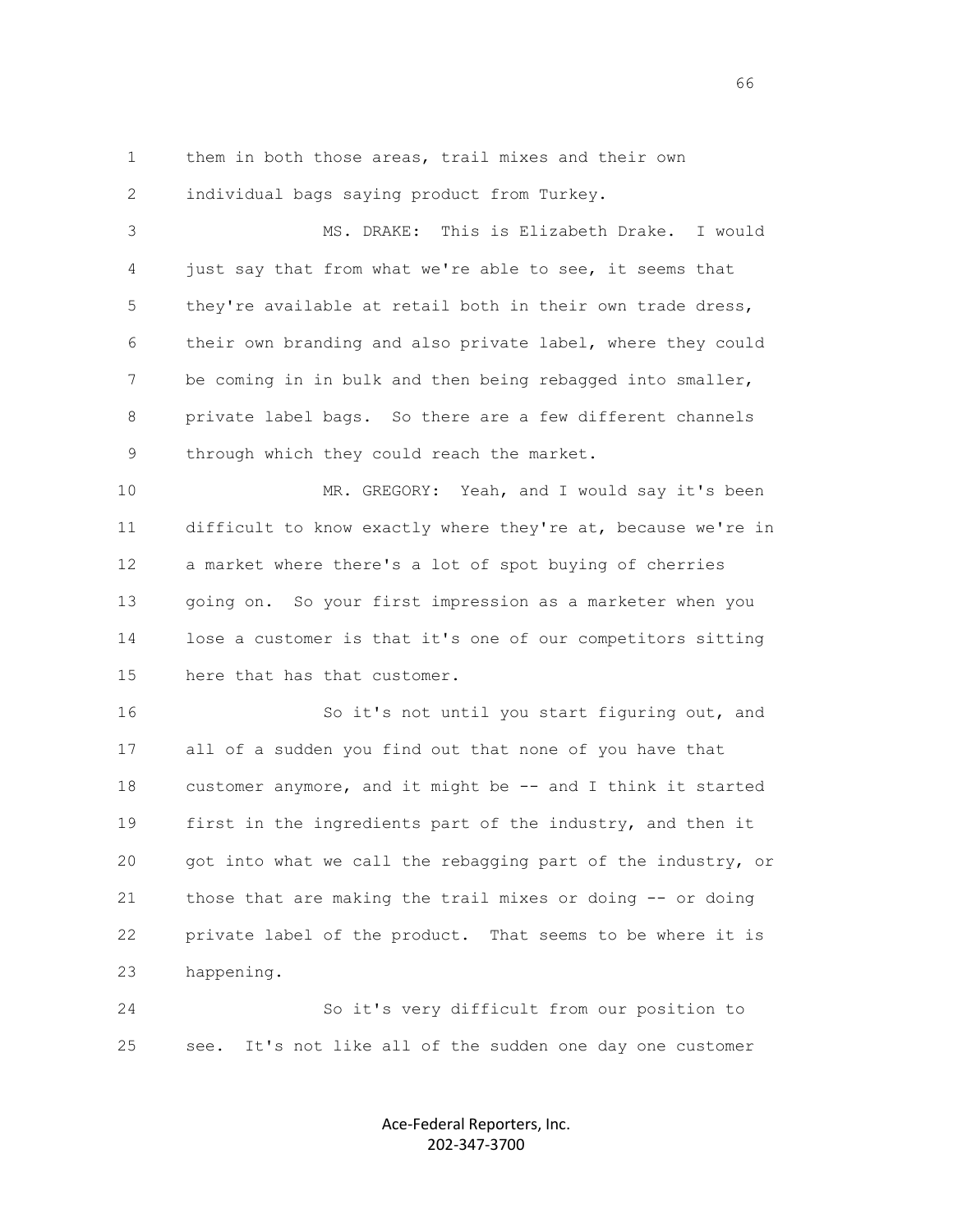them in both those areas, trail mixes and their own individual bags saying product from Turkey.

MS. DRAKE: This is Elizabeth Drake. I would just say that from what we're able to see, it seems that they're available at retail both in their own trade dress, their own branding and also private label, where they could be coming in in bulk and then being rebagged into smaller, private label bags. So there are a few different channels through which they could reach the market.

MR. GREGORY: Yeah, and I would say it's been difficult to know exactly where they're at, because we're in a market where there's a lot of spot buying of cherries going on. So your first impression as a marketer when you lose a customer is that it's one of our competitors sitting here that has that customer.

So it's not until you start figuring out, and all of a sudden you find out that none of you have that customer anymore, and it might be -- and I think it started first in the ingredients part of the industry, and then it got into what we call the rebagging part of the industry, or those that are making the trail mixes or doing -- or doing private label of the product. That seems to be where it is happening.

So it's very difficult from our position to see. It's not like all of the sudden one day one customer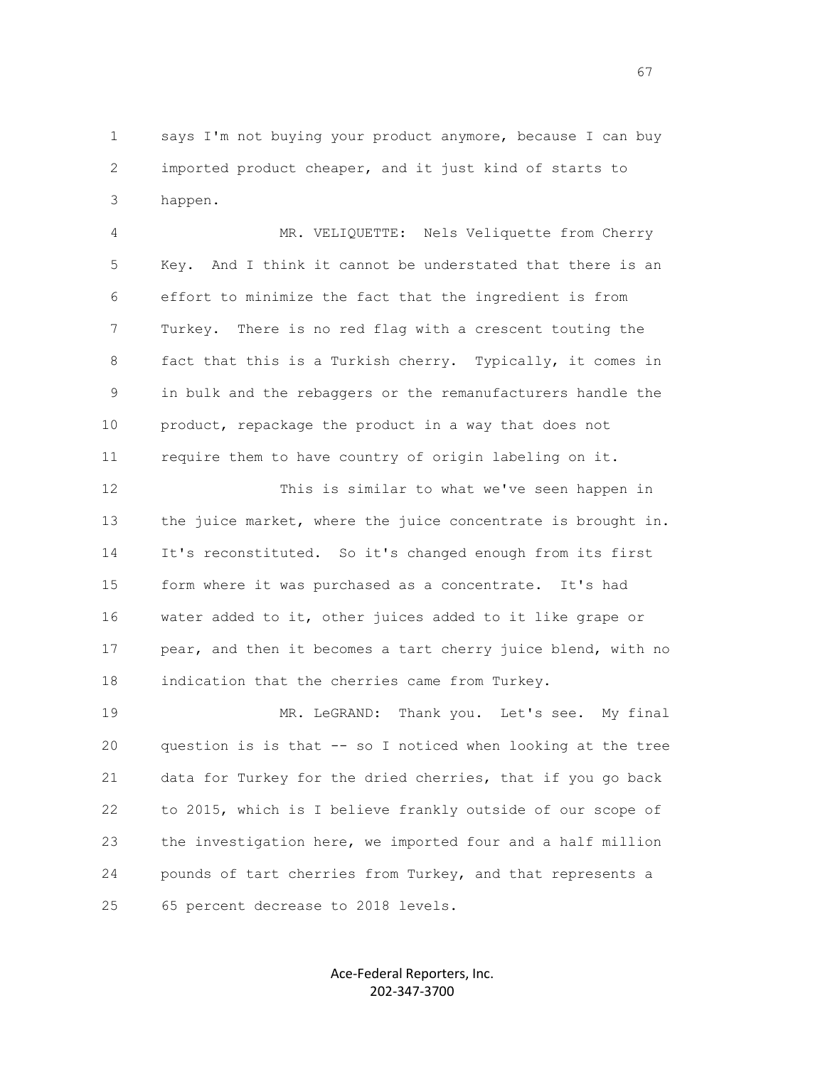says I'm not buying your product anymore, because I can buy imported product cheaper, and it just kind of starts to happen.

MR. VELIQUETTE: Nels Veliquette from Cherry Key. And I think it cannot be understated that there is an effort to minimize the fact that the ingredient is from Turkey. There is no red flag with a crescent touting the fact that this is a Turkish cherry. Typically, it comes in in bulk and the rebaggers or the remanufacturers handle the product, repackage the product in a way that does not require them to have country of origin labeling on it.

This is similar to what we've seen happen in the juice market, where the juice concentrate is brought in. It's reconstituted. So it's changed enough from its first form where it was purchased as a concentrate. It's had water added to it, other juices added to it like grape or pear, and then it becomes a tart cherry juice blend, with no indication that the cherries came from Turkey.

MR. LeGRAND: Thank you. Let's see. My final question is is that -- so I noticed when looking at the tree data for Turkey for the dried cherries, that if you go back to 2015, which is I believe frankly outside of our scope of the investigation here, we imported four and a half million pounds of tart cherries from Turkey, and that represents a 65 percent decrease to 2018 levels.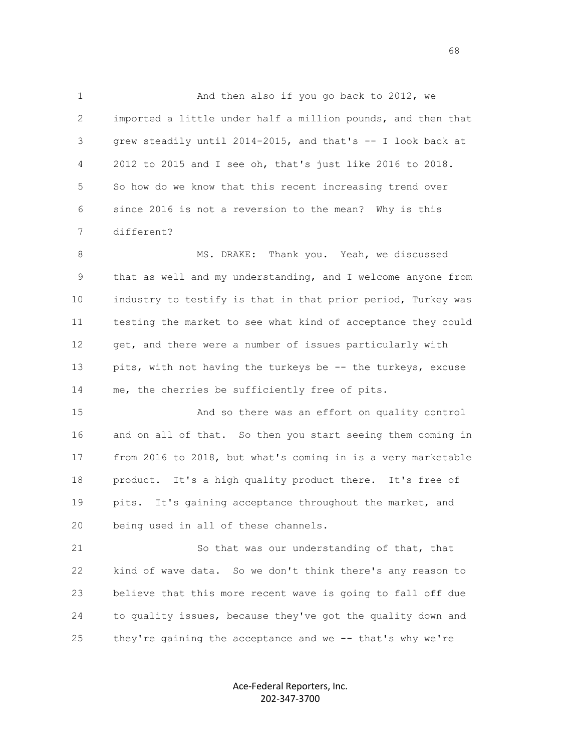And then also if you go back to 2012, we imported a little under half a million pounds, and then that grew steadily until 2014-2015, and that's -- I look back at 2012 to 2015 and I see oh, that's just like 2016 to 2018. So how do we know that this recent increasing trend over since 2016 is not a reversion to the mean? Why is this different?

MS. DRAKE: Thank you. Yeah, we discussed that as well and my understanding, and I welcome anyone from industry to testify is that in that prior period, Turkey was testing the market to see what kind of acceptance they could get, and there were a number of issues particularly with pits, with not having the turkeys be -- the turkeys, excuse me, the cherries be sufficiently free of pits.

And so there was an effort on quality control and on all of that. So then you start seeing them coming in from 2016 to 2018, but what's coming in is a very marketable product. It's a high quality product there. It's free of pits. It's gaining acceptance throughout the market, and being used in all of these channels.

So that was our understanding of that, that kind of wave data. So we don't think there's any reason to believe that this more recent wave is going to fall off due to quality issues, because they've got the quality down and they're gaining the acceptance and we -- that's why we're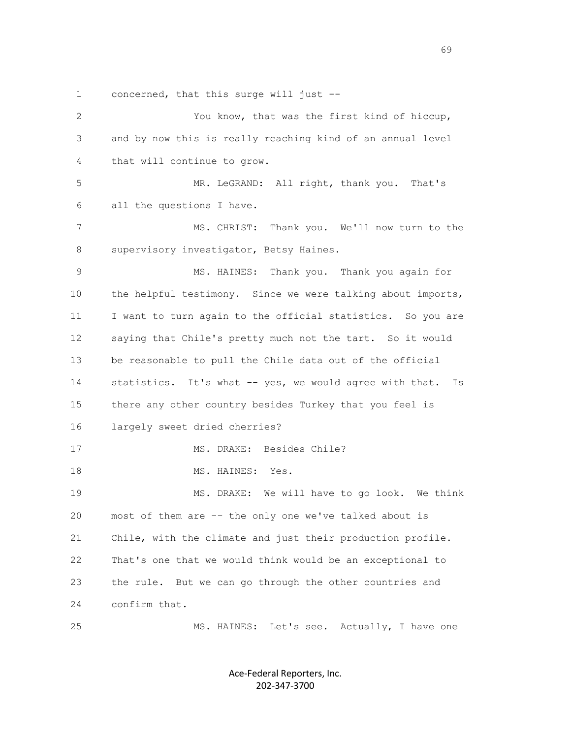concerned, that this surge will just --

You know, that was the first kind of hiccup, and by now this is really reaching kind of an annual level that will continue to grow.

MR. LeGRAND: All right, thank you. That's all the questions I have.

MS. CHRIST: Thank you. We'll now turn to the supervisory investigator, Betsy Haines.

MS. HAINES: Thank you. Thank you again for the helpful testimony. Since we were talking about imports, I want to turn again to the official statistics. So you are saying that Chile's pretty much not the tart. So it would be reasonable to pull the Chile data out of the official statistics. It's what -- yes, we would agree with that. Is there any other country besides Turkey that you feel is largely sweet dried cherries?

MS. DRAKE: Besides Chile?

MS. HAINES: Yes.

MS. DRAKE: We will have to go look. We think most of them are -- the only one we've talked about is Chile, with the climate and just their production profile. That's one that we would think would be an exceptional to the rule. But we can go through the other countries and confirm that.

MS. HAINES: Let's see. Actually, I have one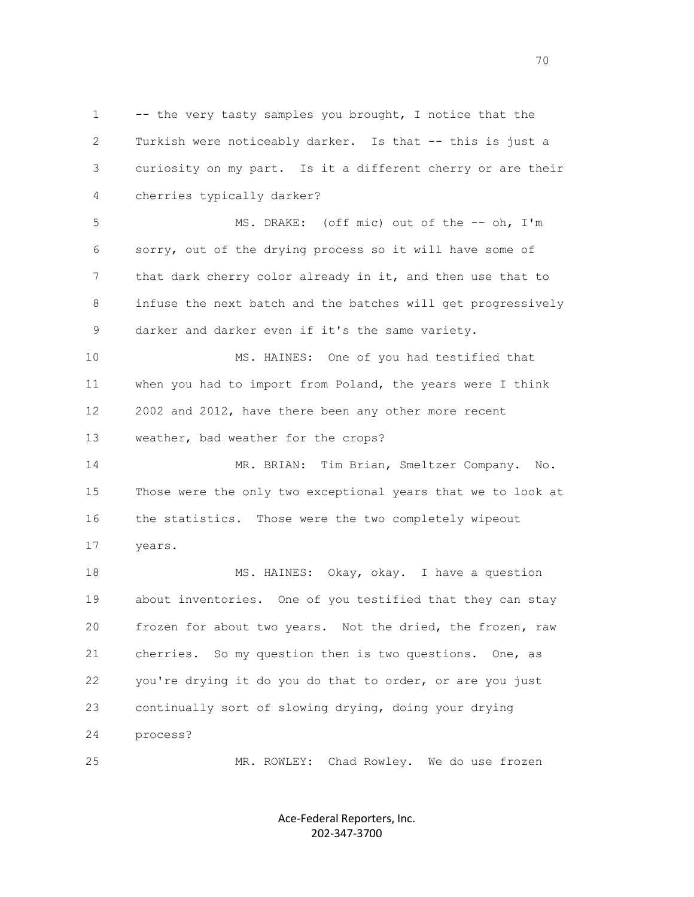-- the very tasty samples you brought, I notice that the Turkish were noticeably darker. Is that -- this is just a curiosity on my part. Is it a different cherry or are their cherries typically darker?

MS. DRAKE: (off mic) out of the -- oh, I'm sorry, out of the drying process so it will have some of that dark cherry color already in it, and then use that to infuse the next batch and the batches will get progressively darker and darker even if it's the same variety.

MS. HAINES: One of you had testified that when you had to import from Poland, the years were I think 2002 and 2012, have there been any other more recent weather, bad weather for the crops?

MR. BRIAN: Tim Brian, Smeltzer Company. No. Those were the only two exceptional years that we to look at the statistics. Those were the two completely wipeout years.

MS. HAINES: Okay, okay. I have a question about inventories. One of you testified that they can stay frozen for about two years. Not the dried, the frozen, raw cherries. So my question then is two questions. One, as you're drying it do you do that to order, or are you just continually sort of slowing drying, doing your drying process?

MR. ROWLEY: Chad Rowley. We do use frozen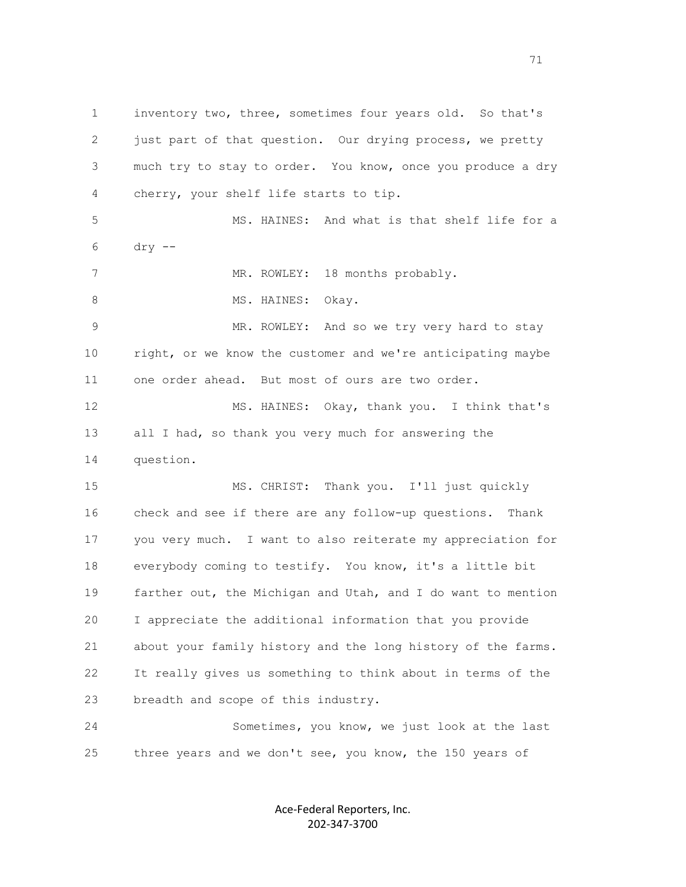inventory two, three, sometimes four years old. So that's just part of that question. Our drying process, we pretty much try to stay to order. You know, once you produce a dry cherry, your shelf life starts to tip.

MS. HAINES: And what is that shelf life for a dry --

MR. ROWLEY: 18 months probably.

MS. HAINES: Okay.

MR. ROWLEY: And so we try very hard to stay right, or we know the customer and we're anticipating maybe one order ahead. But most of ours are two order.

MS. HAINES: Okay, thank you. I think that's all I had, so thank you very much for answering the question.

MS. CHRIST: Thank you. I'll just quickly check and see if there are any follow-up questions. Thank you very much. I want to also reiterate my appreciation for everybody coming to testify. You know, it's a little bit farther out, the Michigan and Utah, and I do want to mention I appreciate the additional information that you provide about your family history and the long history of the farms. It really gives us something to think about in terms of the breadth and scope of this industry.

Sometimes, you know, we just look at the last three years and we don't see, you know, the 150 years of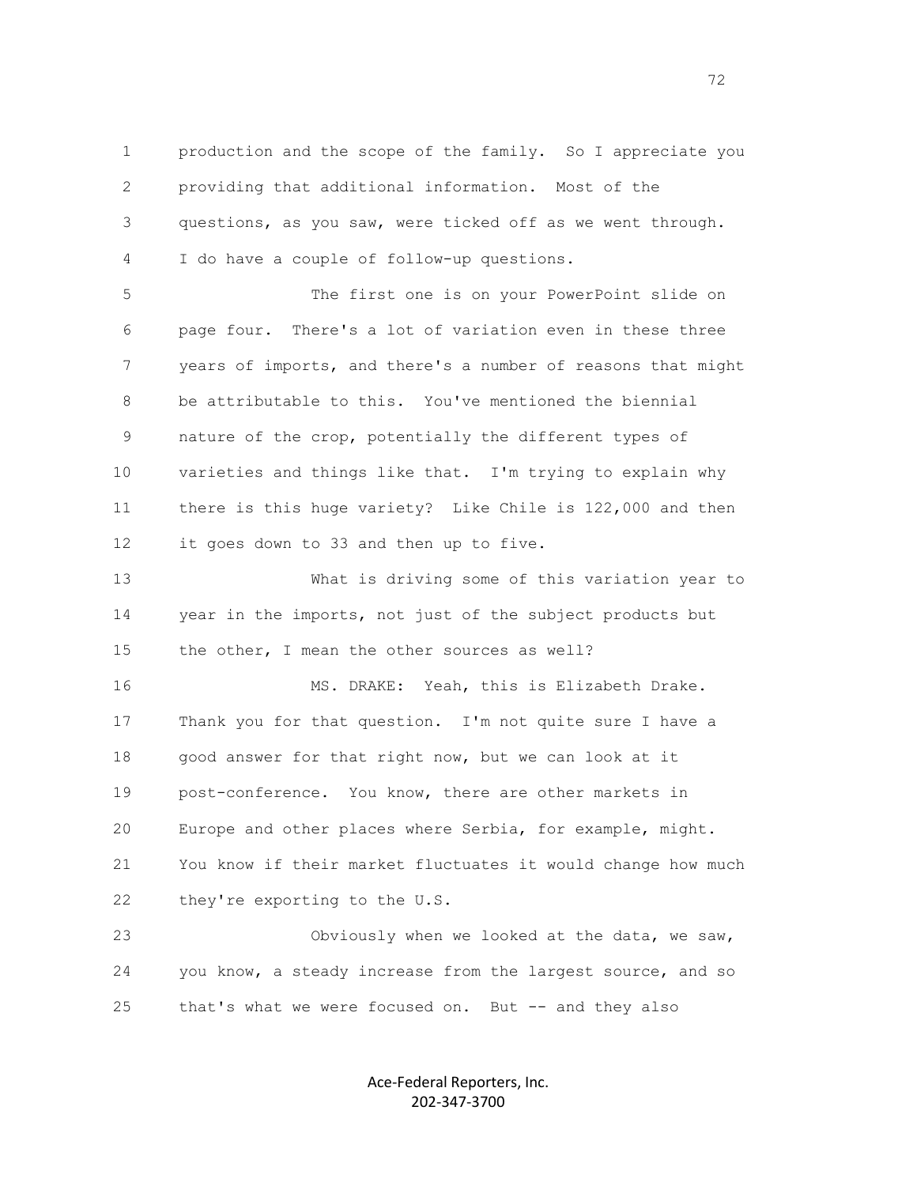production and the scope of the family. So I appreciate you providing that additional information. Most of the questions, as you saw, were ticked off as we went through. I do have a couple of follow-up questions.

The first one is on your PowerPoint slide on page four. There's a lot of variation even in these three years of imports, and there's a number of reasons that might be attributable to this. You've mentioned the biennial nature of the crop, potentially the different types of varieties and things like that. I'm trying to explain why there is this huge variety? Like Chile is 122,000 and then it goes down to 33 and then up to five.

What is driving some of this variation year to year in the imports, not just of the subject products but the other, I mean the other sources as well?

MS. DRAKE: Yeah, this is Elizabeth Drake. Thank you for that question. I'm not quite sure I have a good answer for that right now, but we can look at it post-conference. You know, there are other markets in Europe and other places where Serbia, for example, might. You know if their market fluctuates it would change how much they're exporting to the U.S.

Obviously when we looked at the data, we saw, you know, a steady increase from the largest source, and so that's what we were focused on. But -- and they also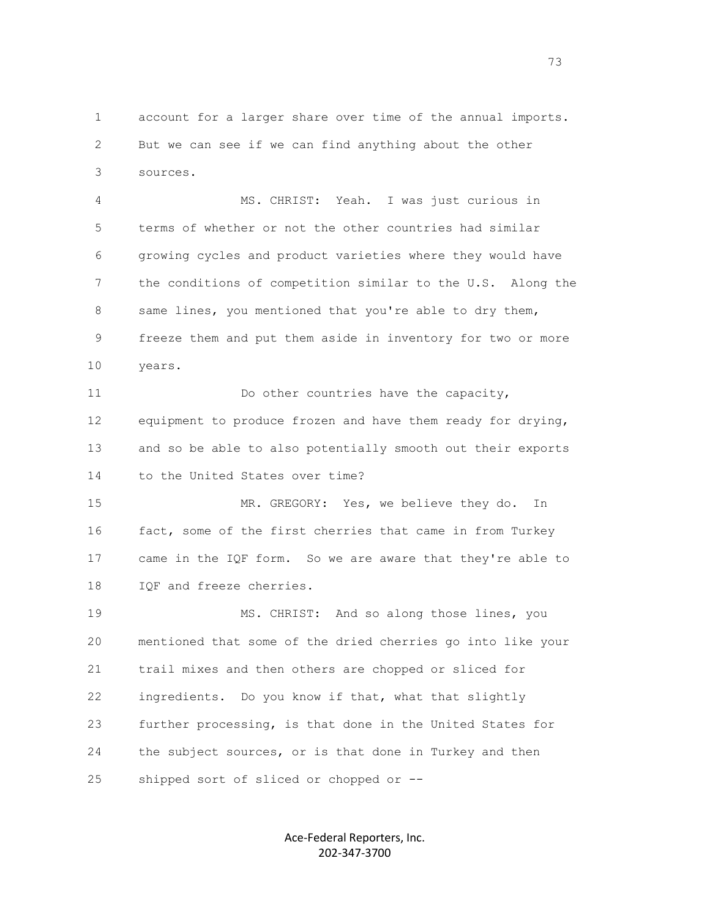account for a larger share over time of the annual imports. But we can see if we can find anything about the other sources.

MS. CHRIST: Yeah. I was just curious in terms of whether or not the other countries had similar growing cycles and product varieties where they would have the conditions of competition similar to the U.S. Along the same lines, you mentioned that you're able to dry them, freeze them and put them aside in inventory for two or more years.

Do other countries have the capacity, equipment to produce frozen and have them ready for drying, and so be able to also potentially smooth out their exports to the United States over time?

MR. GREGORY: Yes, we believe they do. In fact, some of the first cherries that came in from Turkey came in the IQF form. So we are aware that they're able to IQF and freeze cherries.

MS. CHRIST: And so along those lines, you mentioned that some of the dried cherries go into like your trail mixes and then others are chopped or sliced for ingredients. Do you know if that, what that slightly further processing, is that done in the United States for the subject sources, or is that done in Turkey and then shipped sort of sliced or chopped or --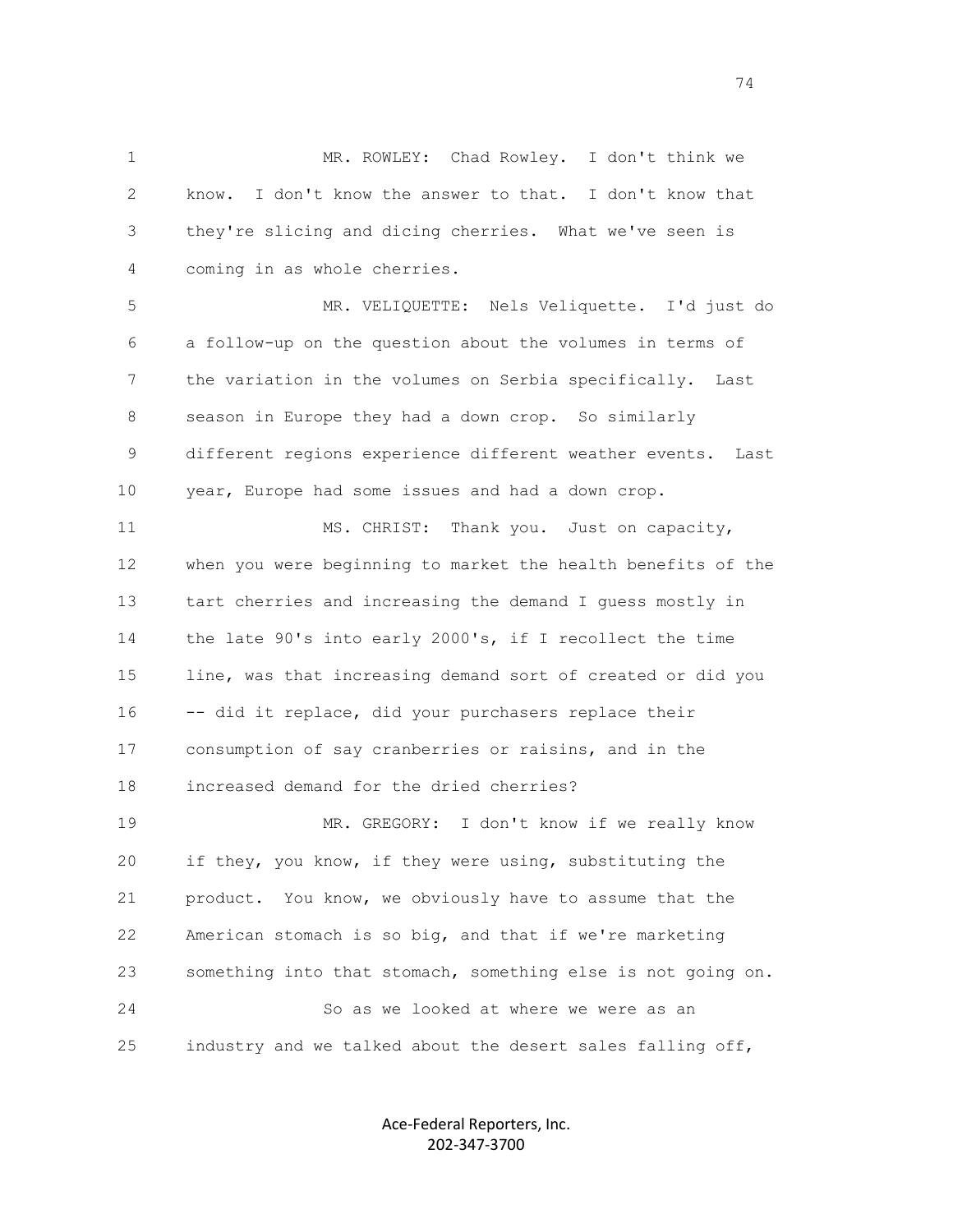MR. ROWLEY: Chad Rowley. I don't think we know. I don't know the answer to that. I don't know that they're slicing and dicing cherries. What we've seen is coming in as whole cherries.

MR. VELIQUETTE: Nels Veliquette. I'd just do a follow-up on the question about the volumes in terms of the variation in the volumes on Serbia specifically. Last season in Europe they had a down crop. So similarly different regions experience different weather events. Last year, Europe had some issues and had a down crop.

MS. CHRIST: Thank you. Just on capacity, when you were beginning to market the health benefits of the tart cherries and increasing the demand I guess mostly in the late 90's into early 2000's, if I recollect the time line, was that increasing demand sort of created or did you -- did it replace, did your purchasers replace their consumption of say cranberries or raisins, and in the increased demand for the dried cherries?

MR. GREGORY: I don't know if we really know if they, you know, if they were using, substituting the product. You know, we obviously have to assume that the American stomach is so big, and that if we're marketing something into that stomach, something else is not going on.

So as we looked at where we were as an industry and we talked about the desert sales falling off,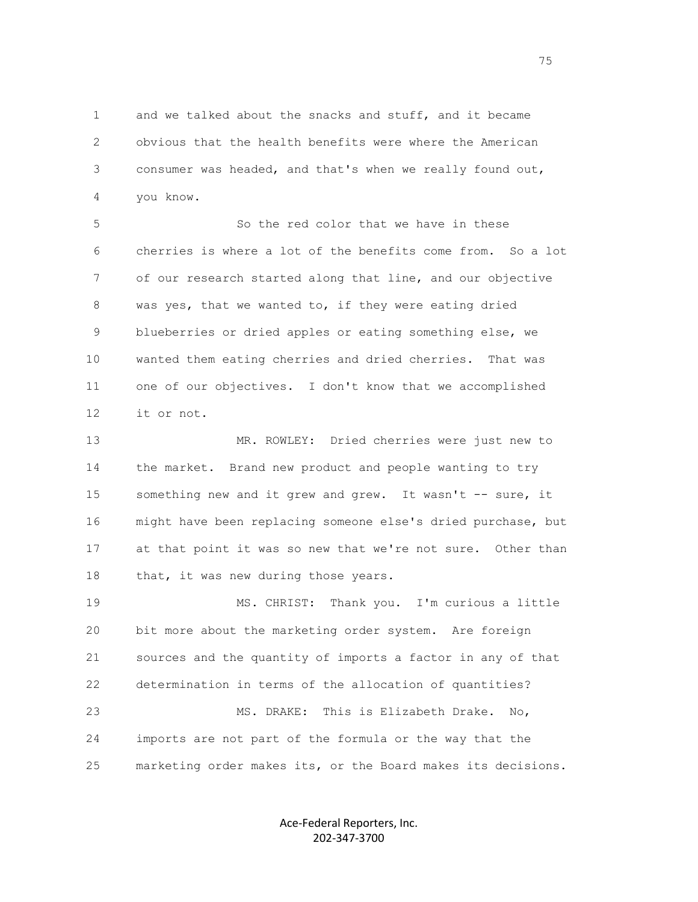and we talked about the snacks and stuff, and it became obvious that the health benefits were where the American consumer was headed, and that's when we really found out, you know.

So the red color that we have in these cherries is where a lot of the benefits come from. So a lot of our research started along that line, and our objective was yes, that we wanted to, if they were eating dried blueberries or dried apples or eating something else, we wanted them eating cherries and dried cherries. That was one of our objectives. I don't know that we accomplished it or not.

MR. ROWLEY: Dried cherries were just new to the market. Brand new product and people wanting to try something new and it grew and grew. It wasn't -- sure, it might have been replacing someone else's dried purchase, but at that point it was so new that we're not sure. Other than that, it was new during those years.

MS. CHRIST: Thank you. I'm curious a little bit more about the marketing order system. Are foreign sources and the quantity of imports a factor in any of that determination in terms of the allocation of quantities?

MS. DRAKE: This is Elizabeth Drake. No, imports are not part of the formula or the way that the marketing order makes its, or the Board makes its decisions.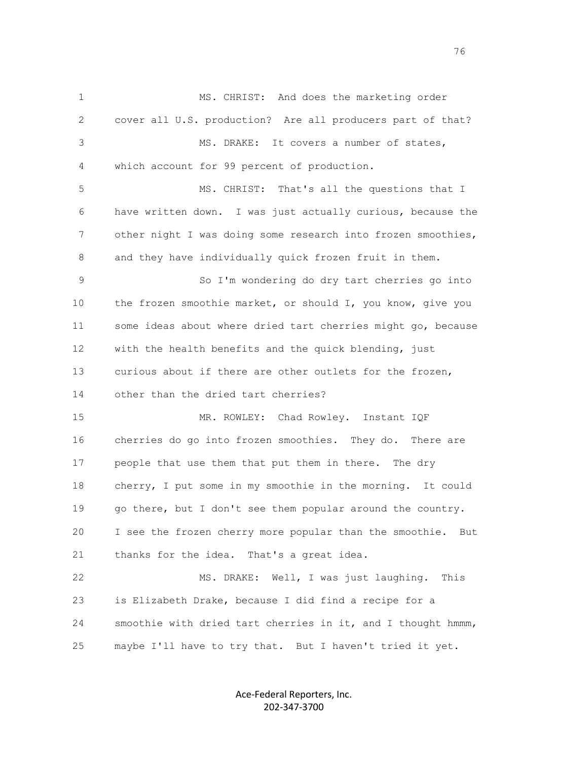MS. CHRIST: And does the marketing order cover all U.S. production? Are all producers part of that?

MS. DRAKE: It covers a number of states, which account for 99 percent of production.

MS. CHRIST: That's all the questions that I have written down. I was just actually curious, because the other night I was doing some research into frozen smoothies, and they have individually quick frozen fruit in them.

So I'm wondering do dry tart cherries go into the frozen smoothie market, or should I, you know, give you some ideas about where dried tart cherries might go, because with the health benefits and the quick blending, just curious about if there are other outlets for the frozen, other than the dried tart cherries?

MR. ROWLEY: Chad Rowley. Instant IQF cherries do go into frozen smoothies. They do. There are people that use them that put them in there. The dry cherry, I put some in my smoothie in the morning. It could go there, but I don't see them popular around the country. I see the frozen cherry more popular than the smoothie. But thanks for the idea. That's a great idea.

MS. DRAKE: Well, I was just laughing. This is Elizabeth Drake, because I did find a recipe for a smoothie with dried tart cherries in it, and I thought hmmm, maybe I'll have to try that. But I haven't tried it yet.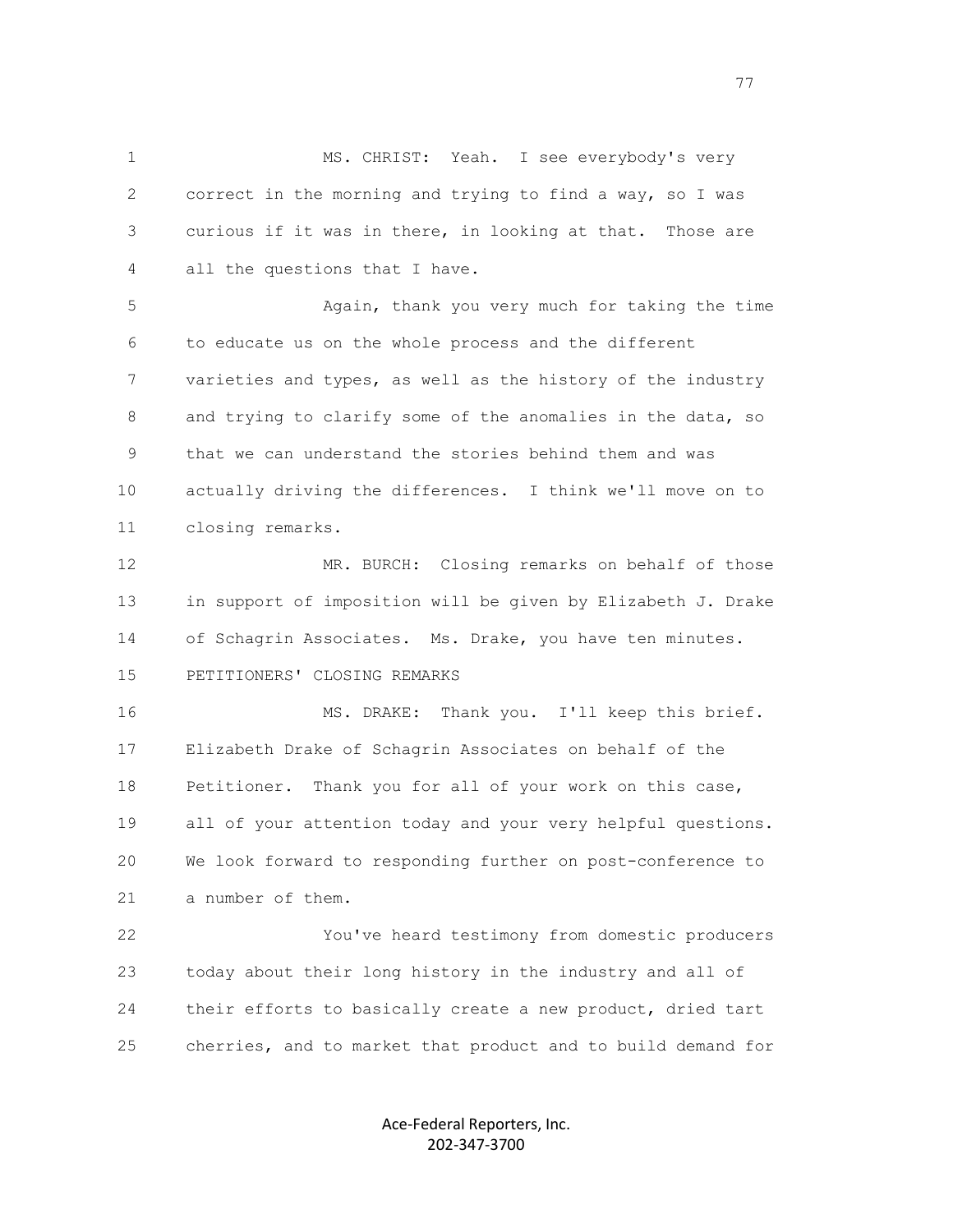MS. CHRIST: Yeah. I see everybody's very correct in the morning and trying to find a way, so I was curious if it was in there, in looking at that. Those are all the questions that I have.

Again, thank you very much for taking the time to educate us on the whole process and the different varieties and types, as well as the history of the industry and trying to clarify some of the anomalies in the data, so that we can understand the stories behind them and was actually driving the differences. I think we'll move on to closing remarks.

MR. BURCH: Closing remarks on behalf of those in support of imposition will be given by Elizabeth J. Drake of Schagrin Associates. Ms. Drake, you have ten minutes.

PETITIONERS' CLOSING REMARKS

MS. DRAKE: Thank you. I'll keep this brief. Elizabeth Drake of Schagrin Associates on behalf of the Petitioner. Thank you for all of your work on this case, all of your attention today and your very helpful questions. We look forward to responding further on post-conference to a number of them.

You've heard testimony from domestic producers today about their long history in the industry and all of their efforts to basically create a new product, dried tart cherries, and to market that product and to build demand for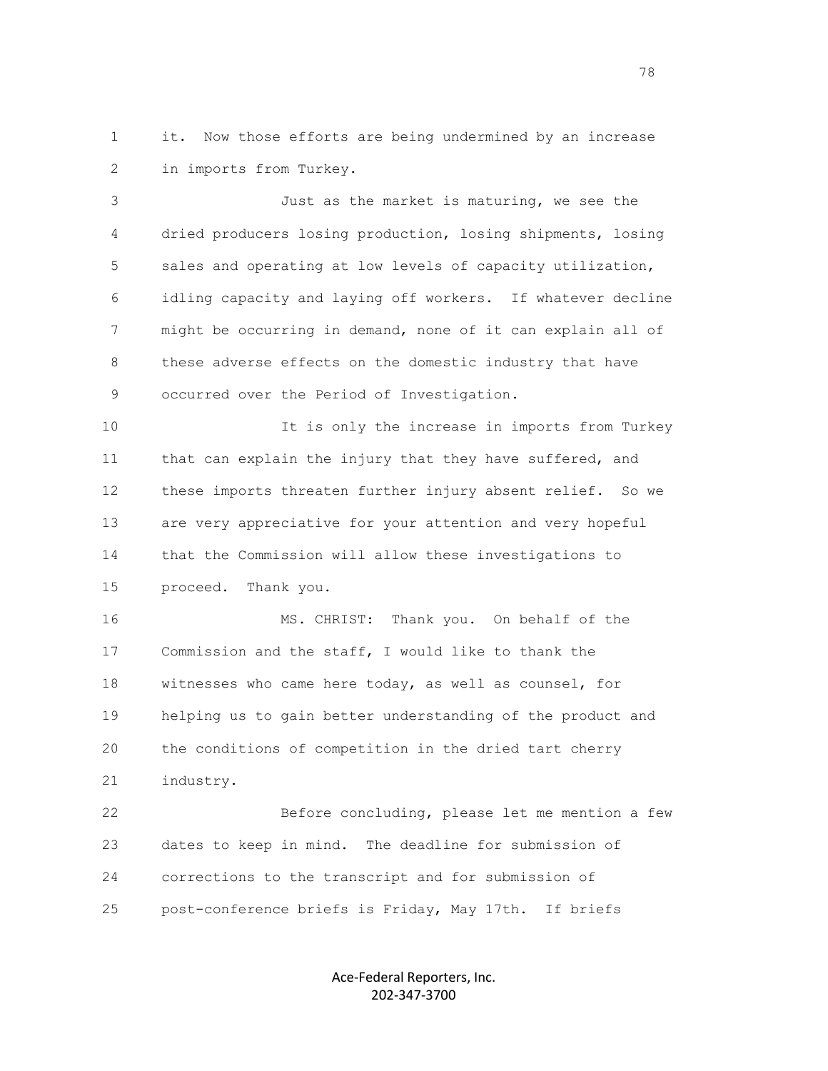it. Now those efforts are being undermined by an increase in imports from Turkey.

Just as the market is maturing, we see the dried producers losing production, losing shipments, losing sales and operating at low levels of capacity utilization, idling capacity and laying off workers. If whatever decline might be occurring in demand, none of it can explain all of these adverse effects on the domestic industry that have occurred over the Period of Investigation.

It is only the increase in imports from Turkey that can explain the injury that they have suffered, and these imports threaten further injury absent relief. So we are very appreciative for your attention and very hopeful that the Commission will allow these investigations to proceed. Thank you.

MS. CHRIST: Thank you. On behalf of the Commission and the staff, I would like to thank the witnesses who came here today, as well as counsel, for helping us to gain better understanding of the product and the conditions of competition in the dried tart cherry industry.

Before concluding, please let me mention a few dates to keep in mind. The deadline for submission of corrections to the transcript and for submission of post-conference briefs is Friday, May 17th. If briefs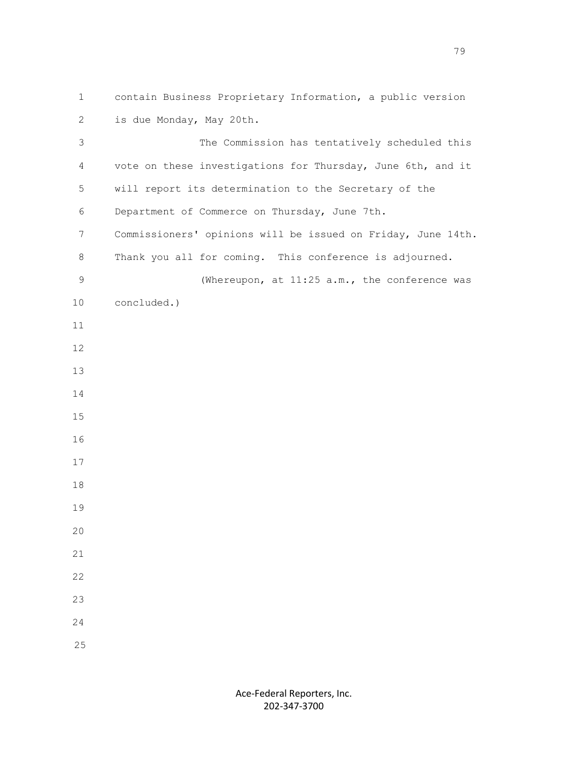contain Business Proprietary Information, a public version is due Monday, May 20th.

The Commission has tentatively scheduled this vote on these investigations for Thursday, June 6th, and it will report its determination to the Secretary of the Department of Commerce on Thursday, June 7th. Commissioners' opinions will be issued on Friday, June 14th. Thank you all for coming. This conference is adjourned.

(Whereupon, at 11:25 a.m., the conference was concluded.)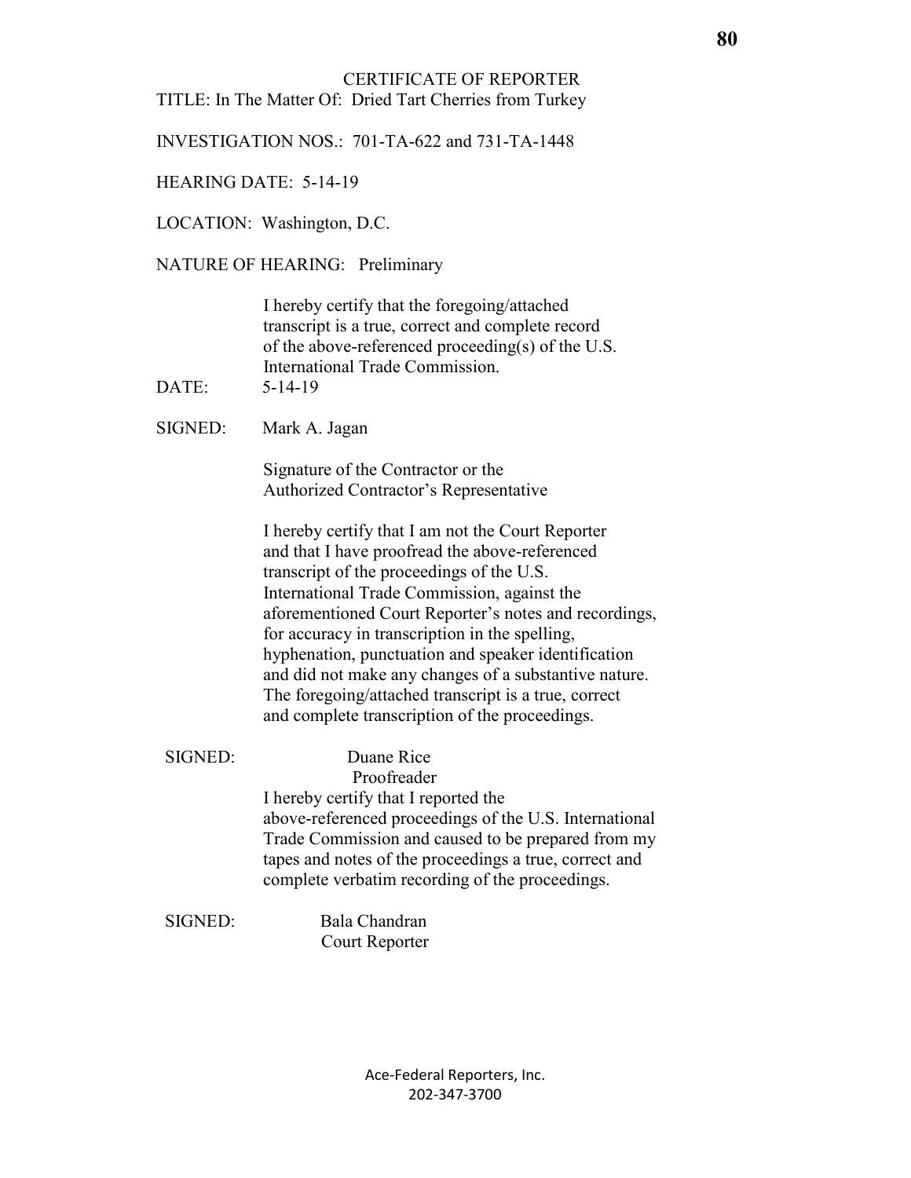# CERTIFICATE OF REPORTER

TITLE: In The Matter Of: Dried Tart Cherries from Turkey

INVESTIGATION NOS.: 701-TA-622 and 731-TA-1448

HEARING DATE: 5-14-19

LOCATION: Washington, D.C.

NATURE OF HEARING: Preliminary

I hereby certify that the foregoing/attached transcript is a true, correct and complete record of the above-referenced proceeding(s) of the U.S. International Trade Commission.

DATE: 5-14-19

SIGNED: Mark A. Jagan

Signature of the Contractor or the Authorized Contractor's Representative

I hereby certify that I am not the Court Reporter and that I have proofread the above-referenced transcript of the proceedings of the U.S. International Trade Commission, against the aforementioned Court Reporter's notes and recordings, for accuracy in transcription in the spelling, hyphenation, punctuation and speaker identification and did not make any changes of a substantive nature. The foregoing/attached transcript is a true, correct and complete transcription of the proceedings.

SIGNED: Duane Rice
Proofreader

I hereby certify that I reported the above-referenced proceedings of the U.S. International Trade Commission and caused to be prepared from my tapes and notes of the proceedings a true, correct and complete verbatim recording of the proceedings.

SIGNED: Bala Chandran
Court Reporter